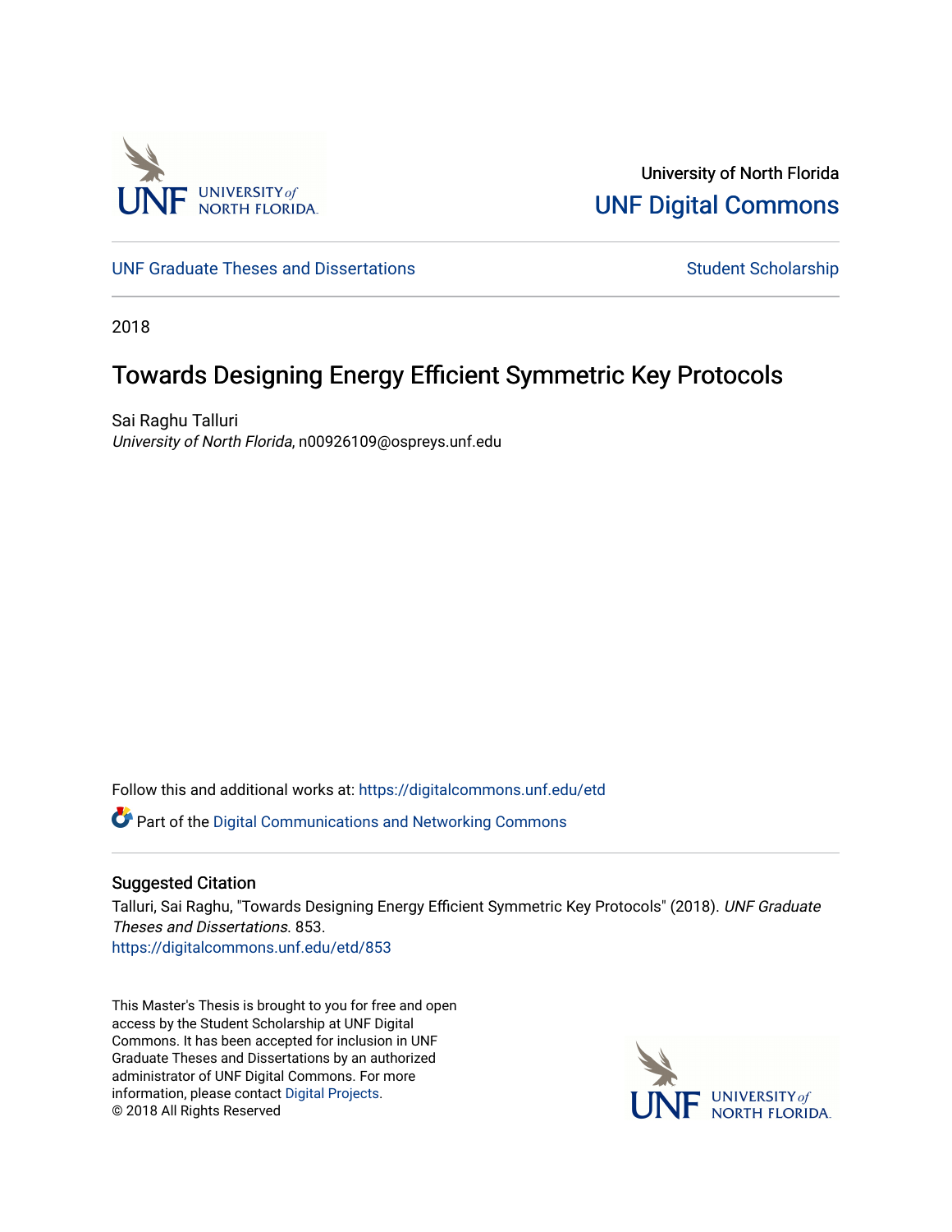University of North Florida

UNF Digital Commons

UNF Graduate Theses and Dissertations

Student Scholarship

2018

# Towards Designing Energy Efficient Symmetric Key Protocols

Sai Raghu Talluri

*University of North Florida*, n00926109@ospreys.unf.edu

Follow this and additional works at: https://digitalcommons.unf.edu/etd

Part of the Digital Communications and Networking Commons

## Suggested Citation

Talluri, Sai Raghu, "Towards Designing Energy Efficient Symmetric Key Protocols" (2018). *UNF Graduate Theses and Dissertations*. 853.
https://digitalcommons.unf.edu/etd/853

This Master's Thesis is brought to you for free and open access by the Student Scholarship at UNF Digital Commons. It has been accepted for inclusion in UNF Graduate Theses and Dissertations by an authorized administrator of UNF Digital Commons. For more information, please contact Digital Projects.
© 2018 All Rights Reserved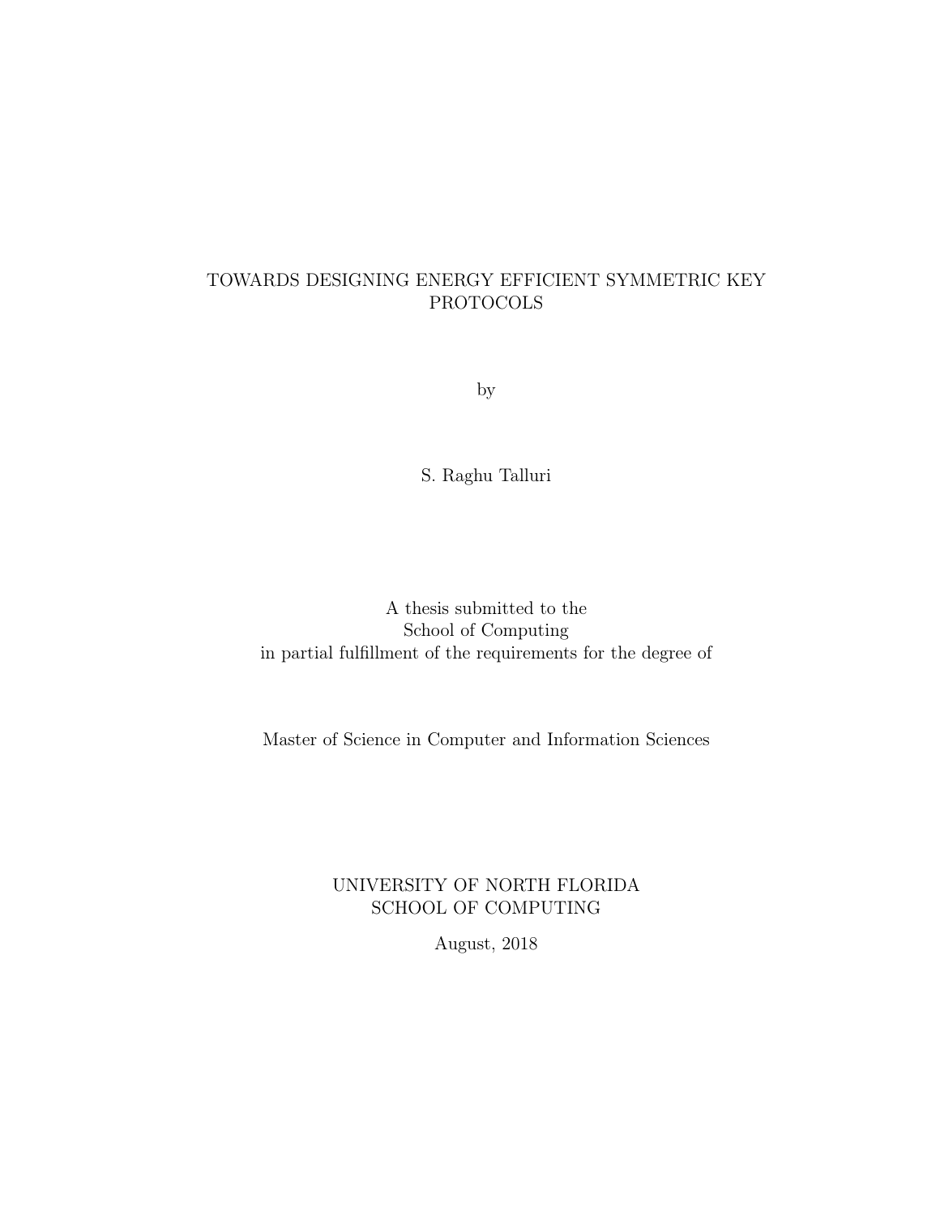# TOWARDS DESIGNING ENERGY EFFICIENT SYMMETRIC KEY PROTOCOLS

by

S. Raghu Talluri

A thesis submitted to the
School of Computing
in partial fulfillment of the requirements for the degree of

Master of Science in Computer and Information Sciences

UNIVERSITY OF NORTH FLORIDA
SCHOOL OF COMPUTING

August, 2018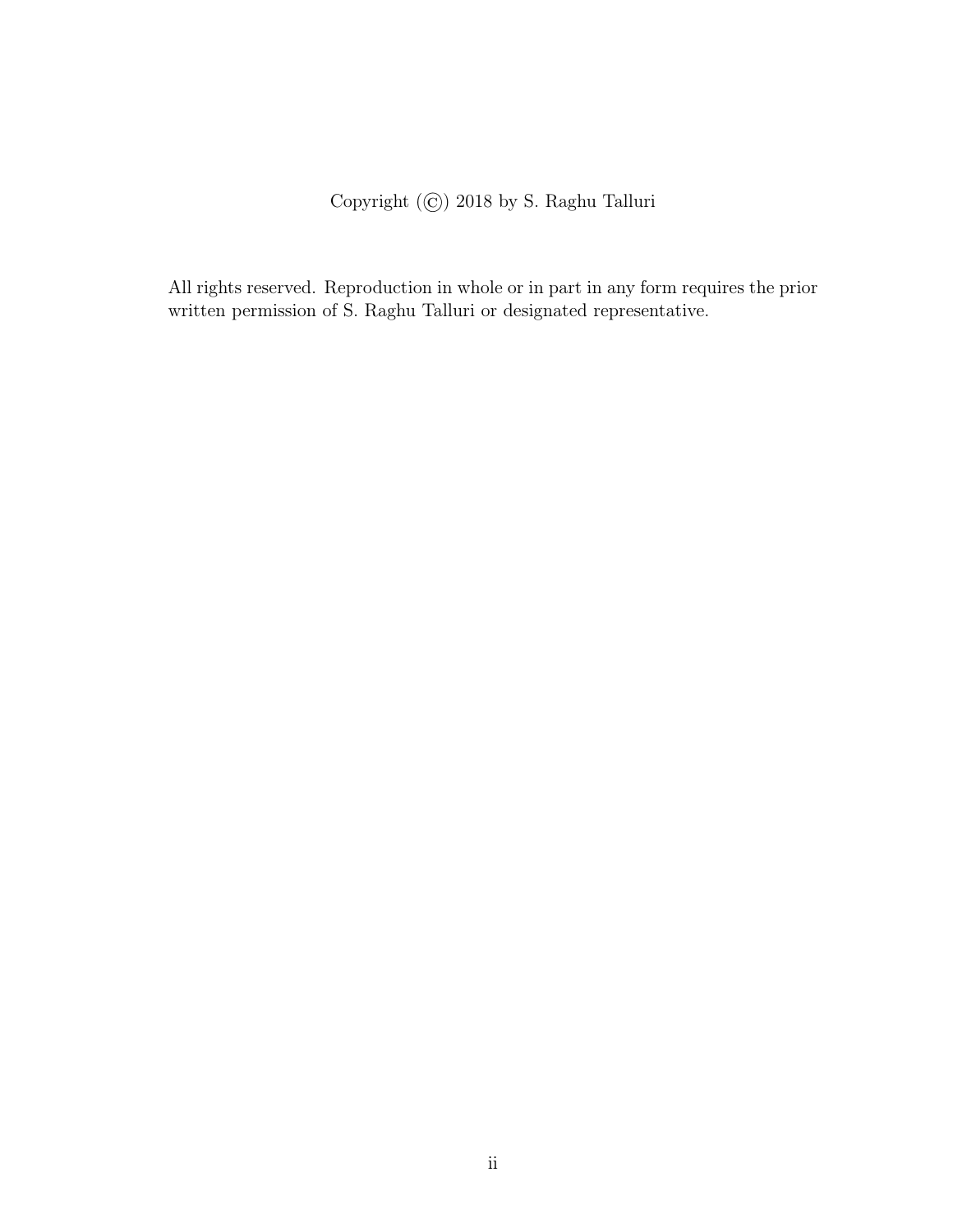Copyright (©) 2018 by S. Raghu Talluri

All rights reserved. Reproduction in whole or in part in any form requires the prior written permission of S. Raghu Talluri or designated representative.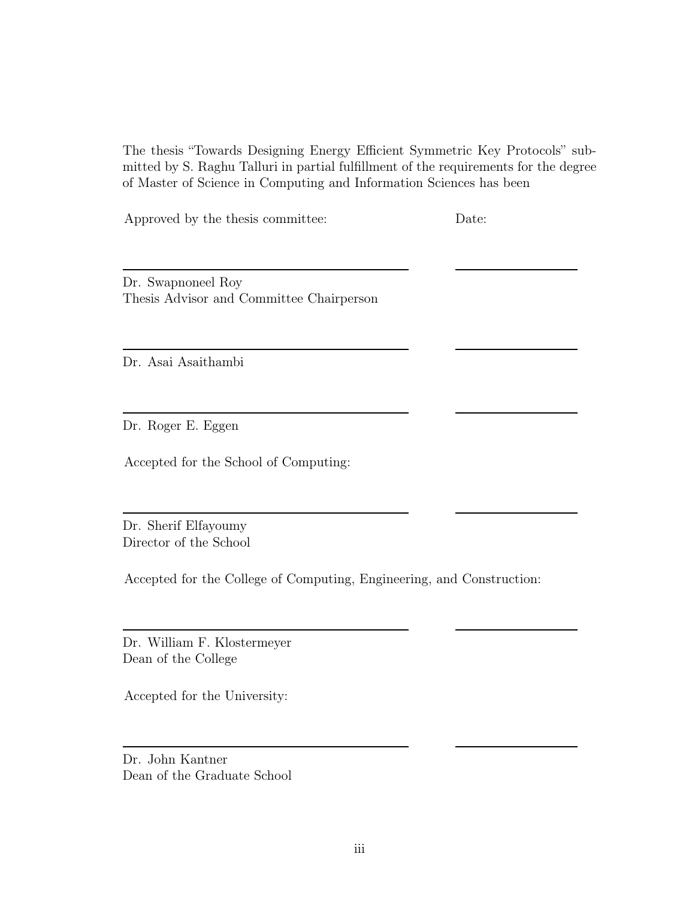The thesis "Towards Designing Energy Efficient Symmetric Key Protocols" submitted by S. Raghu Talluri in partial fulfillment of the requirements for the degree of Master of Science in Computing and Information Sciences has been

Approved by the thesis committee: Date:

\_\_\_\_\_\_\_\_\_\_\_\_\_\_\_\_\_\_\_\_\_\_\_\_\_\_\_\_\_\_\_\_ \_\_\_\_\_\_\_\_\_\_\_\_\_\_\_\_

Dr. Swapnoneel Roy
Thesis Advisor and Committee Chairperson

\_\_\_\_\_\_\_\_\_\_\_\_\_\_\_\_\_\_\_\_\_\_\_\_\_\_\_\_\_\_\_\_ \_\_\_\_\_\_\_\_\_\_\_\_\_\_\_\_

Dr. Asai Asaithambi

\_\_\_\_\_\_\_\_\_\_\_\_\_\_\_\_\_\_\_\_\_\_\_\_\_\_\_\_\_\_\_\_ \_\_\_\_\_\_\_\_\_\_\_\_\_\_\_\_

Dr. Roger E. Eggen

Accepted for the School of Computing:

\_\_\_\_\_\_\_\_\_\_\_\_\_\_\_\_\_\_\_\_\_\_\_\_\_\_\_\_\_\_\_\_ \_\_\_\_\_\_\_\_\_\_\_\_\_\_\_\_

Dr. Sherif Elfayoumy
Director of the School

Accepted for the College of Computing, Engineering, and Construction:

\_\_\_\_\_\_\_\_\_\_\_\_\_\_\_\_\_\_\_\_\_\_\_\_\_\_\_\_\_\_\_\_ \_\_\_\_\_\_\_\_\_\_\_\_\_\_\_\_

Dr. William F. Klostermeyer
Dean of the College

Accepted for the University:

\_\_\_\_\_\_\_\_\_\_\_\_\_\_\_\_\_\_\_\_\_\_\_\_\_\_\_\_\_\_\_\_ \_\_\_\_\_\_\_\_\_\_\_\_\_\_\_\_

Dr. John Kantner
Dean of the Graduate School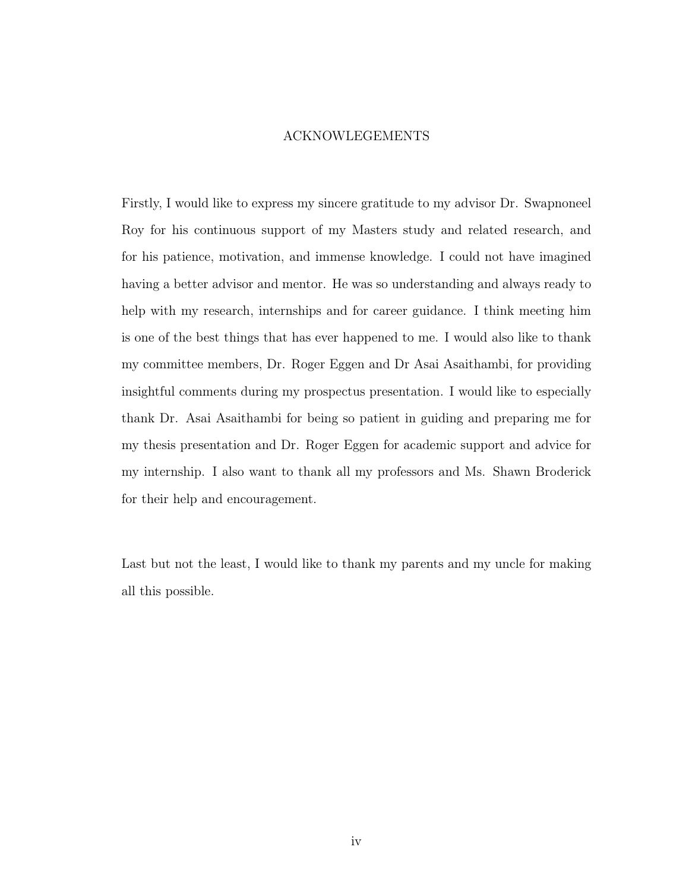# ACKNOWLEGEMENTS

Firstly, I would like to express my sincere gratitude to my advisor Dr. Swapnoneel Roy for his continuous support of my Masters study and related research, and for his patience, motivation, and immense knowledge. I could not have imagined having a better advisor and mentor. He was so understanding and always ready to help with my research, internships and for career guidance. I think meeting him is one of the best things that has ever happened to me. I would also like to thank my committee members, Dr. Roger Eggen and Dr Asai Asaithambi, for providing insightful comments during my prospectus presentation. I would like to especially thank Dr. Asai Asaithambi for being so patient in guiding and preparing me for my thesis presentation and Dr. Roger Eggen for academic support and advice for my internship. I also want to thank all my professors and Ms. Shawn Broderick for their help and encouragement.

Last but not the least, I would like to thank my parents and my uncle for making all this possible.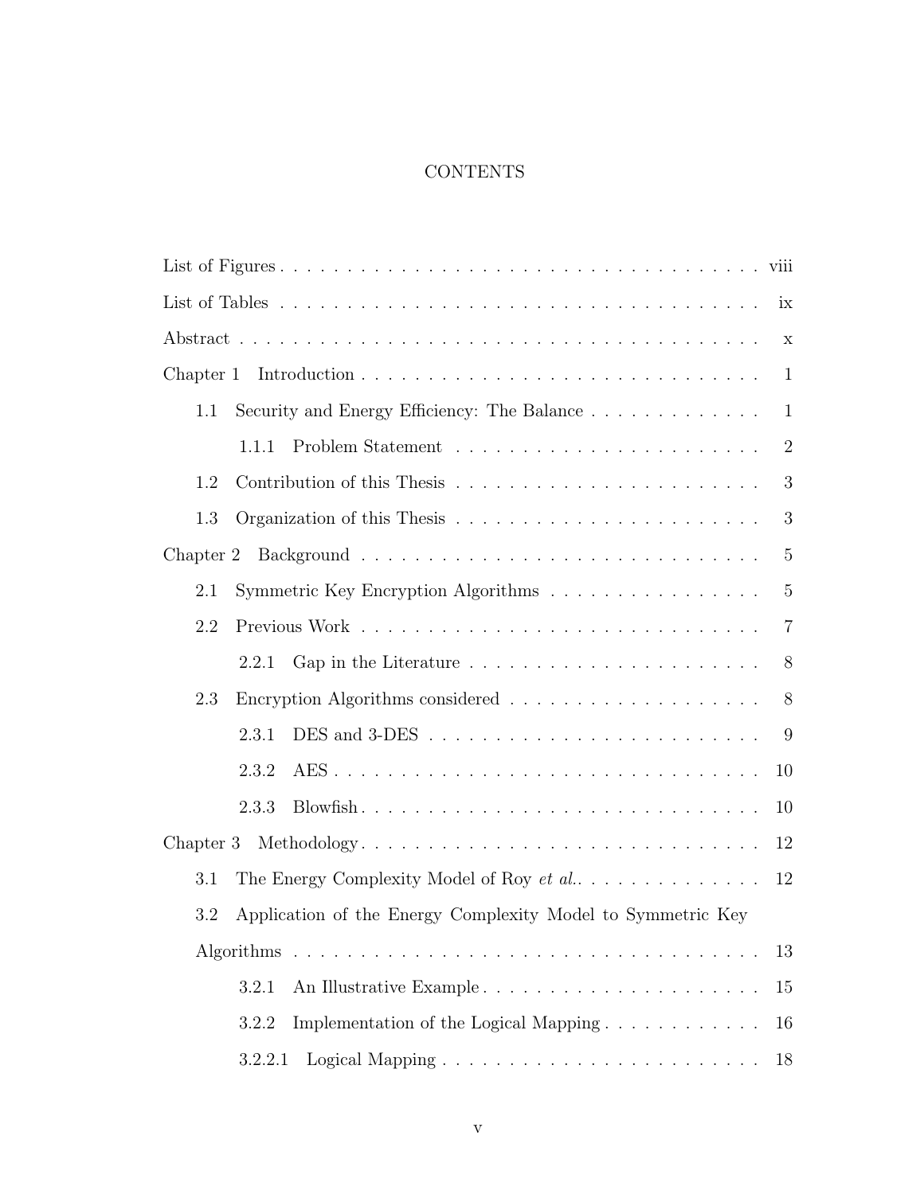# CONTENTS

List of Figures . . . . . . . . . . . . . . . . . . . . . . . . . . . . . . . . . . . . . . . viii

List of Tables . . . . . . . . . . . . . . . . . . . . . . . . . . . . . . . . . . . . . . . ix

Abstract . . . . . . . . . . . . . . . . . . . . . . . . . . . . . . . . . . . . . . . x

Chapter 1 Introduction . . . . . . . . . . . . . . . . . . . . . . . . . . . . . . . 1

- 1.1 Security and Energy Efficiency: The Balance . . . . . . . . . . . . . . 1
  - 1.1.1 Problem Statement . . . . . . . . . . . . . . . . . . . . . . . 2
- 1.2 Contribution of this Thesis . . . . . . . . . . . . . . . . . . . . . . . . 3
- 1.3 Organization of this Thesis . . . . . . . . . . . . . . . . . . . . . . . . 3

Chapter 2 Background . . . . . . . . . . . . . . . . . . . . . . . . . . . . . . . 5

- 2.1 Symmetric Key Encryption Algorithms . . . . . . . . . . . . . . . . . 5
- 2.2 Previous Work . . . . . . . . . . . . . . . . . . . . . . . . . . . . . . . 7
  - 2.2.1 Gap in the Literature . . . . . . . . . . . . . . . . . . . . . . . 8
- 2.3 Encryption Algorithms considered . . . . . . . . . . . . . . . . . . . . 8
  - 2.3.1 DES and 3-DES . . . . . . . . . . . . . . . . . . . . . . . . . . 9
  - 2.3.2 AES . . . . . . . . . . . . . . . . . . . . . . . . . . . . . . . . . 10
  - 2.3.3 Blowfish . . . . . . . . . . . . . . . . . . . . . . . . . . . . . . . 10

Chapter 3 Methodology . . . . . . . . . . . . . . . . . . . . . . . . . . . . . . . 12

- 3.1 The Energy Complexity Model of Roy *et al.*. . . . . . . . . . . . . . . 12
- 3.2 Application of the Energy Complexity Model to Symmetric Key Algorithms . . . . . . . . . . . . . . . . . . . . . . . . . . . . . . . . . . 13
  - 3.2.1 An Illustrative Example . . . . . . . . . . . . . . . . . . . . . . 15
  - 3.2.2 Implementation of the Logical Mapping . . . . . . . . . . . . 16
  - 3.2.2.1 Logical Mapping . . . . . . . . . . . . . . . . . . . . . . . . . 18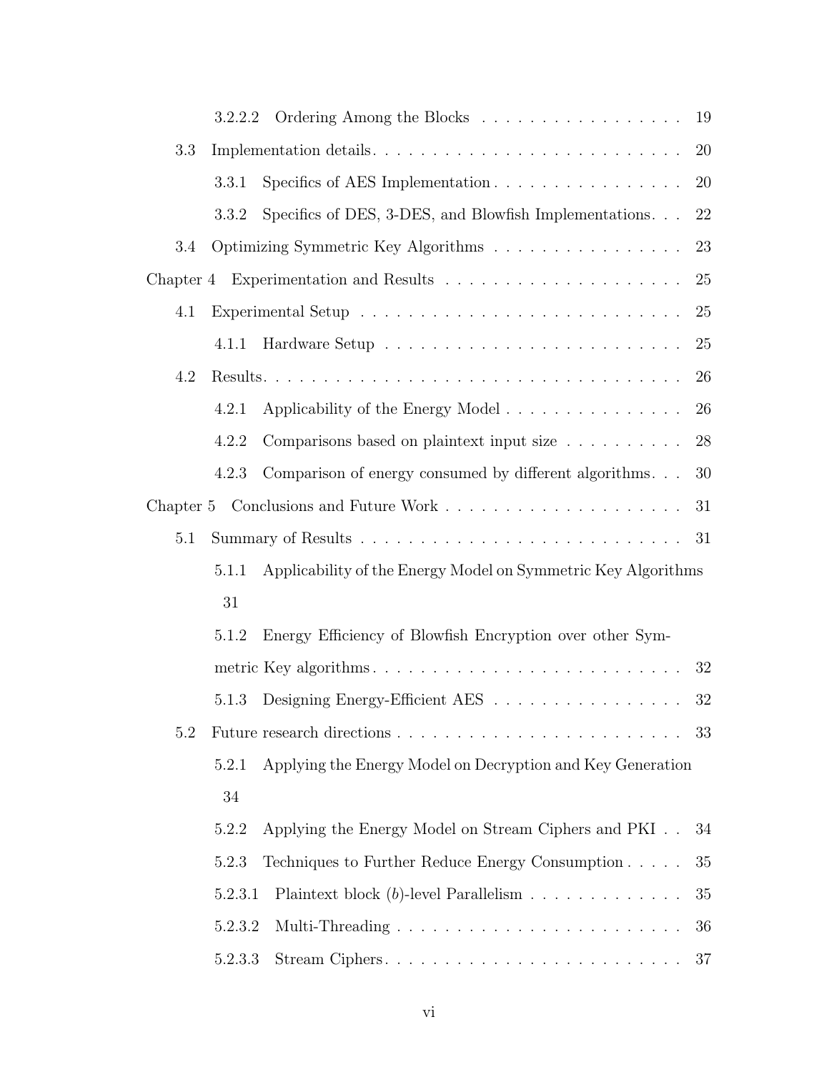3.2.2.2 Ordering Among the Blocks . . . . . . . . . . . . . . . . . 19

3.3 Implementation details. . . . . . . . . . . . . . . . . . . . . . . . . . 20

3.3.1 Specifics of AES Implementation . . . . . . . . . . . . . . . . 20

3.3.2 Specifics of DES, 3-DES, and Blowfish Implementations. . . 22

3.4 Optimizing Symmetric Key Algorithms . . . . . . . . . . . . . . . . 23

Chapter 4 Experimentation and Results . . . . . . . . . . . . . . . . . . . . 25

4.1 Experimental Setup . . . . . . . . . . . . . . . . . . . . . . . . . . . 25

4.1.1 Hardware Setup . . . . . . . . . . . . . . . . . . . . . . . . . 25

4.2 Results. . . . . . . . . . . . . . . . . . . . . . . . . . . . . . . . . . . 26

4.2.1 Applicability of the Energy Model . . . . . . . . . . . . . . . 26

4.2.2 Comparisons based on plaintext input size . . . . . . . . . . 28

4.2.3 Comparison of energy consumed by different algorithms. . . 30

Chapter 5 Conclusions and Future Work . . . . . . . . . . . . . . . . . . . . 31

5.1 Summary of Results . . . . . . . . . . . . . . . . . . . . . . . . . . . 31

5.1.1 Applicability of the Energy Model on Symmetric Key Algorithms 31

5.1.2 Energy Efficiency of Blowfish Encryption over other Symmetric Key algorithms . . . . . . . . . . . . . . . . . . . . . . . . . 32

5.1.3 Designing Energy-Efficient AES . . . . . . . . . . . . . . . . 32

5.2 Future research directions . . . . . . . . . . . . . . . . . . . . . . . . 33

5.2.1 Applying the Energy Model on Decryption and Key Generation 34

5.2.2 Applying the Energy Model on Stream Ciphers and PKI . . 34

5.2.3 Techniques to Further Reduce Energy Consumption . . . . . 35

5.2.3.1 Plaintext block ($b$)-level Parallelism . . . . . . . . . . . . . 35

5.2.3.2 Multi-Threading . . . . . . . . . . . . . . . . . . . . . . . . 36

5.2.3.3 Stream Ciphers. . . . . . . . . . . . . . . . . . . . . . . . . 37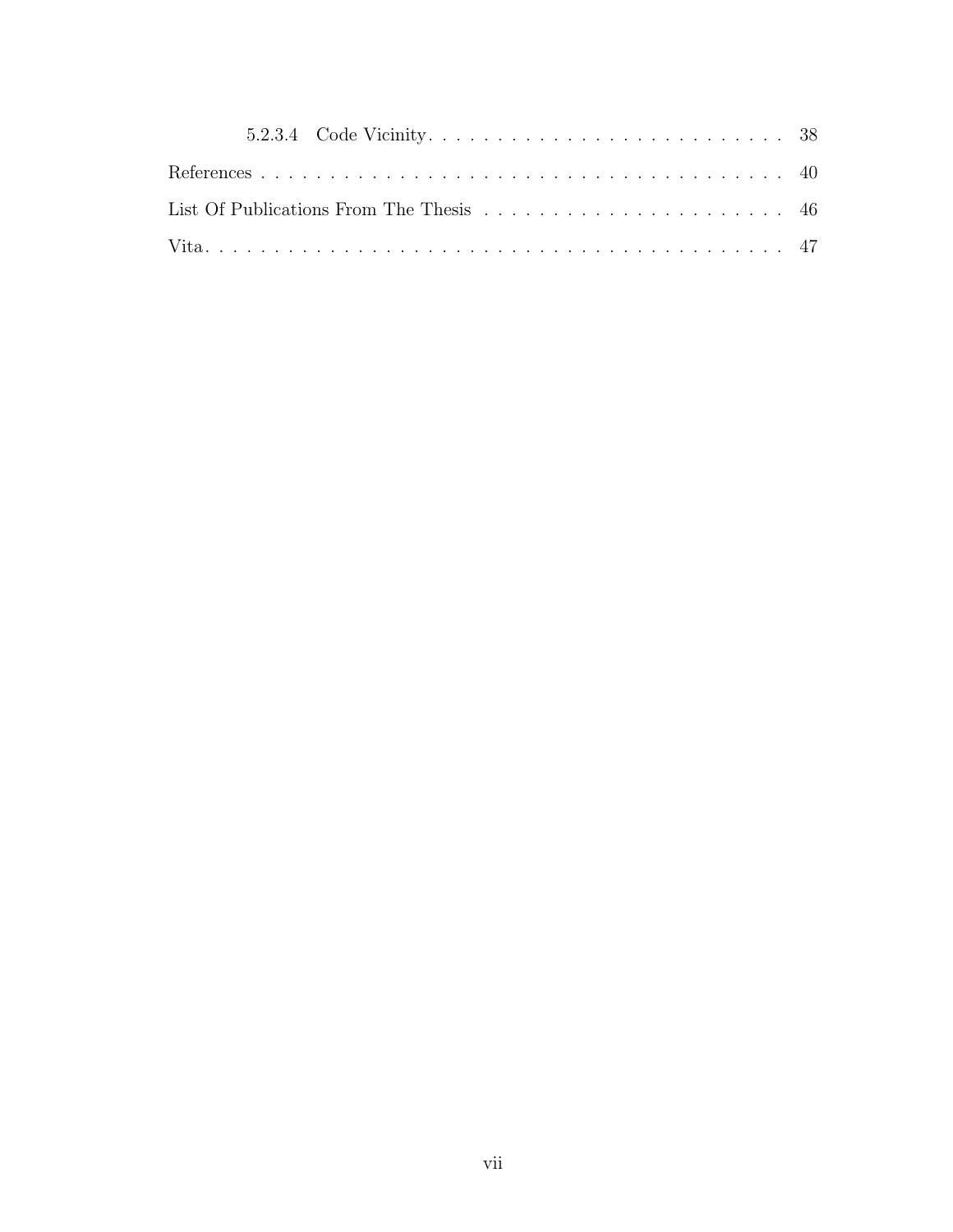5.2.3.4 Code Vicinity . . . . . . . . . . . . . . . . . . . . . . . . . . 38

References . . . . . . . . . . . . . . . . . . . . . . . . . . . . . . . . . . . . . . . 40

List Of Publications From The Thesis . . . . . . . . . . . . . . . . . . . . . . 46

Vita . . . . . . . . . . . . . . . . . . . . . . . . . . . . . . . . . . . . . . . . . 47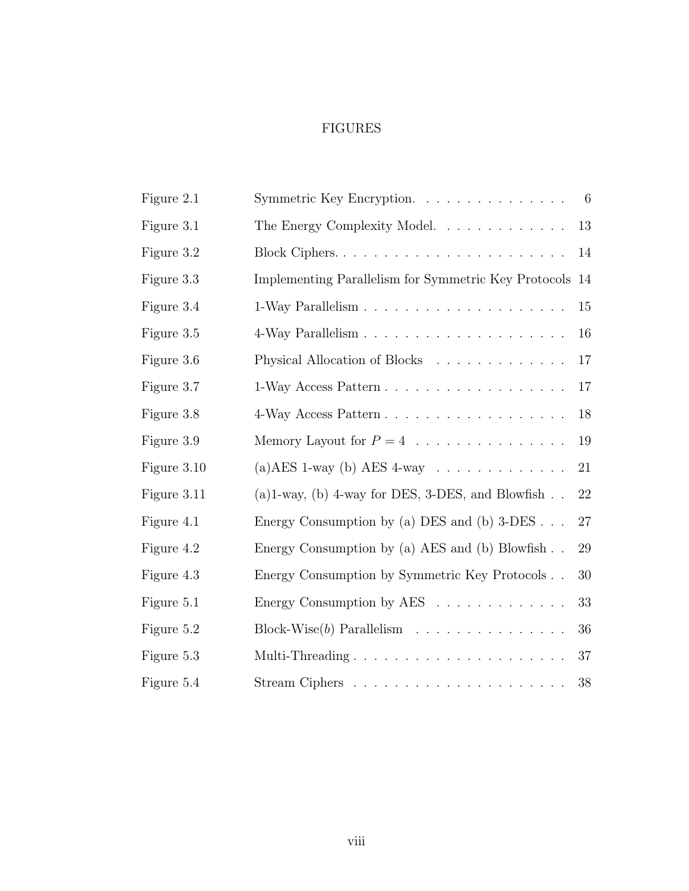# FIGURES

| | | |
|---|---|---|
| Figure 2.1 | Symmetric Key Encryption. | 6 |
| Figure 3.1 | The Energy Complexity Model. | 13 |
| Figure 3.2 | Block Ciphers. | 14 |
| Figure 3.3 | Implementing Parallelism for Symmetric Key Protocols | 14 |
| Figure 3.4 | 1-Way Parallelism | 15 |
| Figure 3.5 | 4-Way Parallelism | 16 |
| Figure 3.6 | Physical Allocation of Blocks | 17 |
| Figure 3.7 | 1-Way Access Pattern | 17 |
| Figure 3.8 | 4-Way Access Pattern | 18 |
| Figure 3.9 | Memory Layout for $P = 4$ | 19 |
| Figure 3.10 | (a)AES 1-way (b) AES 4-way | 21 |
| Figure 3.11 | (a)1-way, (b) 4-way for DES, 3-DES, and Blowfish | 22 |
| Figure 4.1 | Energy Consumption by (a) DES and (b) 3-DES | 27 |
| Figure 4.2 | Energy Consumption by (a) AES and (b) Blowfish | 29 |
| Figure 4.3 | Energy Consumption by Symmetric Key Protocols | 30 |
| Figure 5.1 | Energy Consumption by AES | 33 |
| Figure 5.2 | Block-Wise($b$) Parallelism | 36 |
| Figure 5.3 | Multi-Threading | 37 |
| Figure 5.4 | Stream Ciphers | 38 |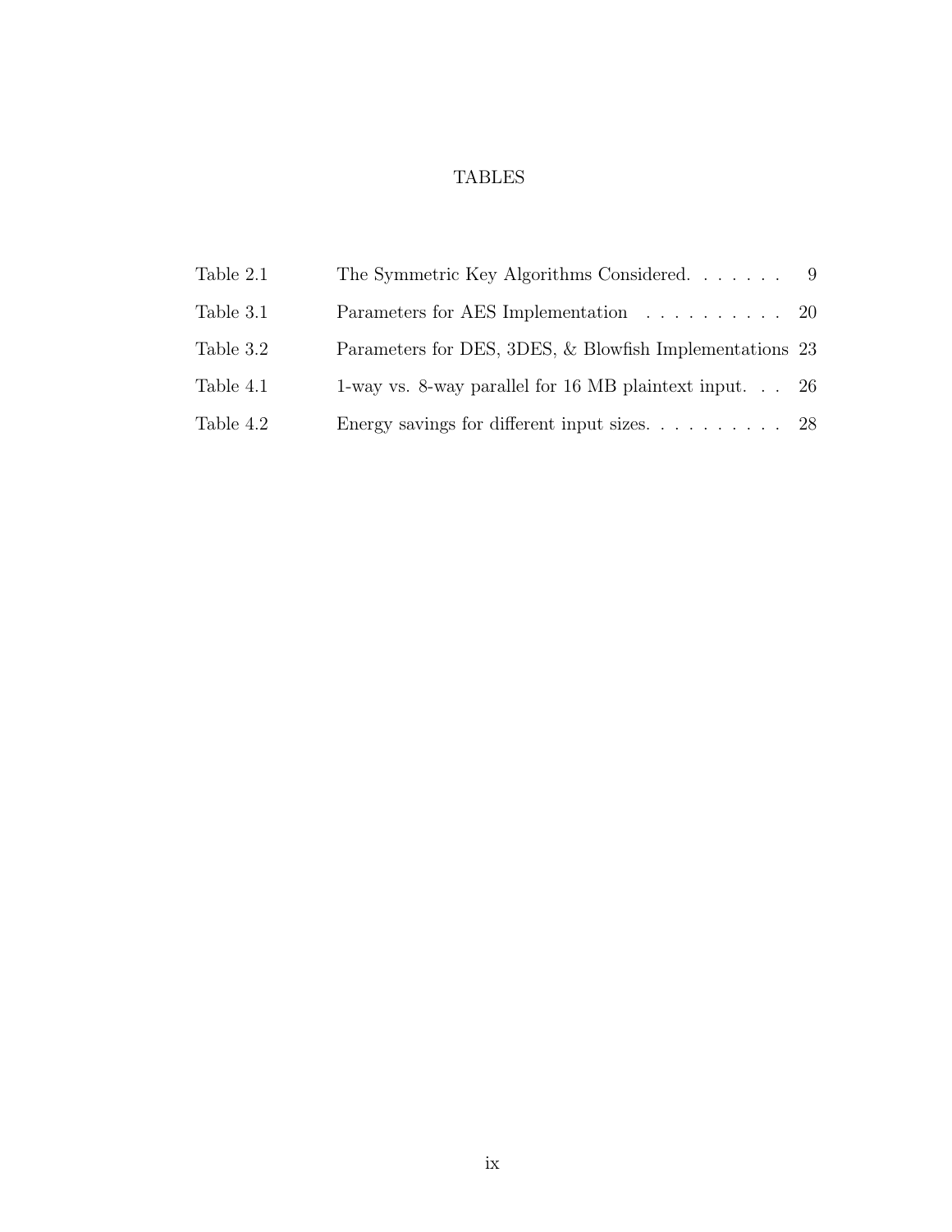# TABLES

| | | |
|---|---|---|
| Table 2.1 | The Symmetric Key Algorithms Considered. | 9 |
| Table 3.1 | Parameters for AES Implementation | 20 |
| Table 3.2 | Parameters for DES, 3DES, & Blowfish Implementations | 23 |
| Table 4.1 | 1-way vs. 8-way parallel for 16 MB plaintext input. | 26 |
| Table 4.2 | Energy savings for different input sizes. | 28 |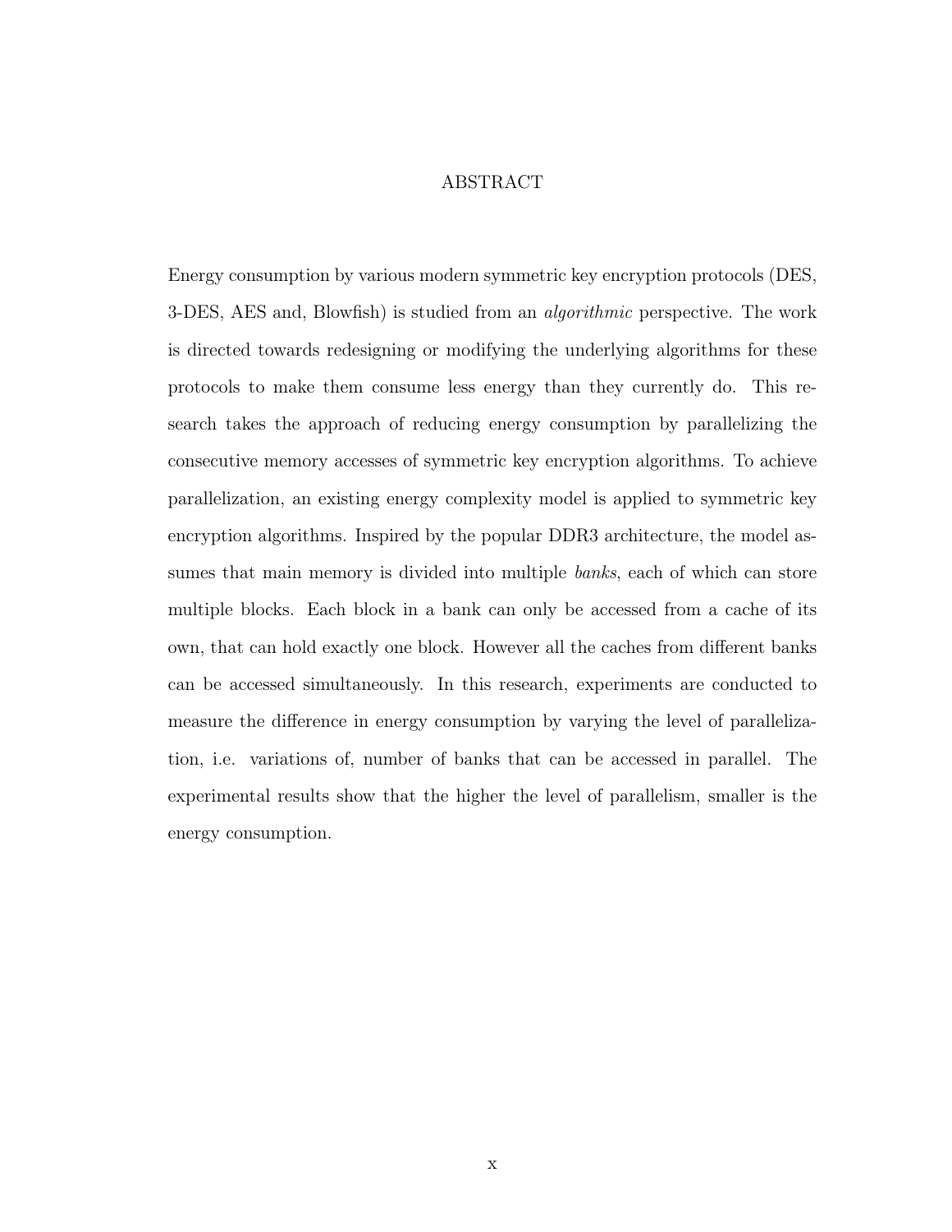# ABSTRACT

Energy consumption by various modern symmetric key encryption protocols (DES, 3-DES, AES and, Blowfish) is studied from an *algorithmic* perspective. The work is directed towards redesigning or modifying the underlying algorithms for these protocols to make them consume less energy than they currently do. This research takes the approach of reducing energy consumption by parallelizing the consecutive memory accesses of symmetric key encryption algorithms. To achieve parallelization, an existing energy complexity model is applied to symmetric key encryption algorithms. Inspired by the popular DDR3 architecture, the model assumes that main memory is divided into multiple *banks*, each of which can store multiple blocks. Each block in a bank can only be accessed from a cache of its own, that can hold exactly one block. However all the caches from different banks can be accessed simultaneously. In this research, experiments are conducted to measure the difference in energy consumption by varying the level of parallelization, i.e. variations of, number of banks that can be accessed in parallel. The experimental results show that the higher the level of parallelism, smaller is the energy consumption.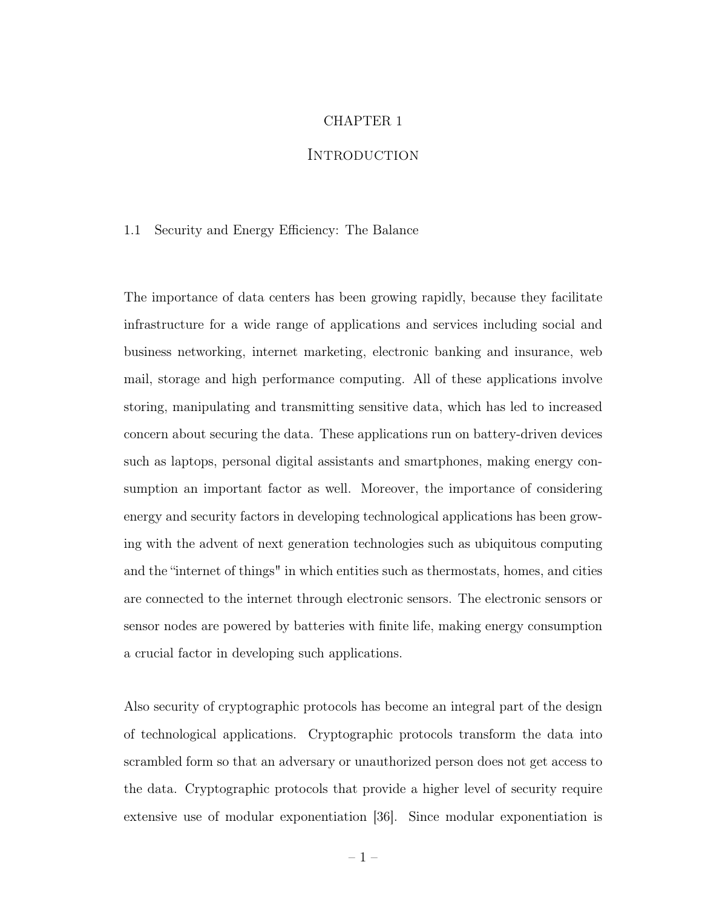# CHAPTER 1

# Introduction

## 1.1 Security and Energy Efficiency: The Balance

The importance of data centers has been growing rapidly, because they facilitate infrastructure for a wide range of applications and services including social and business networking, internet marketing, electronic banking and insurance, web mail, storage and high performance computing. All of these applications involve storing, manipulating and transmitting sensitive data, which has led to increased concern about securing the data. These applications run on battery-driven devices such as laptops, personal digital assistants and smartphones, making energy consumption an important factor as well. Moreover, the importance of considering energy and security factors in developing technological applications has been growing with the advent of next generation technologies such as ubiquitous computing and the "internet of things" in which entities such as thermostats, homes, and cities are connected to the internet through electronic sensors. The electronic sensors or sensor nodes are powered by batteries with finite life, making energy consumption a crucial factor in developing such applications.

Also security of cryptographic protocols has become an integral part of the design of technological applications. Cryptographic protocols transform the data into scrambled form so that an adversary or unauthorized person does not get access to the data. Cryptographic protocols that provide a higher level of security require extensive use of modular exponentiation [36]. Since modular exponentiation is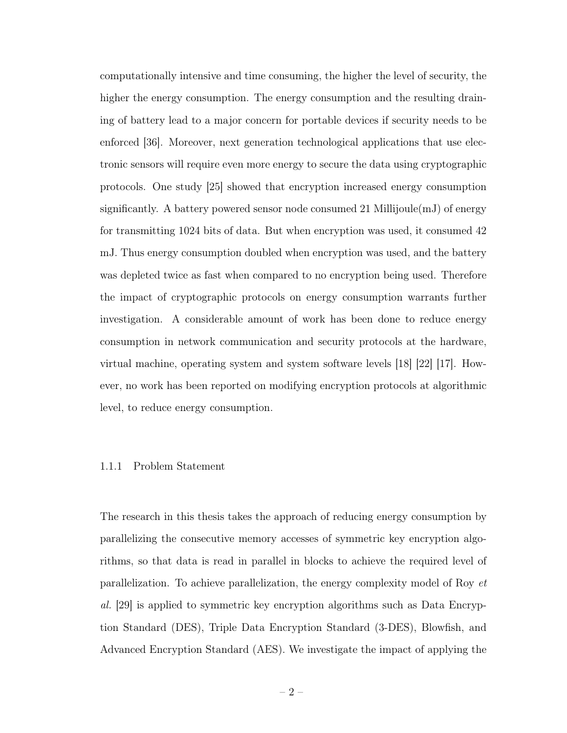computationally intensive and time consuming, the higher the level of security, the higher the energy consumption. The energy consumption and the resulting draining of battery lead to a major concern for portable devices if security needs to be enforced [36]. Moreover, next generation technological applications that use electronic sensors will require even more energy to secure the data using cryptographic protocols. One study [25] showed that encryption increased energy consumption significantly. A battery powered sensor node consumed 21 Millijoule(mJ) of energy for transmitting 1024 bits of data. But when encryption was used, it consumed 42 mJ. Thus energy consumption doubled when encryption was used, and the battery was depleted twice as fast when compared to no encryption being used. Therefore the impact of cryptographic protocols on energy consumption warrants further investigation. A considerable amount of work has been done to reduce energy consumption in network communication and security protocols at the hardware, virtual machine, operating system and system software levels [18] [22] [17]. However, no work has been reported on modifying encryption protocols at algorithmic level, to reduce energy consumption.

### 1.1.1 Problem Statement

The research in this thesis takes the approach of reducing energy consumption by parallelizing the consecutive memory accesses of symmetric key encryption algorithms, so that data is read in parallel in blocks to achieve the required level of parallelization. To achieve parallelization, the energy complexity model of Roy *et al.* [29] is applied to symmetric key encryption algorithms such as Data Encryption Standard (DES), Triple Data Encryption Standard (3-DES), Blowfish, and Advanced Encryption Standard (AES). We investigate the impact of applying the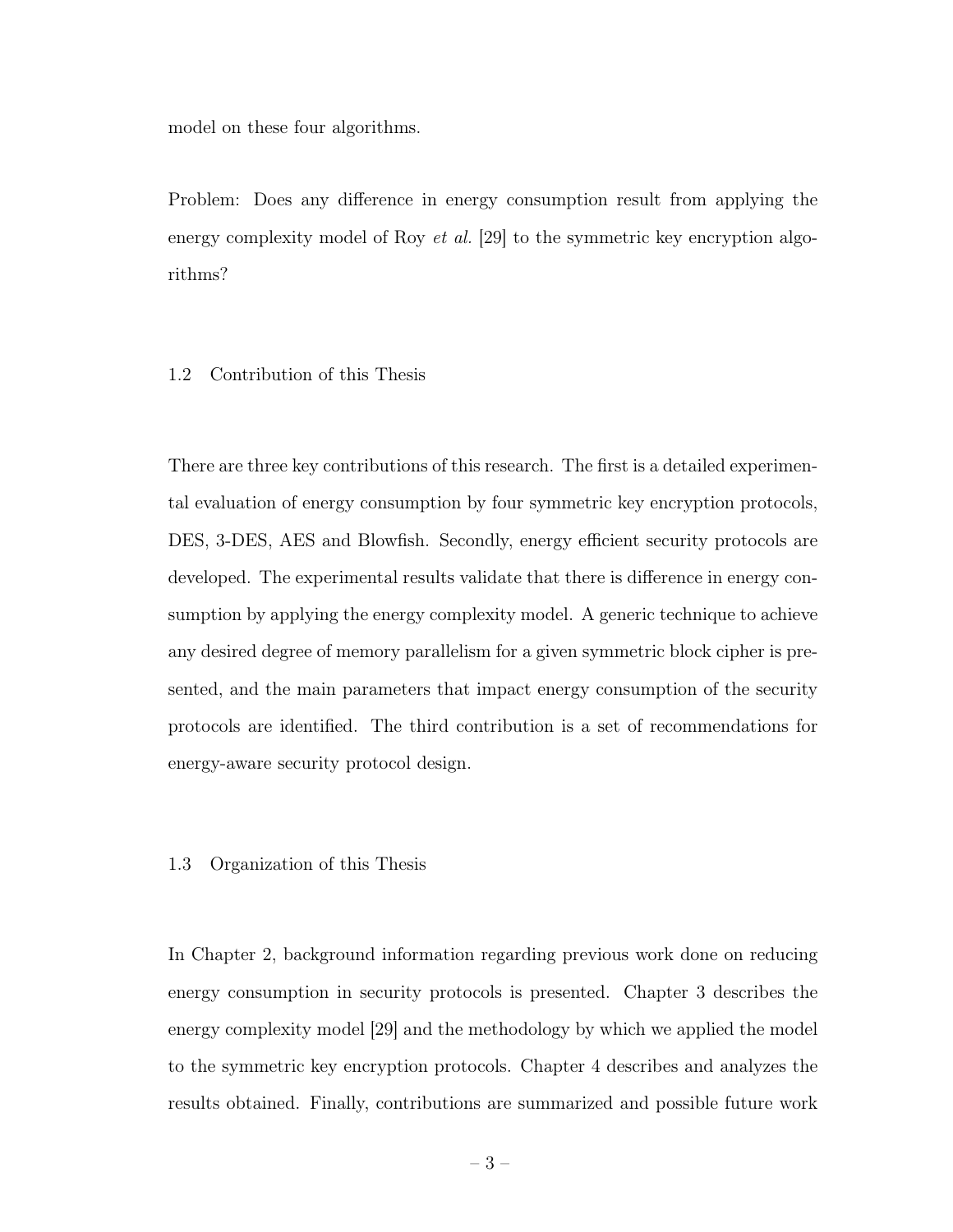model on these four algorithms.

Problem: Does any difference in energy consumption result from applying the energy complexity model of Roy *et al.* [29] to the symmetric key encryption algorithms?

## 1.2 Contribution of this Thesis

There are three key contributions of this research. The first is a detailed experimental evaluation of energy consumption by four symmetric key encryption protocols, DES, 3-DES, AES and Blowfish. Secondly, energy efficient security protocols are developed. The experimental results validate that there is difference in energy consumption by applying the energy complexity model. A generic technique to achieve any desired degree of memory parallelism for a given symmetric block cipher is presented, and the main parameters that impact energy consumption of the security protocols are identified. The third contribution is a set of recommendations for energy-aware security protocol design.

## 1.3 Organization of this Thesis

In Chapter 2, background information regarding previous work done on reducing energy consumption in security protocols is presented. Chapter 3 describes the energy complexity model [29] and the methodology by which we applied the model to the symmetric key encryption protocols. Chapter 4 describes and analyzes the results obtained. Finally, contributions are summarized and possible future work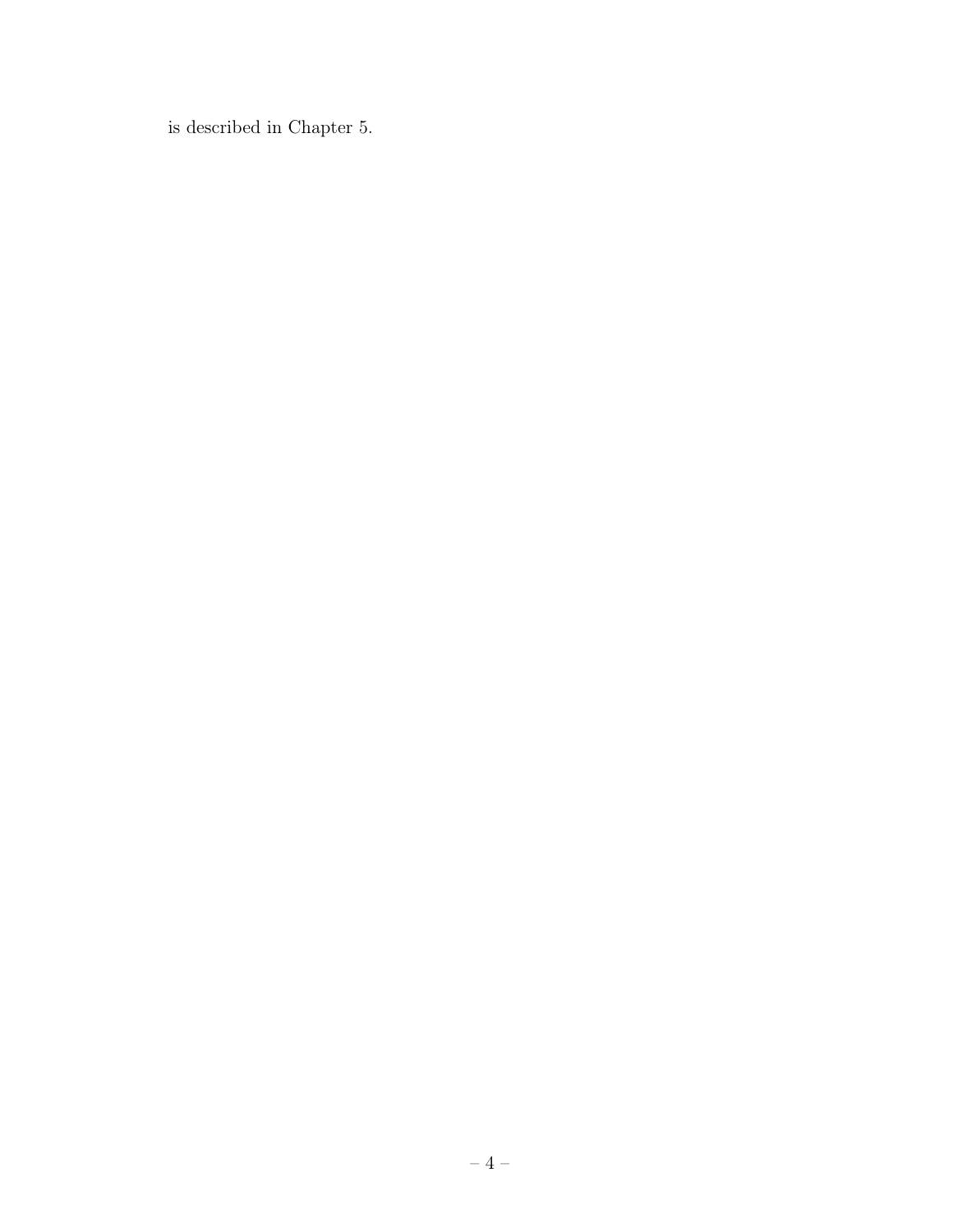is described in Chapter 5.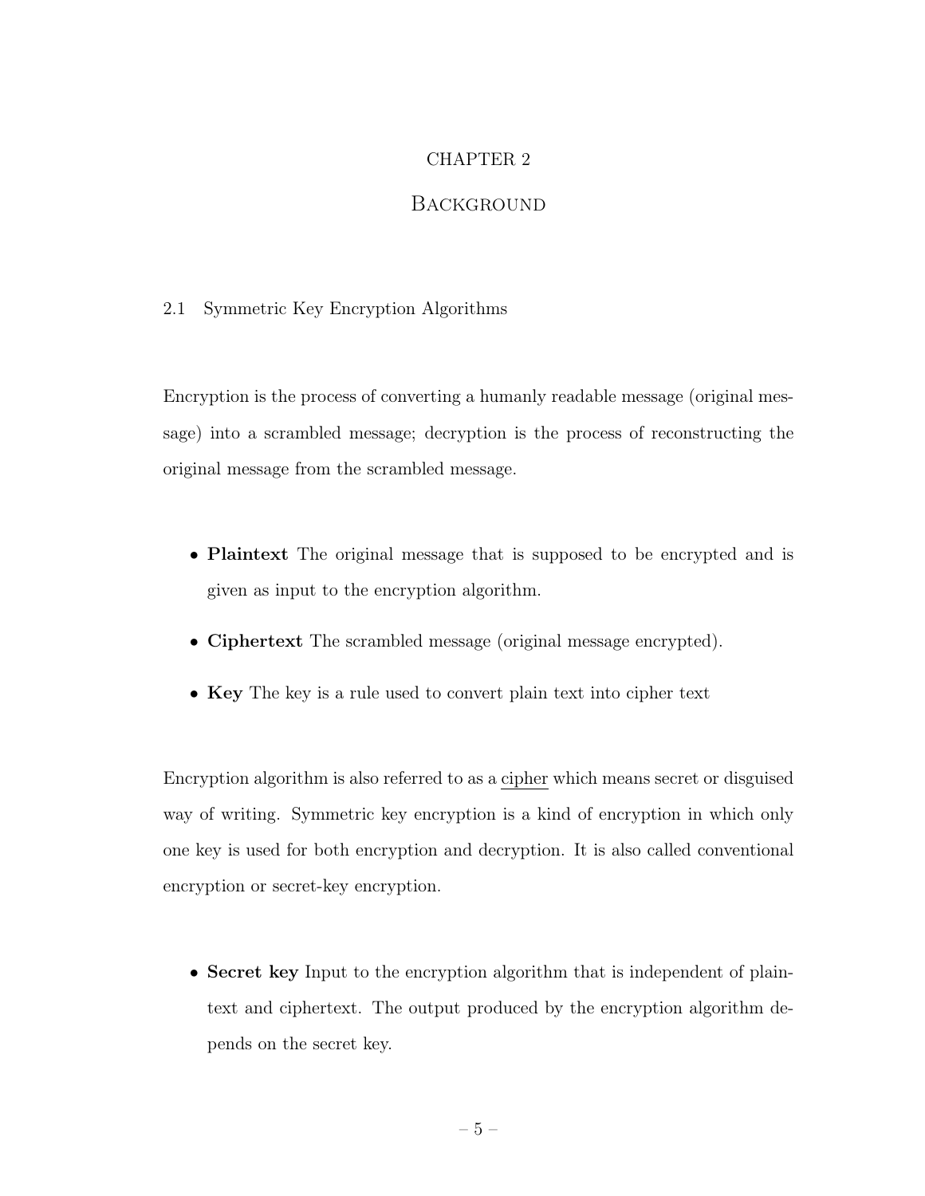# CHAPTER 2

# Background

## 2.1 Symmetric Key Encryption Algorithms

Encryption is the process of converting a humanly readable message (original message) into a scrambled message; decryption is the process of reconstructing the original message from the scrambled message.

- **Plaintext** The original message that is supposed to be encrypted and is given as input to the encryption algorithm.
- **Ciphertext** The scrambled message (original message encrypted).
- **Key** The key is a rule used to convert plain text into cipher text

Encryption algorithm is also referred to as a cipher which means secret or disguised way of writing. Symmetric key encryption is a kind of encryption in which only one key is used for both encryption and decryption. It is also called conventional encryption or secret-key encryption.

- **Secret key** Input to the encryption algorithm that is independent of plaintext and ciphertext. The output produced by the encryption algorithm depends on the secret key.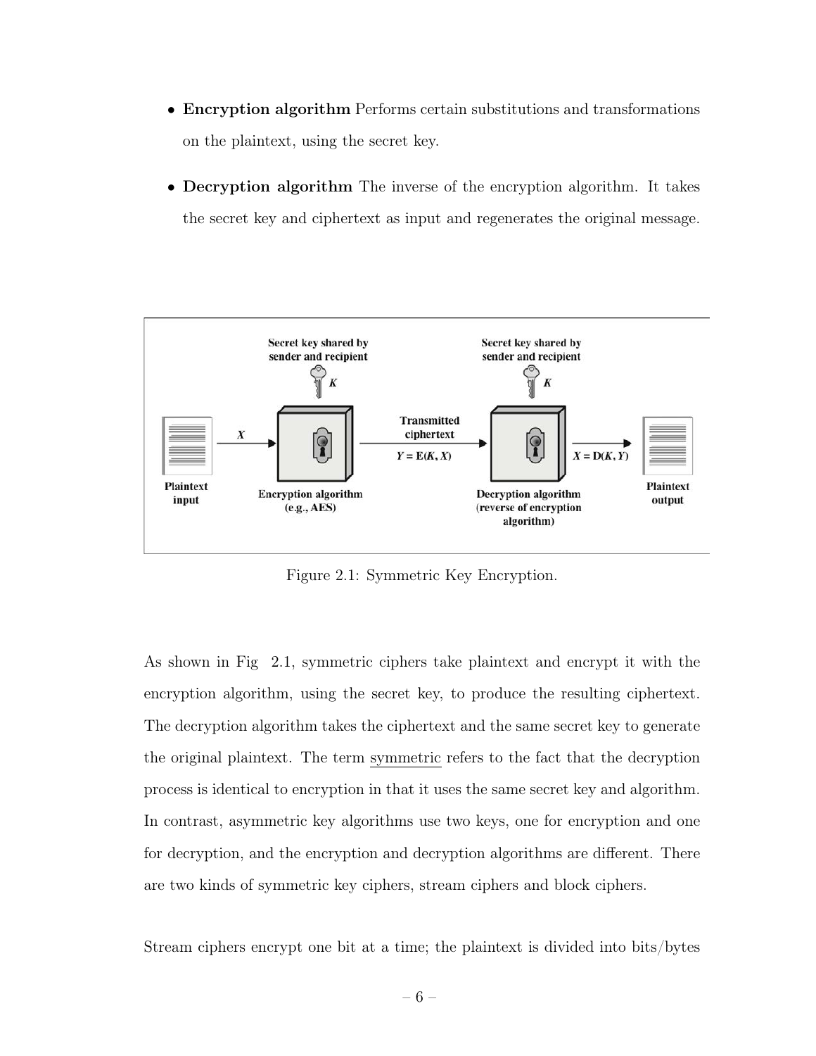- **Encryption algorithm** Performs certain substitutions and transformations on the plaintext, using the secret key.
- **Decryption algorithm** The inverse of the encryption algorithm. It takes the secret key and ciphertext as input and regenerates the original message.

Figure 2.1: Symmetric Key Encryption.

As shown in Fig 2.1, symmetric ciphers take plaintext and encrypt it with the encryption algorithm, using the secret key, to produce the resulting ciphertext. The decryption algorithm takes the ciphertext and the same secret key to generate the original plaintext. The term <u>symmetric</u> refers to the fact that the decryption process is identical to encryption in that it uses the same secret key and algorithm. In contrast, asymmetric key algorithms use two keys, one for encryption and one for decryption, and the encryption and decryption algorithms are different. There are two kinds of symmetric key ciphers, stream ciphers and block ciphers.

Stream ciphers encrypt one bit at a time; the plaintext is divided into bits/bytes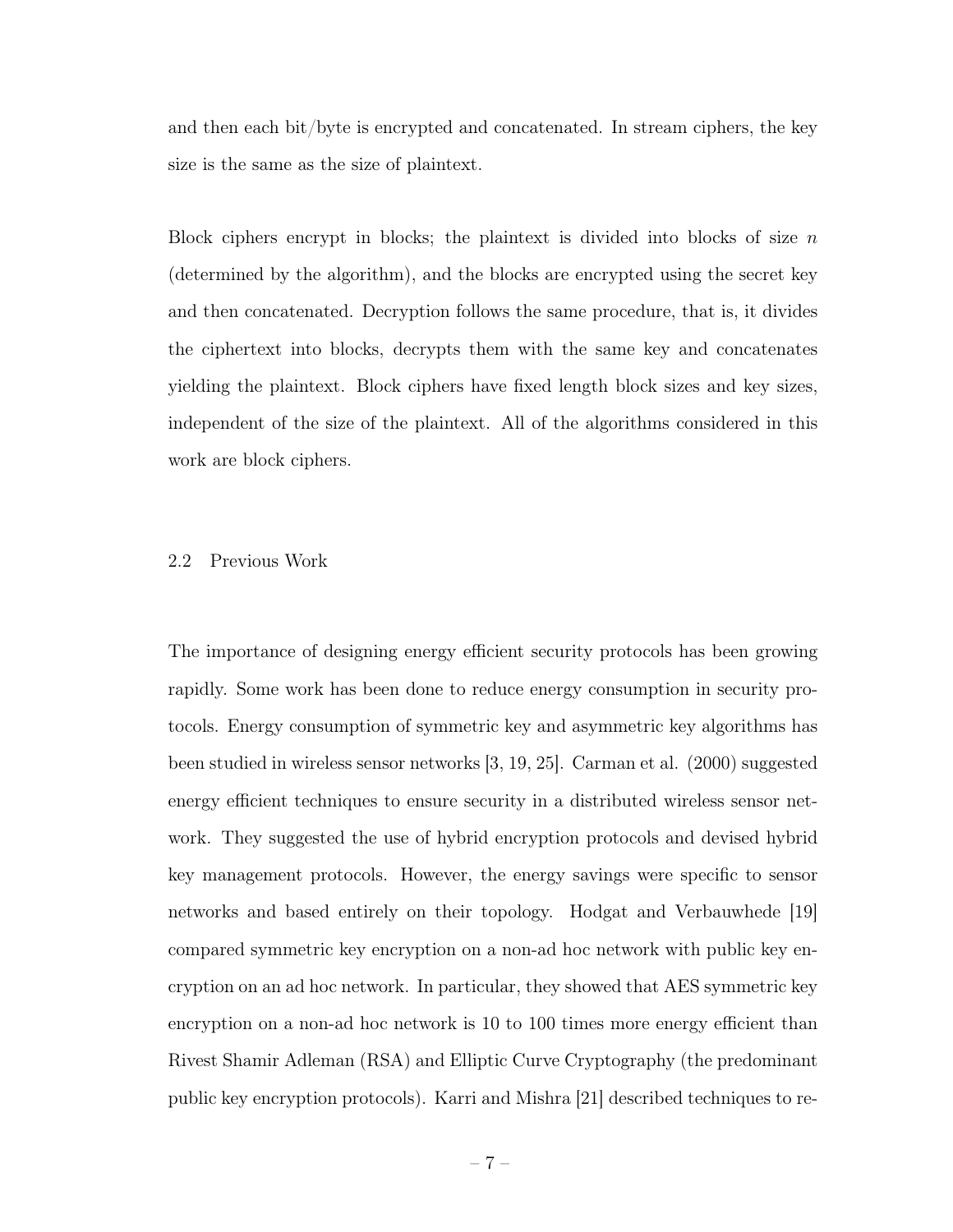and then each bit/byte is encrypted and concatenated. In stream ciphers, the key size is the same as the size of plaintext.

Block ciphers encrypt in blocks; the plaintext is divided into blocks of size $n$ (determined by the algorithm), and the blocks are encrypted using the secret key and then concatenated. Decryption follows the same procedure, that is, it divides the ciphertext into blocks, decrypts them with the same key and concatenates yielding the plaintext. Block ciphers have fixed length block sizes and key sizes, independent of the size of the plaintext. All of the algorithms considered in this work are block ciphers.

## 2.2 Previous Work

The importance of designing energy efficient security protocols has been growing rapidly. Some work has been done to reduce energy consumption in security protocols. Energy consumption of symmetric key and asymmetric key algorithms has been studied in wireless sensor networks [3, 19, 25]. Carman et al. (2000) suggested energy efficient techniques to ensure security in a distributed wireless sensor network. They suggested the use of hybrid encryption protocols and devised hybrid key management protocols. However, the energy savings were specific to sensor networks and based entirely on their topology. Hodgat and Verbauwhede [19] compared symmetric key encryption on a non-ad hoc network with public key encryption on an ad hoc network. In particular, they showed that AES symmetric key encryption on a non-ad hoc network is 10 to 100 times more energy efficient than Rivest Shamir Adleman (RSA) and Elliptic Curve Cryptography (the predominant public key encryption protocols). Karri and Mishra [21] described techniques to re-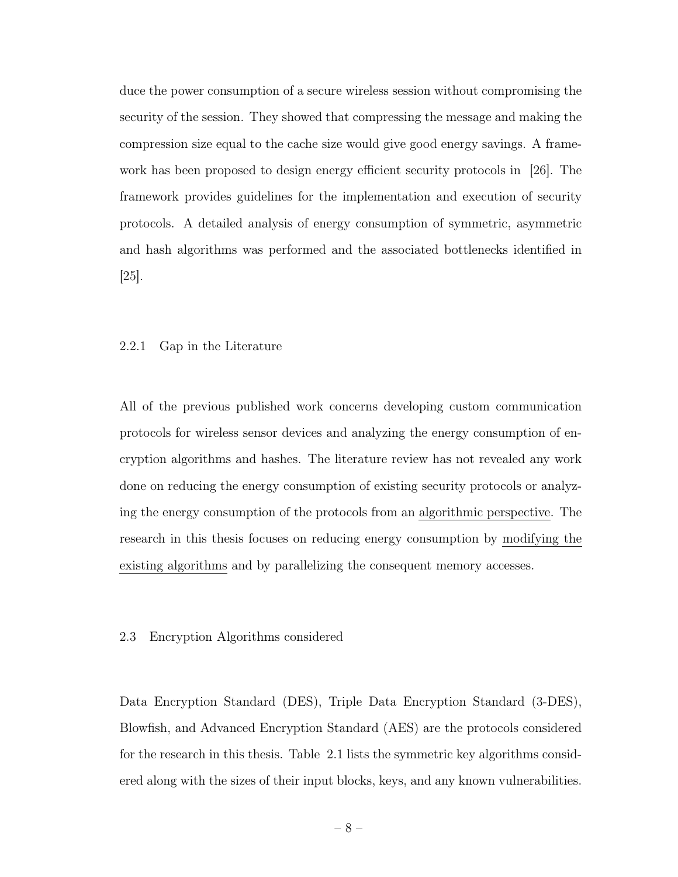duce the power consumption of a secure wireless session without compromising the security of the session. They showed that compressing the message and making the compression size equal to the cache size would give good energy savings. A framework has been proposed to design energy efficient security protocols in [26]. The framework provides guidelines for the implementation and execution of security protocols. A detailed analysis of energy consumption of symmetric, asymmetric and hash algorithms was performed and the associated bottlenecks identified in [25].

### 2.2.1 Gap in the Literature

All of the previous published work concerns developing custom communication protocols for wireless sensor devices and analyzing the energy consumption of encryption algorithms and hashes. The literature review has not revealed any work done on reducing the energy consumption of existing security protocols or analyzing the energy consumption of the protocols from an <u>algorithmic perspective</u>. The research in this thesis focuses on reducing energy consumption by <u>modifying the existing algorithms</u> and by parallelizing the consequent memory accesses.

## 2.3 Encryption Algorithms considered

Data Encryption Standard (DES), Triple Data Encryption Standard (3-DES), Blowfish, and Advanced Encryption Standard (AES) are the protocols considered for the research in this thesis. Table 2.1 lists the symmetric key algorithms considered along with the sizes of their input blocks, keys, and any known vulnerabilities.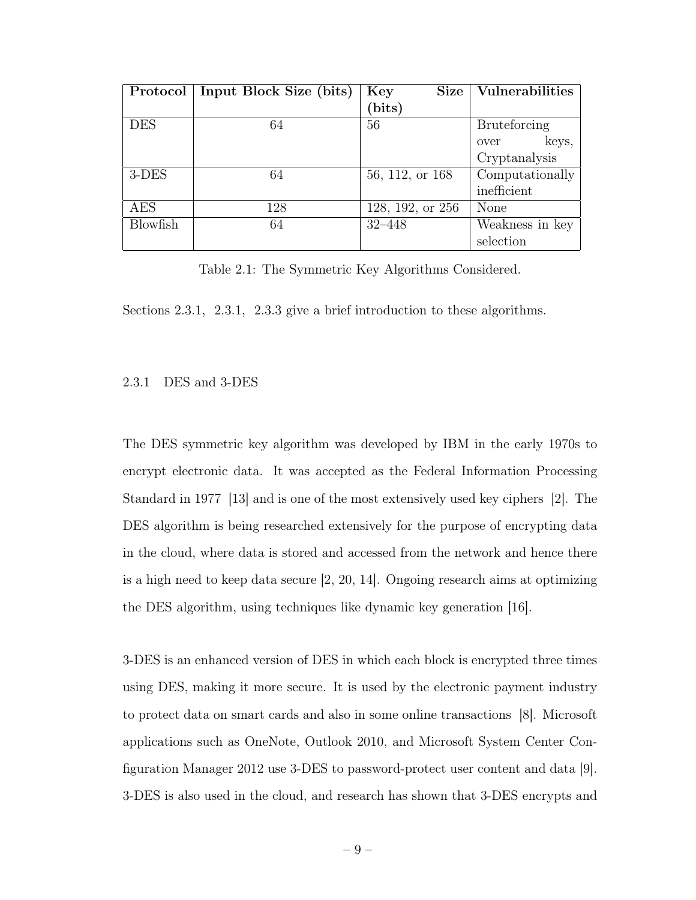| Protocol | Input Block Size (bits) | Key Size (bits) | Vulnerabilities |
|---|---|---|---|
| DES | 64 | 56 | Bruteforcing over keys, Cryptanalysis |
| 3-DES | 64 | 56, 112, or 168 | Computationally inefficient |
| AES | 128 | 128, 192, or 256 | None |
| Blowfish | 64 | 32–448 | Weakness in key selection |

Table 2.1: The Symmetric Key Algorithms Considered.

Sections 2.3.1, 2.3.1, 2.3.3 give a brief introduction to these algorithms.

### 2.3.1 DES and 3-DES

The DES symmetric key algorithm was developed by IBM in the early 1970s to encrypt electronic data. It was accepted as the Federal Information Processing Standard in 1977 [13] and is one of the most extensively used key ciphers [2]. The DES algorithm is being researched extensively for the purpose of encrypting data in the cloud, where data is stored and accessed from the network and hence there is a high need to keep data secure [2, 20, 14]. Ongoing research aims at optimizing the DES algorithm, using techniques like dynamic key generation [16].

3-DES is an enhanced version of DES in which each block is encrypted three times using DES, making it more secure. It is used by the electronic payment industry to protect data on smart cards and also in some online transactions [8]. Microsoft applications such as OneNote, Outlook 2010, and Microsoft System Center Configuration Manager 2012 use 3-DES to password-protect user content and data [9]. 3-DES is also used in the cloud, and research has shown that 3-DES encrypts and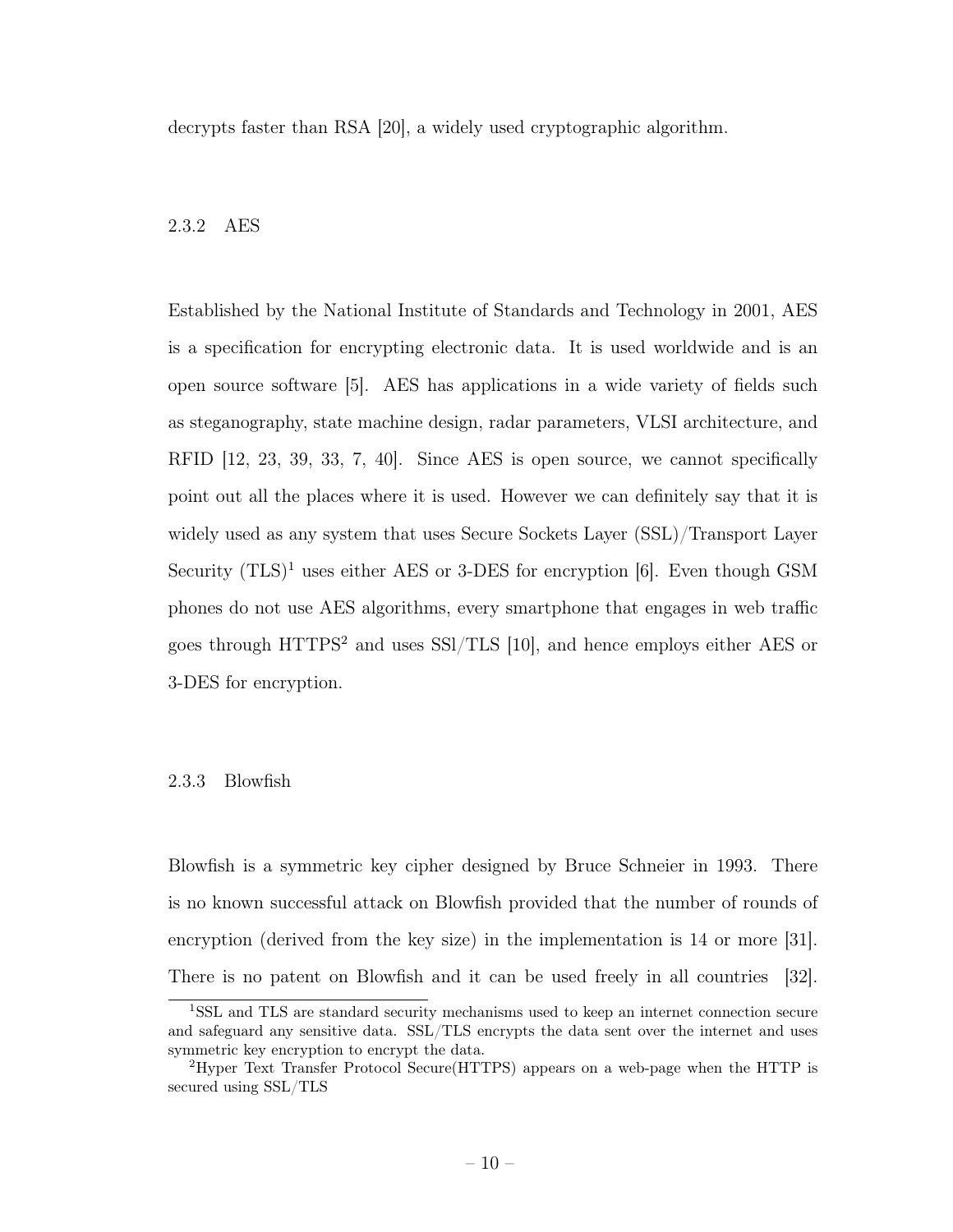decrypts faster than RSA [20], a widely used cryptographic algorithm.

### 2.3.2 AES

Established by the National Institute of Standards and Technology in 2001, AES is a specification for encrypting electronic data. It is used worldwide and is an open source software [5]. AES has applications in a wide variety of fields such as steganography, state machine design, radar parameters, VLSI architecture, and RFID [12, 23, 39, 33, 7, 40]. Since AES is open source, we cannot specifically point out all the places where it is used. However we can definitely say that it is widely used as any system that uses Secure Sockets Layer (SSL)/Transport Layer Security (TLS)[1] uses either AES or 3-DES for encryption [6]. Even though GSM phones do not use AES algorithms, every smartphone that engages in web traffic goes through HTTPS[2] and uses SSl/TLS [10], and hence employs either AES or 3-DES for encryption.

### 2.3.3 Blowfish

Blowfish is a symmetric key cipher designed by Bruce Schneier in 1993. There is no known successful attack on Blowfish provided that the number of rounds of encryption (derived from the key size) in the implementation is 14 or more [31]. There is no patent on Blowfish and it can be used freely in all countries [32].

[1] SSL and TLS are standard security mechanisms used to keep an internet connection secure and safeguard any sensitive data. SSL/TLS encrypts the data sent over the internet and uses symmetric key encryption to encrypt the data.

[2] Hyper Text Transfer Protocol Secure(HTTPS) appears on a web-page when the HTTP is secured using SSL/TLS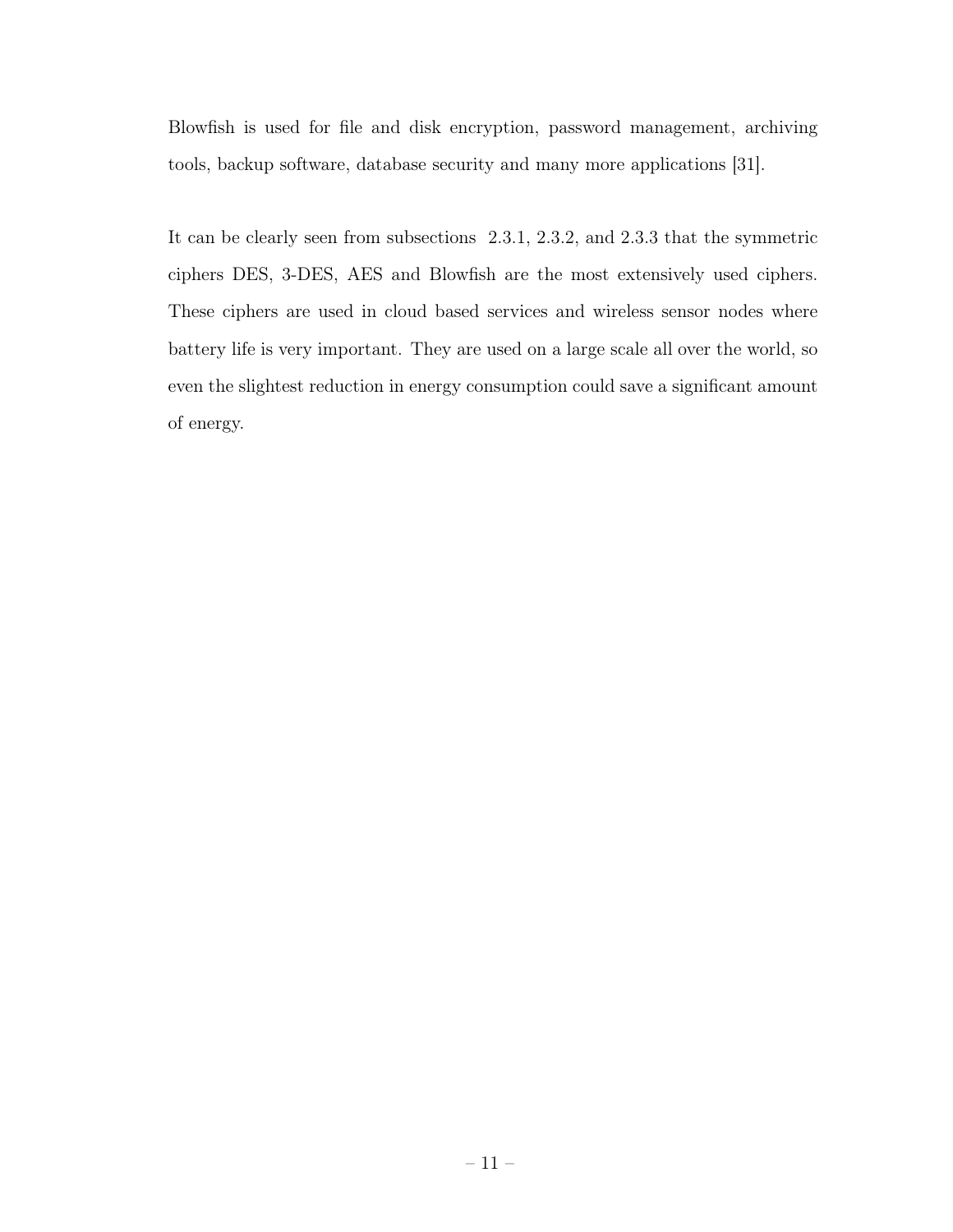Blowfish is used for file and disk encryption, password management, archiving tools, backup software, database security and many more applications [31].

It can be clearly seen from subsections 2.3.1, 2.3.2, and 2.3.3 that the symmetric ciphers DES, 3-DES, AES and Blowfish are the most extensively used ciphers. These ciphers are used in cloud based services and wireless sensor nodes where battery life is very important. They are used on a large scale all over the world, so even the slightest reduction in energy consumption could save a significant amount of energy.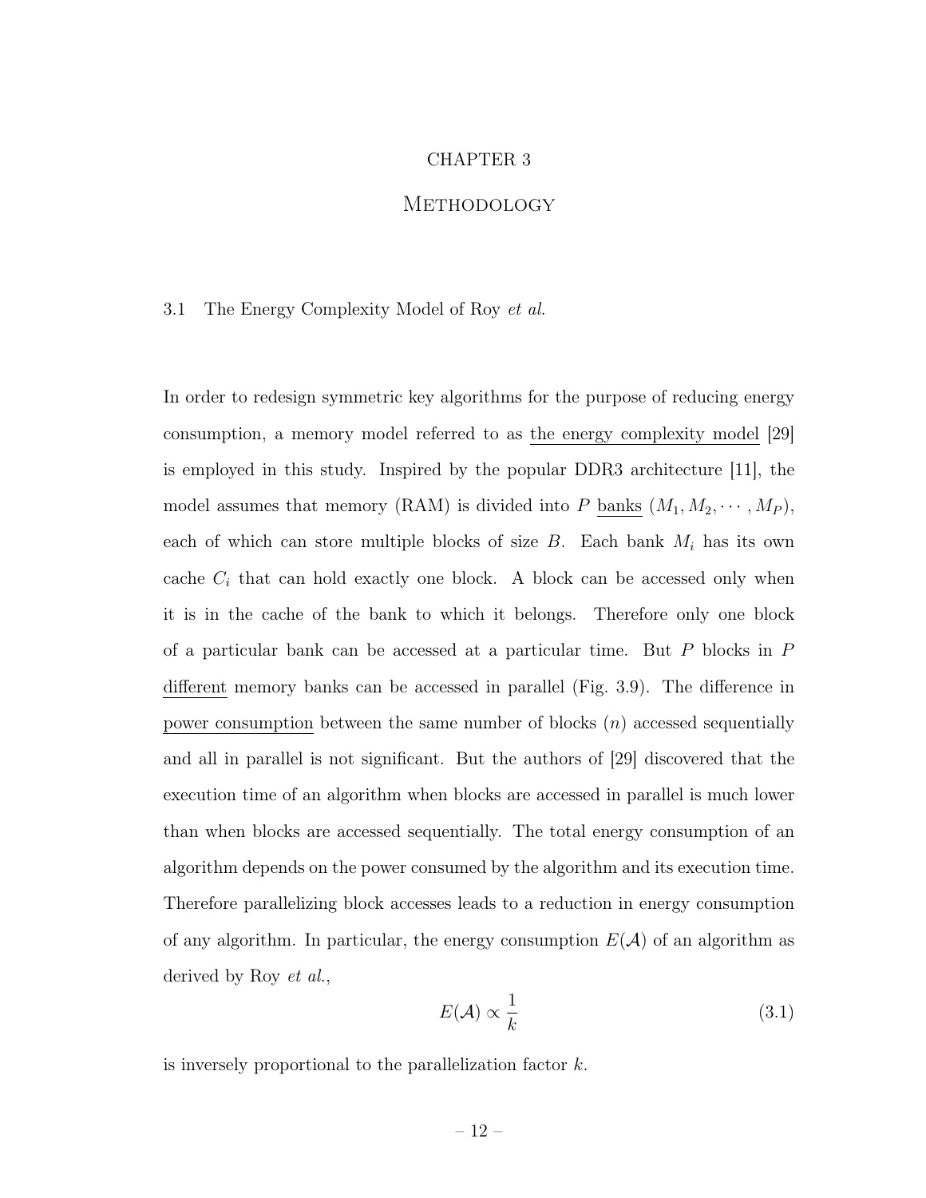# CHAPTER 3

# Methodology

## 3.1 The Energy Complexity Model of Roy *et al.*

In order to redesign symmetric key algorithms for the purpose of reducing energy consumption, a memory model referred to as the energy complexity model [29] is employed in this study. Inspired by the popular DDR3 architecture [11], the model assumes that memory (RAM) is divided into $P$ banks $(M_1, M_2, \cdots, M_P)$, each of which can store multiple blocks of size $B$. Each bank $M_i$ has its own cache $C_i$ that can hold exactly one block. A block can be accessed only when it is in the cache of the bank to which it belongs. Therefore only one block of a particular bank can be accessed at a particular time. But $P$ blocks in $P$ different memory banks can be accessed in parallel (Fig. 3.9). The difference in power consumption between the same number of blocks ($n$) accessed sequentially and all in parallel is not significant. But the authors of [29] discovered that the execution time of an algorithm when blocks are accessed in parallel is much lower than when blocks are accessed sequentially. The total energy consumption of an algorithm depends on the power consumed by the algorithm and its execution time. Therefore parallelizing block accesses leads to a reduction in energy consumption of any algorithm. In particular, the energy consumption $E(\mathcal{A})$ of an algorithm as derived by Roy *et al.*,

$$E(\mathcal{A}) \propto \frac{1}{k} \tag{3.1}$$

is inversely proportional to the parallelization factor $k$.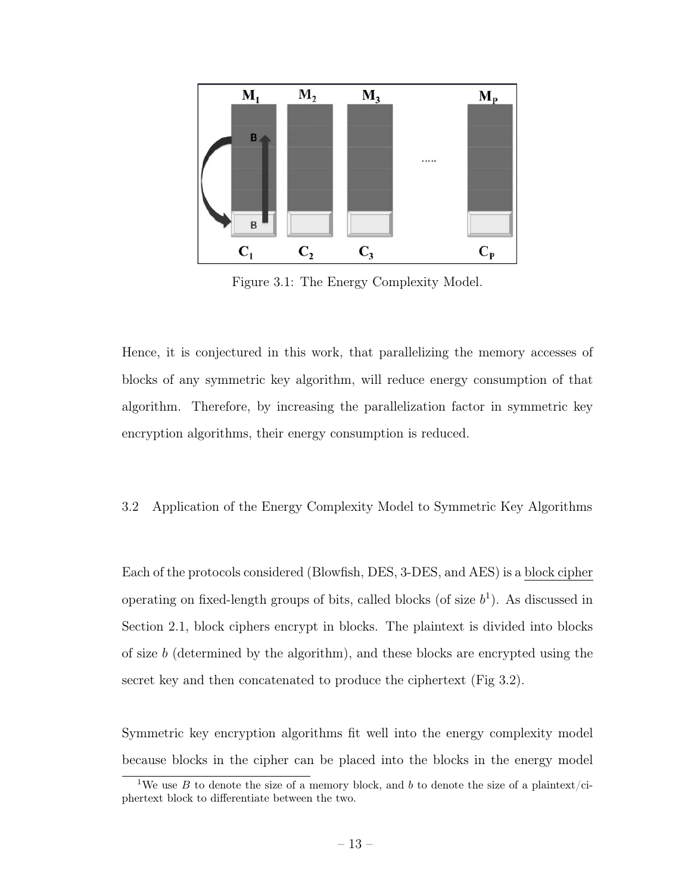Figure 3.1: The Energy Complexity Model.

Hence, it is conjectured in this work, that parallelizing the memory accesses of blocks of any symmetric key algorithm, will reduce energy consumption of that algorithm. Therefore, by increasing the parallelization factor in symmetric key encryption algorithms, their energy consumption is reduced.

## 3.2 Application of the Energy Complexity Model to Symmetric Key Algorithms

Each of the protocols considered (Blowfish, DES, 3-DES, and AES) is a block cipher operating on fixed-length groups of bits, called blocks (of size $b$[1]). As discussed in Section 2.1, block ciphers encrypt in blocks. The plaintext is divided into blocks of size $b$ (determined by the algorithm), and these blocks are encrypted using the secret key and then concatenated to produce the ciphertext (Fig 3.2).

Symmetric key encryption algorithms fit well into the energy complexity model because blocks in the cipher can be placed into the blocks in the energy model

[1] We use $B$ to denote the size of a memory block, and $b$ to denote the size of a plaintext/ciphertext block to differentiate between the two.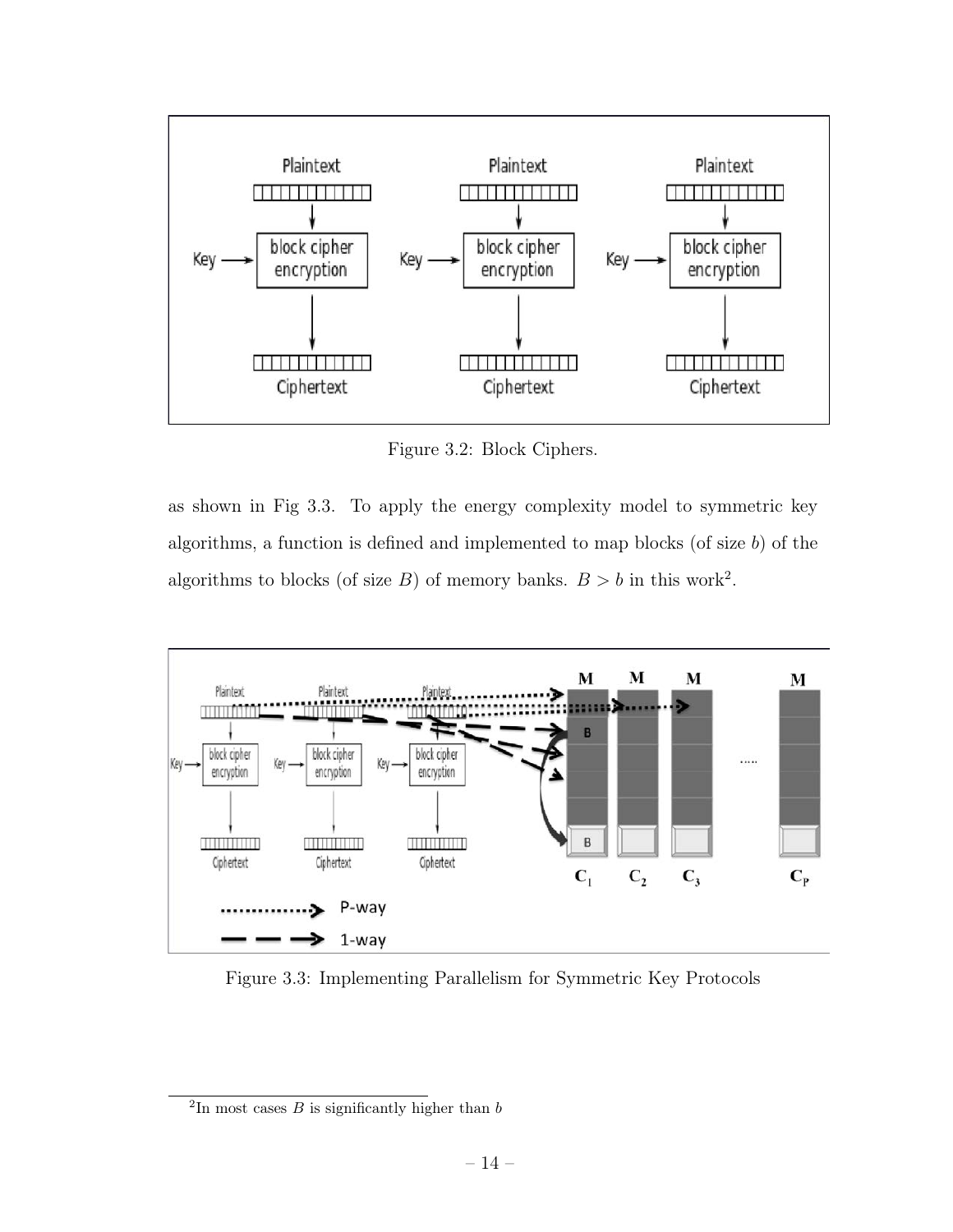Figure 3.2: Block Ciphers.

as shown in Fig 3.3. To apply the energy complexity model to symmetric key algorithms, a function is defined and implemented to map blocks (of size $b$) of the algorithms to blocks (of size $B$) of memory banks. $B > b$ in this work[2].

Figure 3.3: Implementing Parallelism for Symmetric Key Protocols

[2] In most cases $B$ is significantly higher than $b$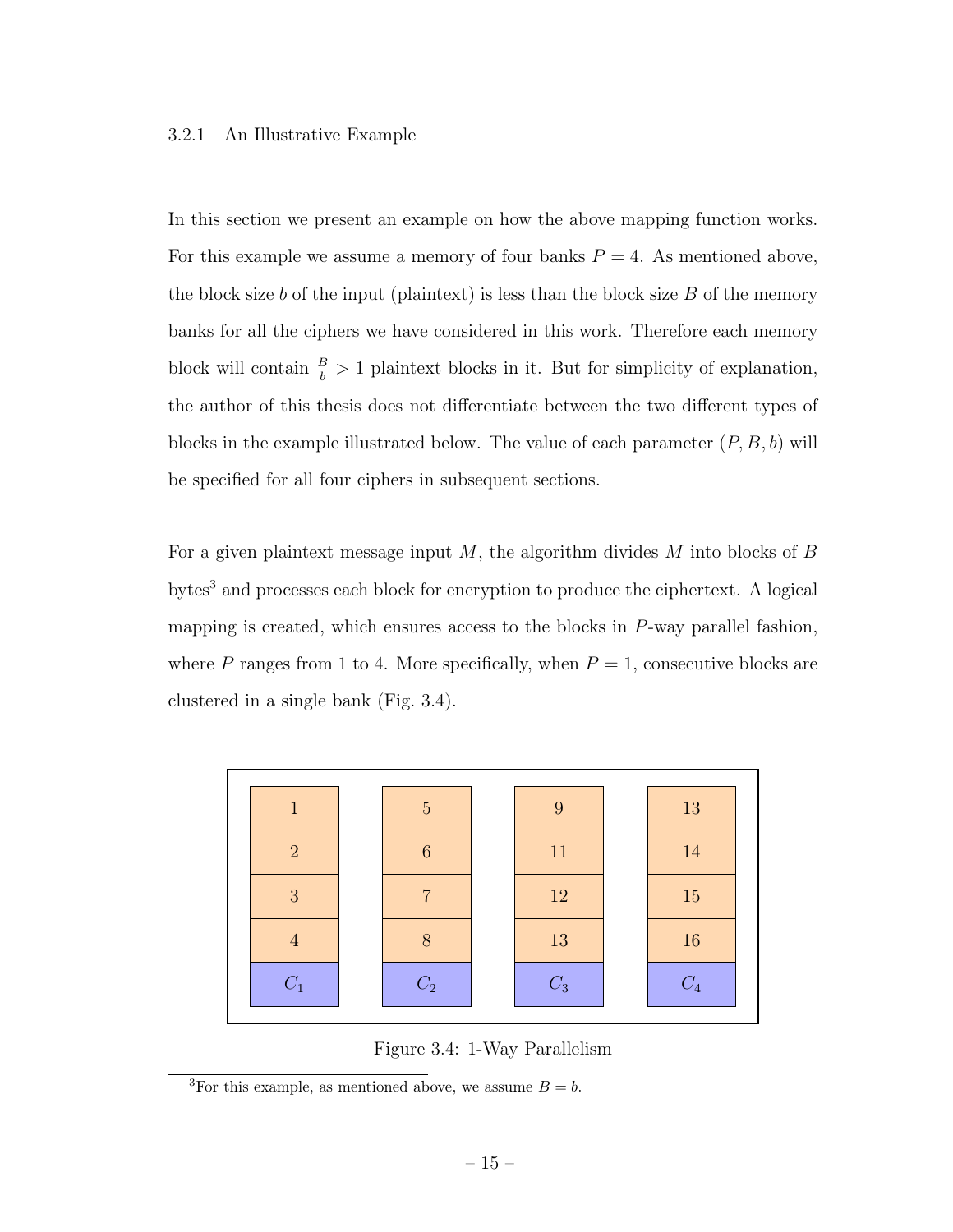### 3.2.1 An Illustrative Example

In this section we present an example on how the above mapping function works. For this example we assume a memory of four banks $P = 4$. As mentioned above, the block size $b$ of the input (plaintext) is less than the block size $B$ of the memory banks for all the ciphers we have considered in this work. Therefore each memory block will contain $\frac{B}{b} > 1$ plaintext blocks in it. But for simplicity of explanation, the author of this thesis does not differentiate between the two different types of blocks in the example illustrated below. The value of each parameter $(P, B, b)$ will be specified for all four ciphers in subsequent sections.

For a given plaintext message input $M$, the algorithm divides $M$ into blocks of $B$ bytes[3] and processes each block for encryption to produce the ciphertext. A logical mapping is created, which ensures access to the blocks in $P$-way parallel fashion, where $P$ ranges from 1 to 4. More specifically, when $P = 1$, consecutive blocks are clustered in a single bank (Fig. 3.4).

| Bank 1 | Bank 2 | Bank 3 | Bank 4 |
|---|---|---|---|
| 1 | 5 | 9 | 13 |
| 2 | 6 | 11 | 14 |
| 3 | 7 | 12 | 15 |
| 4 | 8 | 13 | 16 |
| $C_1$ | $C_2$ | $C_3$ | $C_4$ |

Figure 3.4: 1-Way Parallelism

[3]For this example, as mentioned above, we assume $B = b$.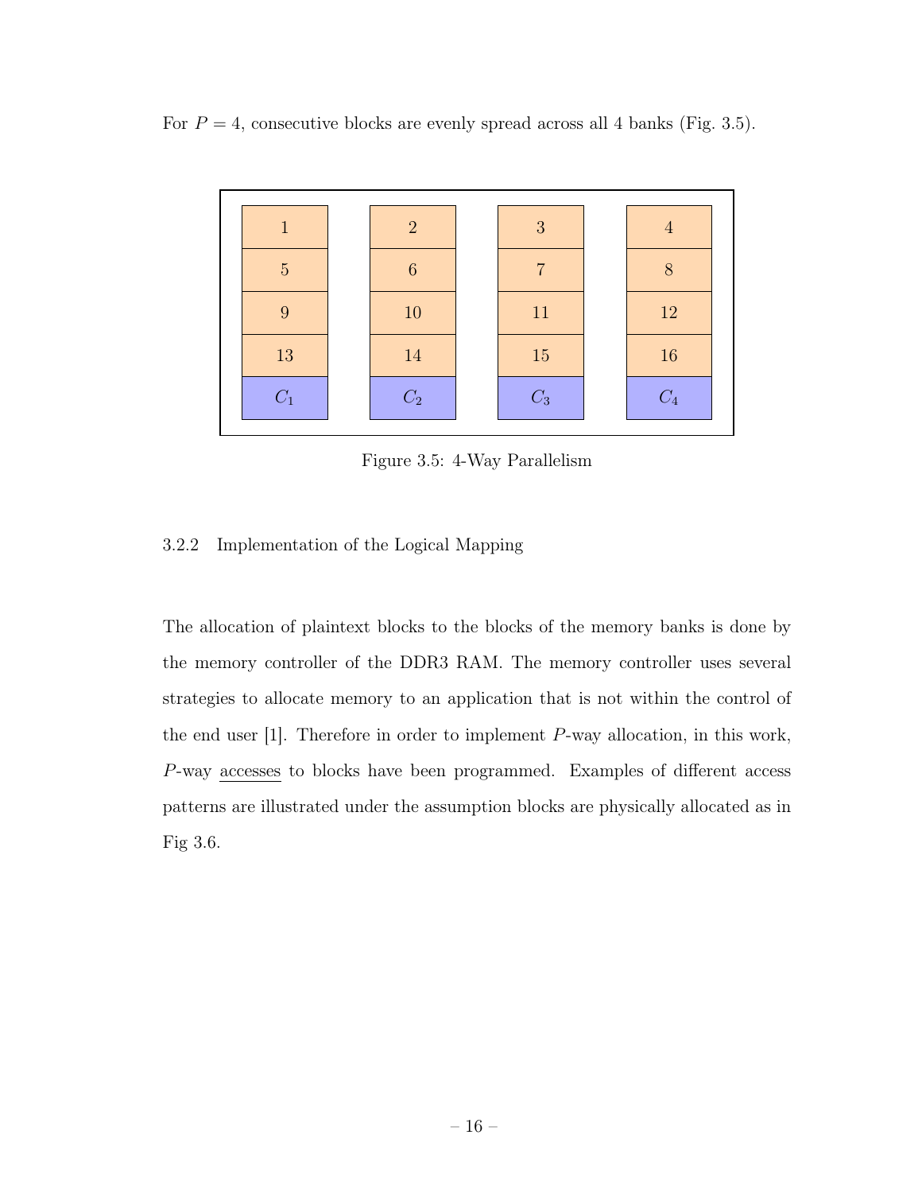For $P = 4$, consecutive blocks are evenly spread across all 4 banks (Fig. 3.5).

| | | | |
|---|---|---|---|
| 1 | 2 | 3 | 4 |
| 5 | 6 | 7 | 8 |
| 9 | 10 | 11 | 12 |
| 13 | 14 | 15 | 16 |
| $C_1$ | $C_2$ | $C_3$ | $C_4$ |

Figure 3.5: 4-Way Parallelism

### 3.2.2 Implementation of the Logical Mapping

The allocation of plaintext blocks to the blocks of the memory banks is done by the memory controller of the DDR3 RAM. The memory controller uses several strategies to allocate memory to an application that is not within the control of the end user [1]. Therefore in order to implement $P$-way allocation, in this work, $P$-way <u>accesses</u> to blocks have been programmed. Examples of different access patterns are illustrated under the assumption blocks are physically allocated as in Fig 3.6.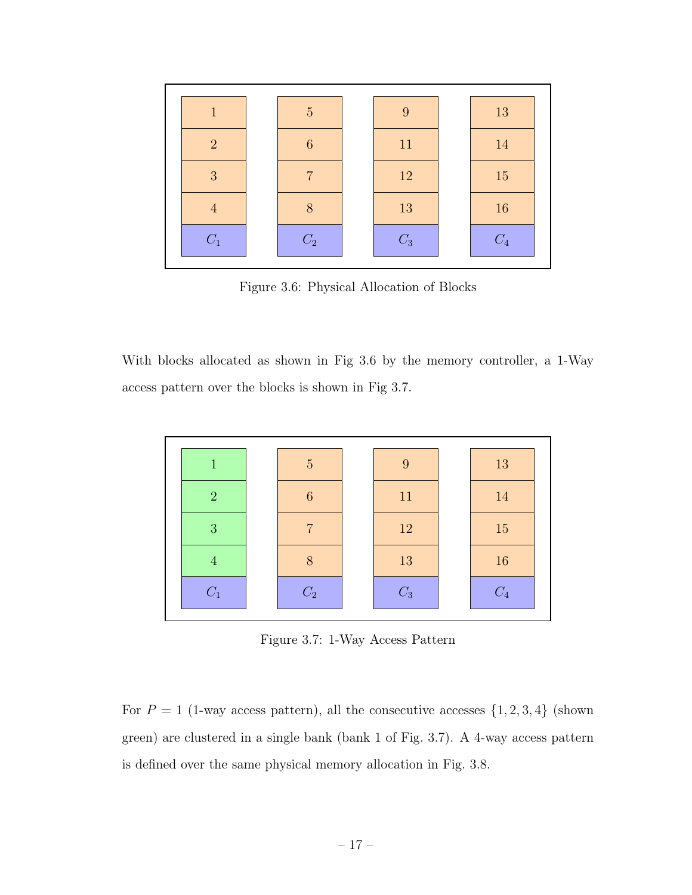| Bank 1 | Bank 2 | Bank 3 | Bank 4 |
|---|---|---|---|
| 1 | 5 | 9 | 13 |
| 2 | 6 | 11 | 14 |
| 3 | 7 | 12 | 15 |
| 4 | 8 | 13 | 16 |
| $C_1$ | $C_2$ | $C_3$ | $C_4$ |

Figure 3.6: Physical Allocation of Blocks

With blocks allocated as shown in Fig 3.6 by the memory controller, a 1-Way access pattern over the blocks is shown in Fig 3.7.

| Bank 1 | Bank 2 | Bank 3 | Bank 4 |
|---|---|---|---|
| 1 | 5 | 9 | 13 |
| 2 | 6 | 11 | 14 |
| 3 | 7 | 12 | 15 |
| 4 | 8 | 13 | 16 |
| $C_1$ | $C_2$ | $C_3$ | $C_4$ |

Figure 3.7: 1-Way Access Pattern

For $P = 1$ (1-way access pattern), all the consecutive accesses $\{1, 2, 3, 4\}$ (shown green) are clustered in a single bank (bank 1 of Fig. 3.7). A 4-way access pattern is defined over the same physical memory allocation in Fig. 3.8.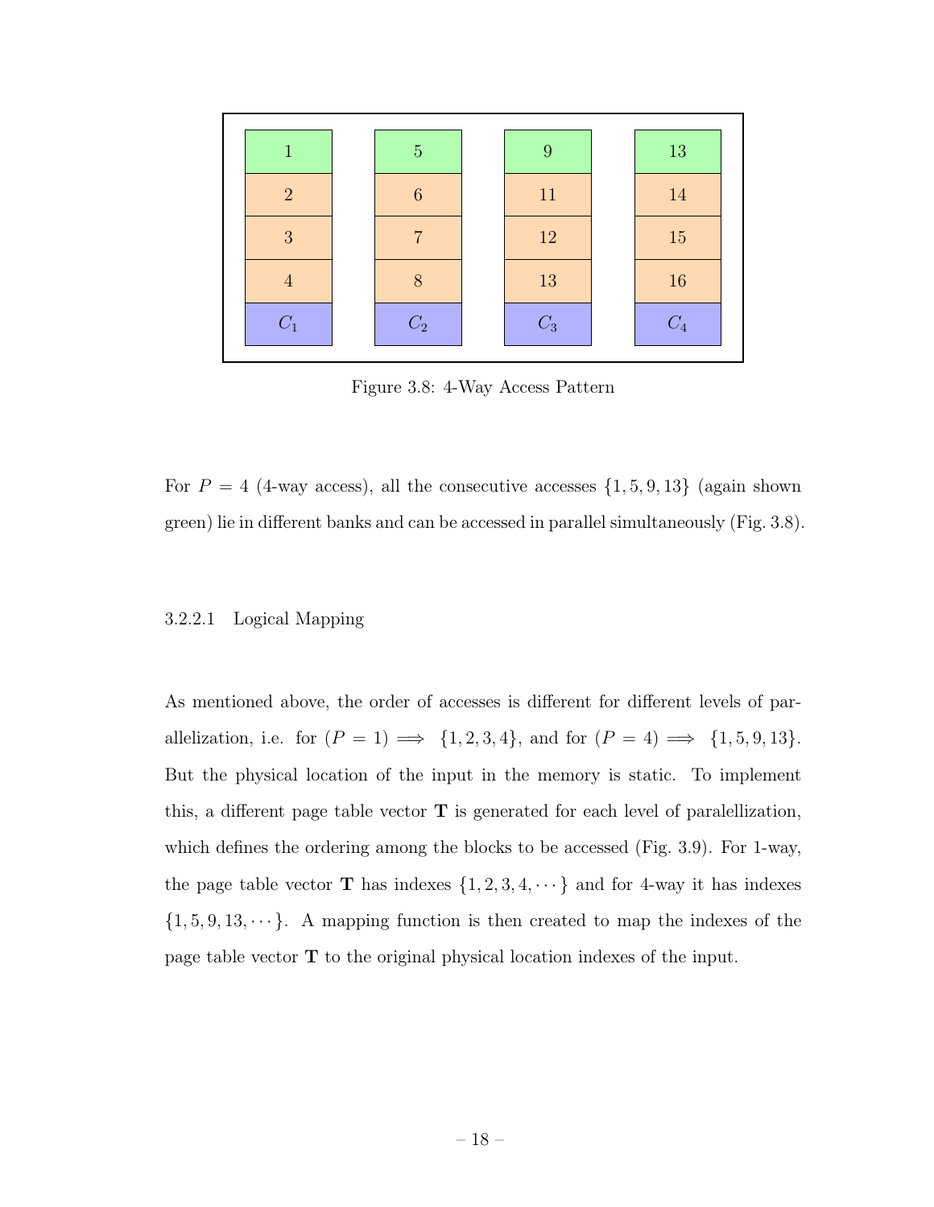| | | | |
|---|---|---|---|
| 1 | 5 | 9 | 13 |
| 2 | 6 | 11 | 14 |
| 3 | 7 | 12 | 15 |
| 4 | 8 | 13 | 16 |
| $C_1$ | $C_2$ | $C_3$ | $C_4$ |

Figure 3.8: 4-Way Access Pattern

For $P = 4$ (4-way access), all the consecutive accesses $\{1, 5, 9, 13\}$ (again shown green) lie in different banks and can be accessed in parallel simultaneously (Fig. 3.8).

#### 3.2.2.1 Logical Mapping

As mentioned above, the order of accesses is different for different levels of parallelization, i.e. for $(P = 1) \implies \{1, 2, 3, 4\}$, and for $(P = 4) \implies \{1, 5, 9, 13\}$. But the physical location of the input in the memory is static. To implement this, a different page table vector $\mathbf{T}$ is generated for each level of paralellization, which defines the ordering among the blocks to be accessed (Fig. 3.9). For 1-way, the page table vector $\mathbf{T}$ has indexes $\{1, 2, 3, 4, \cdots\}$ and for 4-way it has indexes $\{1, 5, 9, 13, \cdots\}$. A mapping function is then created to map the indexes of the page table vector $\mathbf{T}$ to the original physical location indexes of the input.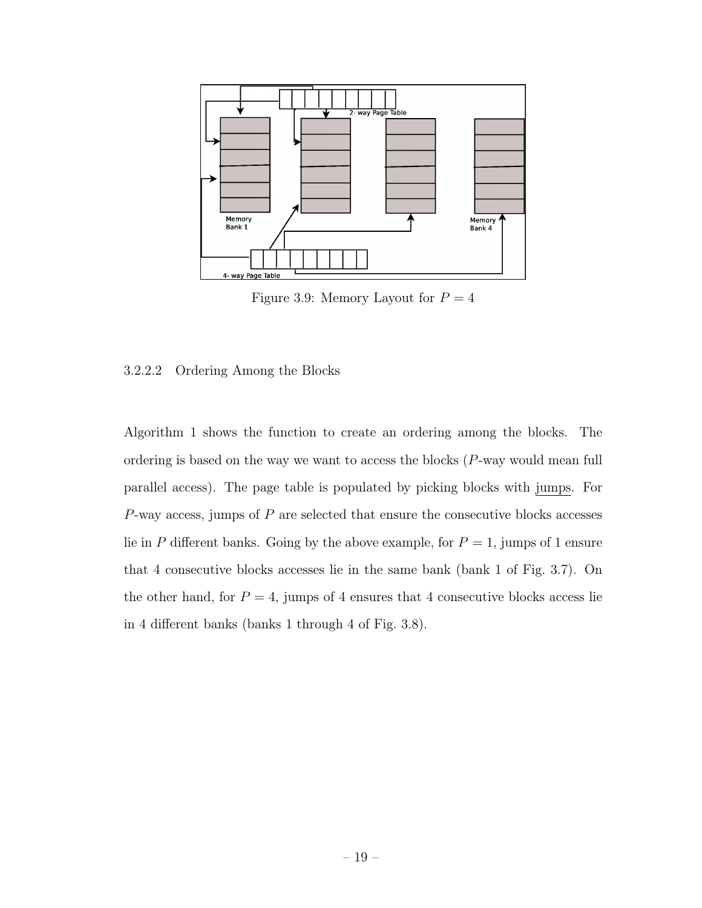Figure 3.9: Memory Layout for $P = 4$

#### 3.2.2.2 Ordering Among the Blocks

Algorithm 1 shows the function to create an ordering among the blocks. The ordering is based on the way we want to access the blocks ($P$-way would mean full parallel access). The page table is populated by picking blocks with jumps. For $P$-way access, jumps of $P$ are selected that ensure the consecutive blocks accesses lie in $P$ different banks. Going by the above example, for $P = 1$, jumps of 1 ensure that 4 consecutive blocks accesses lie in the same bank (bank 1 of Fig. 3.7). On the other hand, for $P = 4$, jumps of 4 ensures that 4 consecutive blocks access lie in 4 different banks (banks 1 through 4 of Fig. 3.8).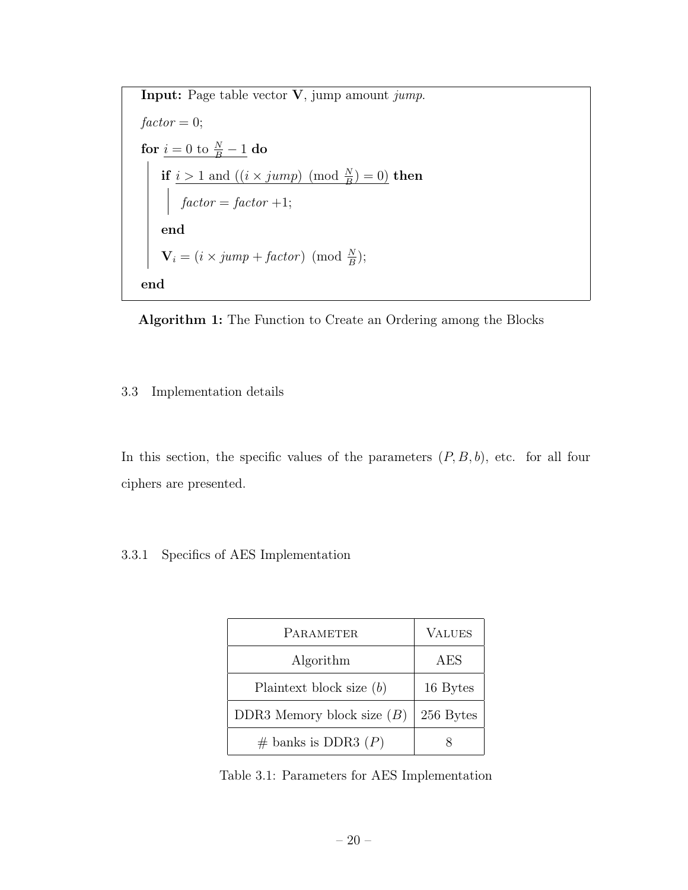```
Input: Page table vector V, jump amount jump.
factor = 0;
for i = 0 to N/B − 1 do
    if i > 1 and ((i × jump) (mod N/B) = 0) then
        factor = factor +1;
    end
    V_i = (i × jump + factor) (mod N/B);
end
```

**Algorithm 1:** The Function to Create an Ordering among the Blocks

### 3.3 Implementation details

In this section, the specific values of the parameters $(P, B, b)$, etc. for all four ciphers are presented.

#### 3.3.1 Specifics of AES Implementation

| PARAMETER | VALUES |
|---|---|
| Algorithm | AES |
| Plaintext block size ($b$) | 16 Bytes |
| DDR3 Memory block size ($B$) | 256 Bytes |
| # banks is DDR3 ($P$) | 8 |

Table 3.1: Parameters for AES Implementation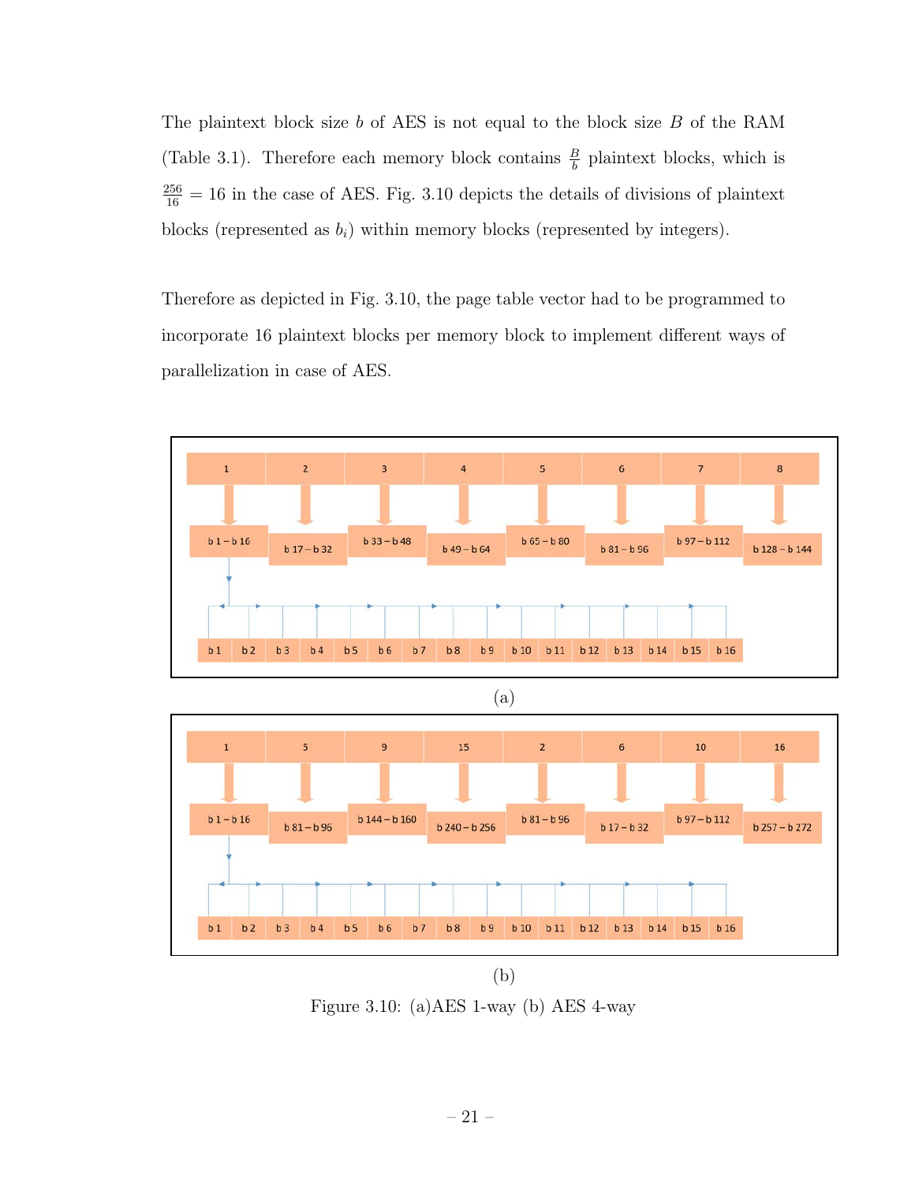The plaintext block size $b$ of AES is not equal to the block size $B$ of the RAM (Table 3.1). Therefore each memory block contains $\frac{B}{b}$ plaintext blocks, which is $\frac{256}{16} = 16$ in the case of AES. Fig. 3.10 depicts the details of divisions of plaintext blocks (represented as $b_i$) within memory blocks (represented by integers).

Therefore as depicted in Fig. 3.10, the page table vector had to be programmed to incorporate 16 plaintext blocks per memory block to implement different ways of parallelization in case of AES.

(a)

(b)

Figure 3.10: (a)AES 1-way (b) AES 4-way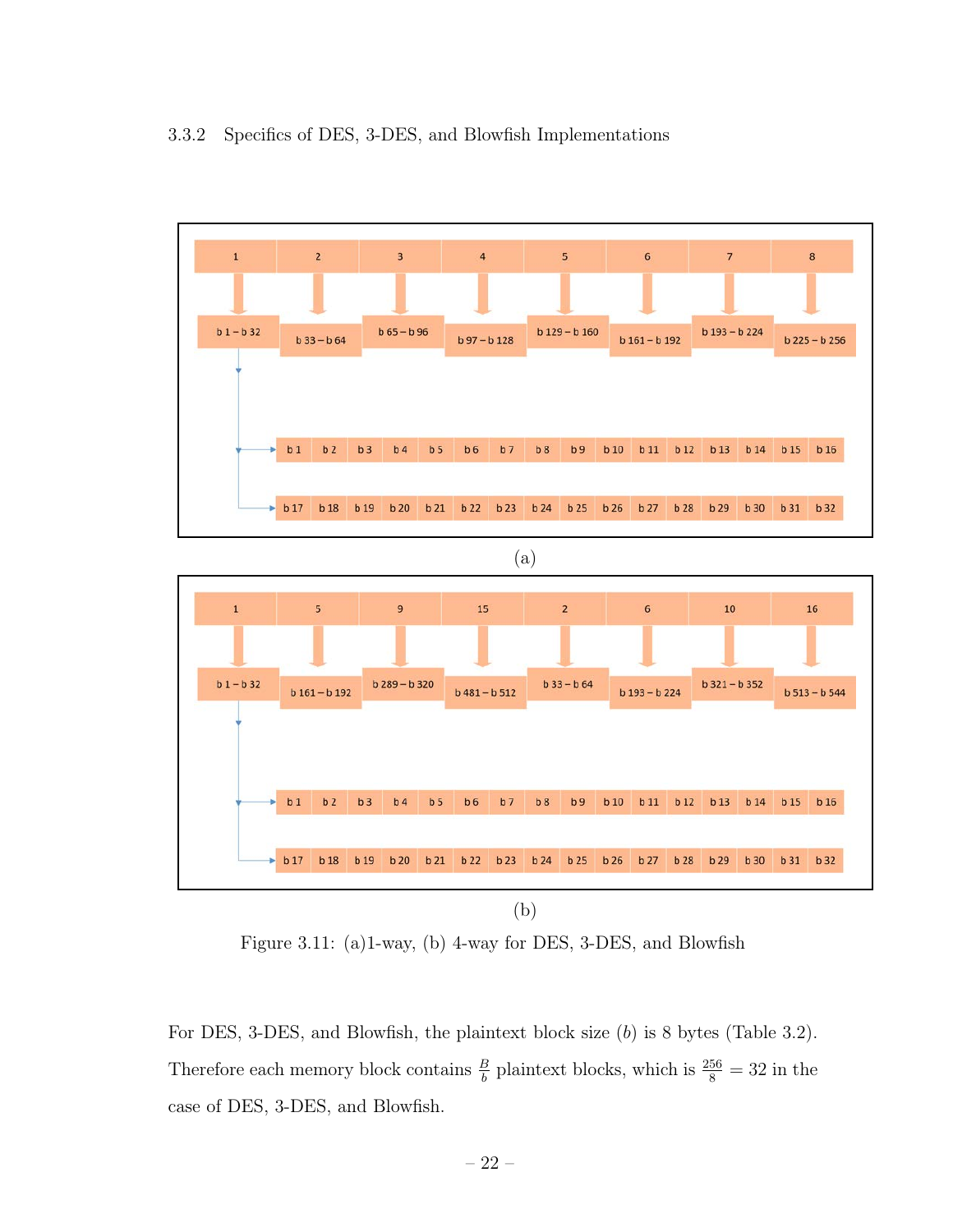### 3.3.2 Specifics of DES, 3-DES, and Blowfish Implementations

(a)

(b)

Figure 3.11: (a)1-way, (b) 4-way for DES, 3-DES, and Blowfish

For DES, 3-DES, and Blowfish, the plaintext block size ($b$) is 8 bytes (Table 3.2). Therefore each memory block contains $\frac{B}{b}$ plaintext blocks, which is $\frac{256}{8} = 32$ in the case of DES, 3-DES, and Blowfish.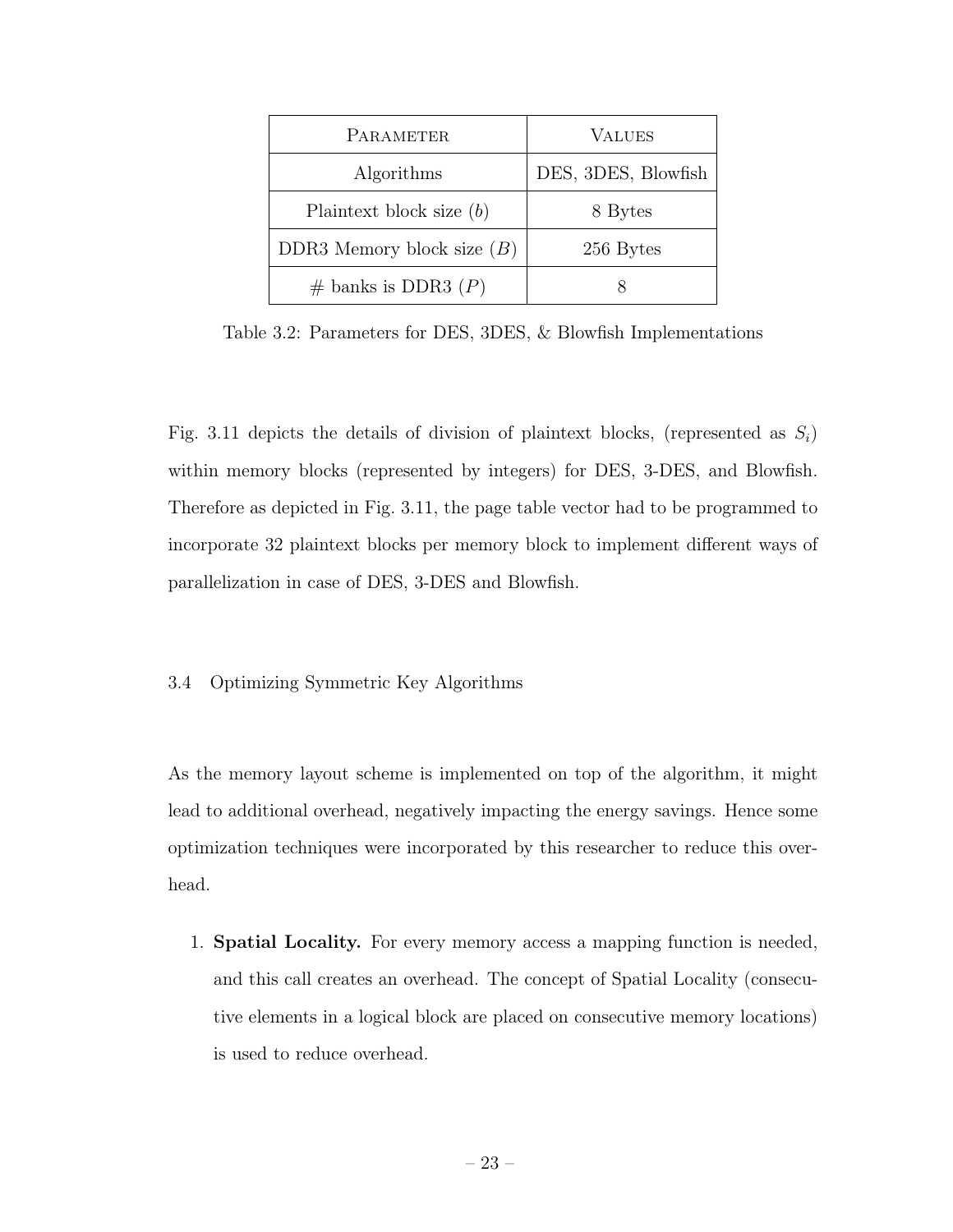| Parameter | Values |
|---|---|
| Algorithms | DES, 3DES, Blowfish |
| Plaintext block size ($b$) | 8 Bytes |
| DDR3 Memory block size ($B$) | 256 Bytes |
| # banks is DDR3 ($P$) | 8 |

Table 3.2: Parameters for DES, 3DES, & Blowfish Implementations

Fig. 3.11 depicts the details of division of plaintext blocks, (represented as $S_i$) within memory blocks (represented by integers) for DES, 3-DES, and Blowfish. Therefore as depicted in Fig. 3.11, the page table vector had to be programmed to incorporate 32 plaintext blocks per memory block to implement different ways of parallelization in case of DES, 3-DES and Blowfish.

## 3.4 Optimizing Symmetric Key Algorithms

As the memory layout scheme is implemented on top of the algorithm, it might lead to additional overhead, negatively impacting the energy savings. Hence some optimization techniques were incorporated by this researcher to reduce this overhead.

1. **Spatial Locality.** For every memory access a mapping function is needed, and this call creates an overhead. The concept of Spatial Locality (consecutive elements in a logical block are placed on consecutive memory locations) is used to reduce overhead.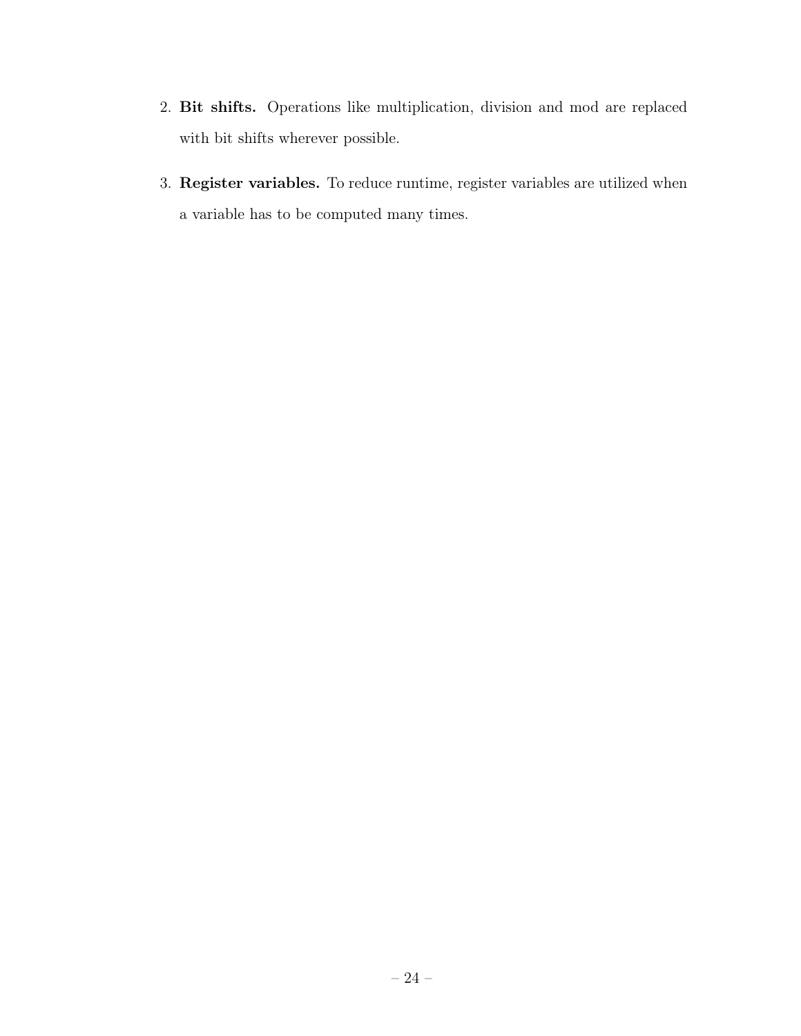2. **Bit shifts.** Operations like multiplication, division and mod are replaced with bit shifts wherever possible.

3. **Register variables.** To reduce runtime, register variables are utilized when a variable has to be computed many times.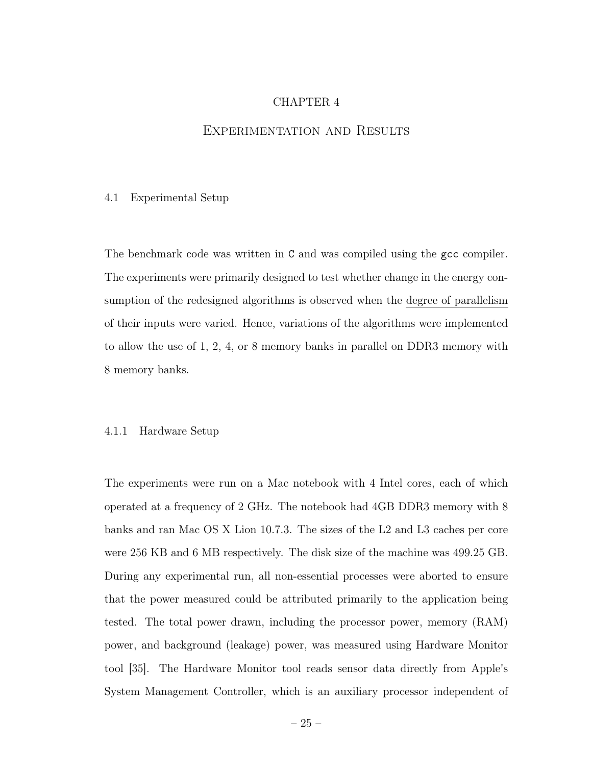# CHAPTER 4

# Experimentation and Results

## 4.1 Experimental Setup

The benchmark code was written in `C` and was compiled using the `gcc` compiler. The experiments were primarily designed to test whether change in the energy consumption of the redesigned algorithms is observed when the degree of parallelism of their inputs were varied. Hence, variations of the algorithms were implemented to allow the use of 1, 2, 4, or 8 memory banks in parallel on DDR3 memory with 8 memory banks.

### 4.1.1 Hardware Setup

The experiments were run on a Mac notebook with 4 Intel cores, each of which operated at a frequency of 2 GHz. The notebook had 4GB DDR3 memory with 8 banks and ran Mac OS X Lion 10.7.3. The sizes of the L2 and L3 caches per core were 256 KB and 6 MB respectively. The disk size of the machine was 499.25 GB. During any experimental run, all non-essential processes were aborted to ensure that the power measured could be attributed primarily to the application being tested. The total power drawn, including the processor power, memory (RAM) power, and background (leakage) power, was measured using Hardware Monitor tool [35]. The Hardware Monitor tool reads sensor data directly from Apple's System Management Controller, which is an auxiliary processor independent of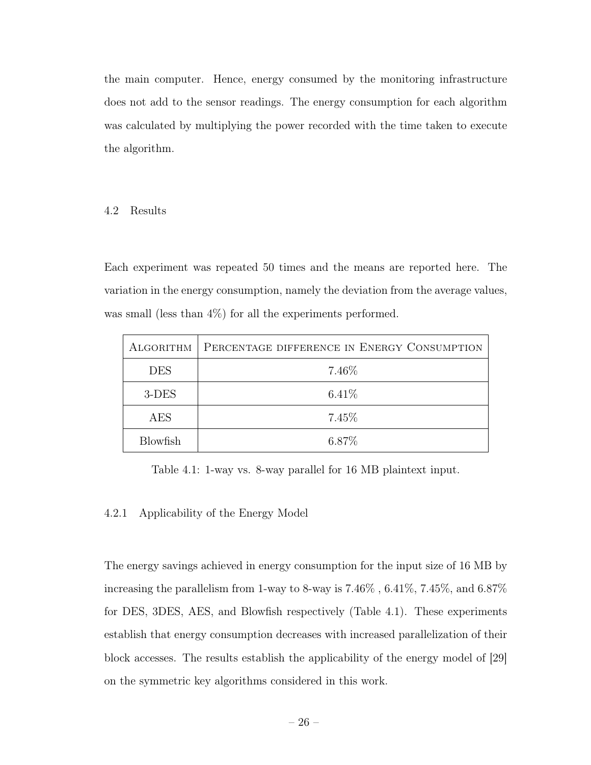the main computer. Hence, energy consumed by the monitoring infrastructure does not add to the sensor readings. The energy consumption for each algorithm was calculated by multiplying the power recorded with the time taken to execute the algorithm.

## 4.2 Results

Each experiment was repeated 50 times and the means are reported here. The variation in the energy consumption, namely the deviation from the average values, was small (less than 4%) for all the experiments performed.

| Algorithm | Percentage difference in Energy Consumption |
| --- | --- |
| DES | 7.46% |
| 3-DES | 6.41% |
| AES | 7.45% |
| Blowfish | 6.87% |

Table 4.1: 1-way vs. 8-way parallel for 16 MB plaintext input.

### 4.2.1 Applicability of the Energy Model

The energy savings achieved in energy consumption for the input size of 16 MB by increasing the parallelism from 1-way to 8-way is 7.46% , 6.41%, 7.45%, and 6.87% for DES, 3DES, AES, and Blowfish respectively (Table 4.1). These experiments establish that energy consumption decreases with increased parallelization of their block accesses. The results establish the applicability of the energy model of [29] on the symmetric key algorithms considered in this work.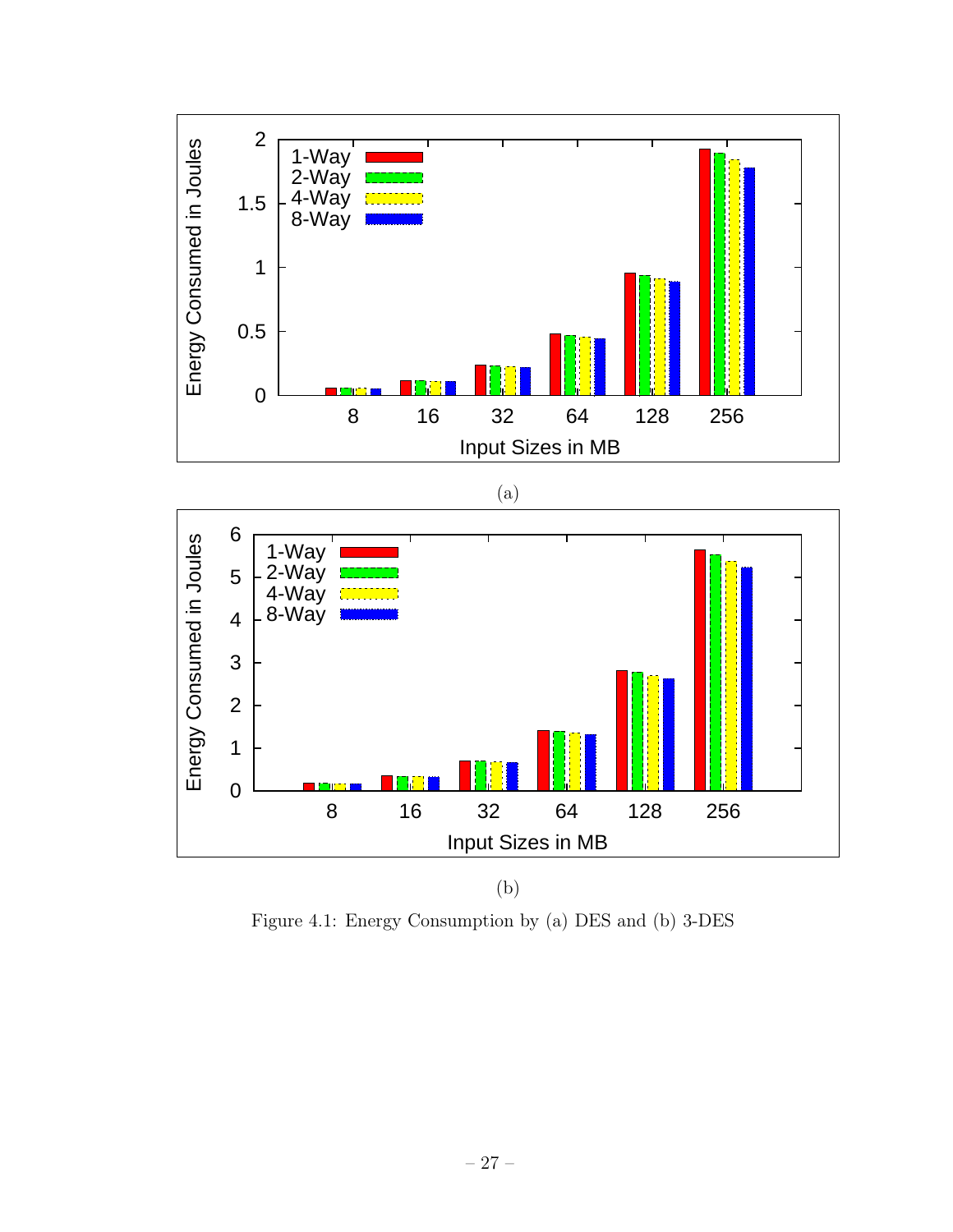(a)

(b)

Figure 4.1: Energy Consumption by (a) DES and (b) 3-DES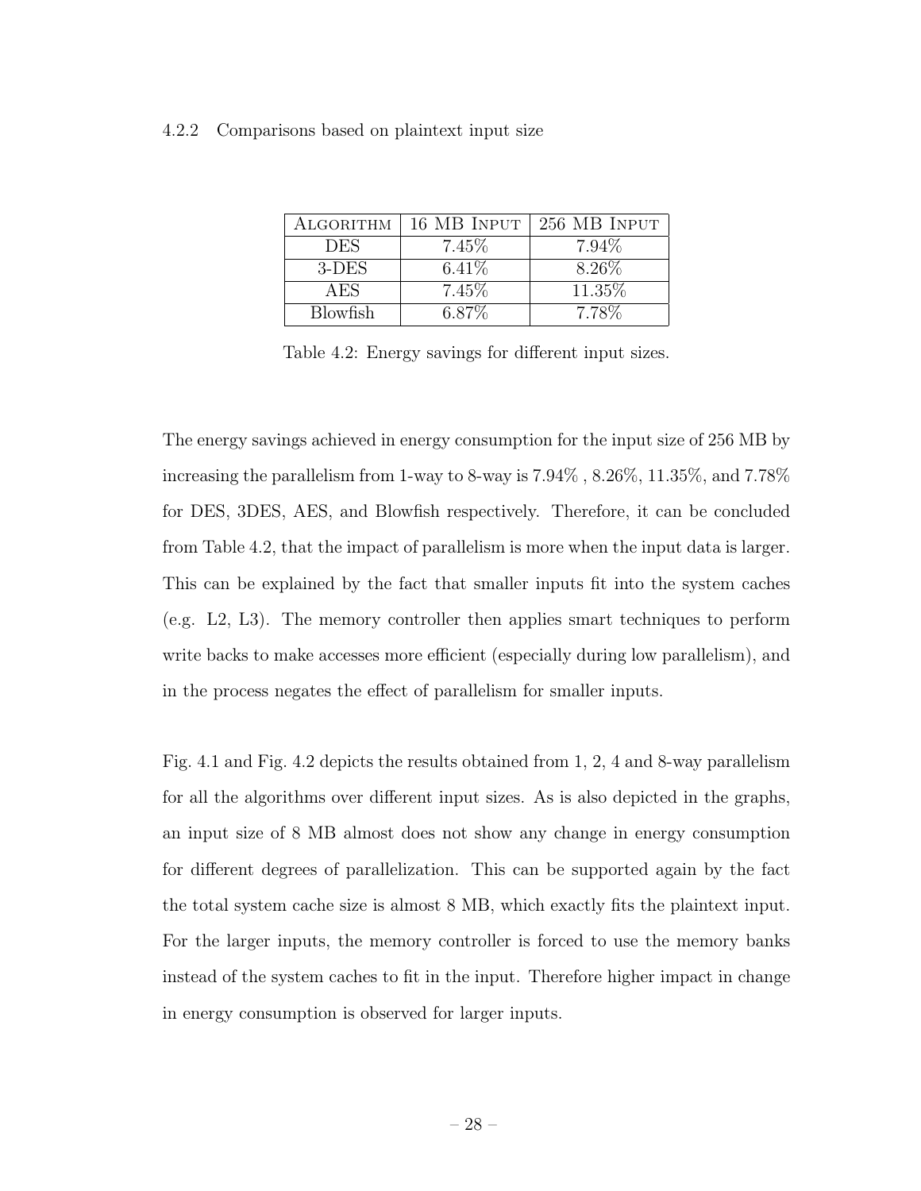### 4.2.2 Comparisons based on plaintext input size

| Algorithm | 16 MB Input | 256 MB Input |
|---|---|---|
| DES | 7.45% | 7.94% |
| 3-DES | 6.41% | 8.26% |
| AES | 7.45% | 11.35% |
| Blowfish | 6.87% | 7.78% |

Table 4.2: Energy savings for different input sizes.

The energy savings achieved in energy consumption for the input size of 256 MB by increasing the parallelism from 1-way to 8-way is 7.94% , 8.26%, 11.35%, and 7.78% for DES, 3DES, AES, and Blowfish respectively. Therefore, it can be concluded from Table 4.2, that the impact of parallelism is more when the input data is larger. This can be explained by the fact that smaller inputs fit into the system caches (e.g. L2, L3). The memory controller then applies smart techniques to perform write backs to make accesses more efficient (especially during low parallelism), and in the process negates the effect of parallelism for smaller inputs.

Fig. 4.1 and Fig. 4.2 depicts the results obtained from 1, 2, 4 and 8-way parallelism for all the algorithms over different input sizes. As is also depicted in the graphs, an input size of 8 MB almost does not show any change in energy consumption for different degrees of parallelization. This can be supported again by the fact the total system cache size is almost 8 MB, which exactly fits the plaintext input. For the larger inputs, the memory controller is forced to use the memory banks instead of the system caches to fit in the input. Therefore higher impact in change in energy consumption is observed for larger inputs.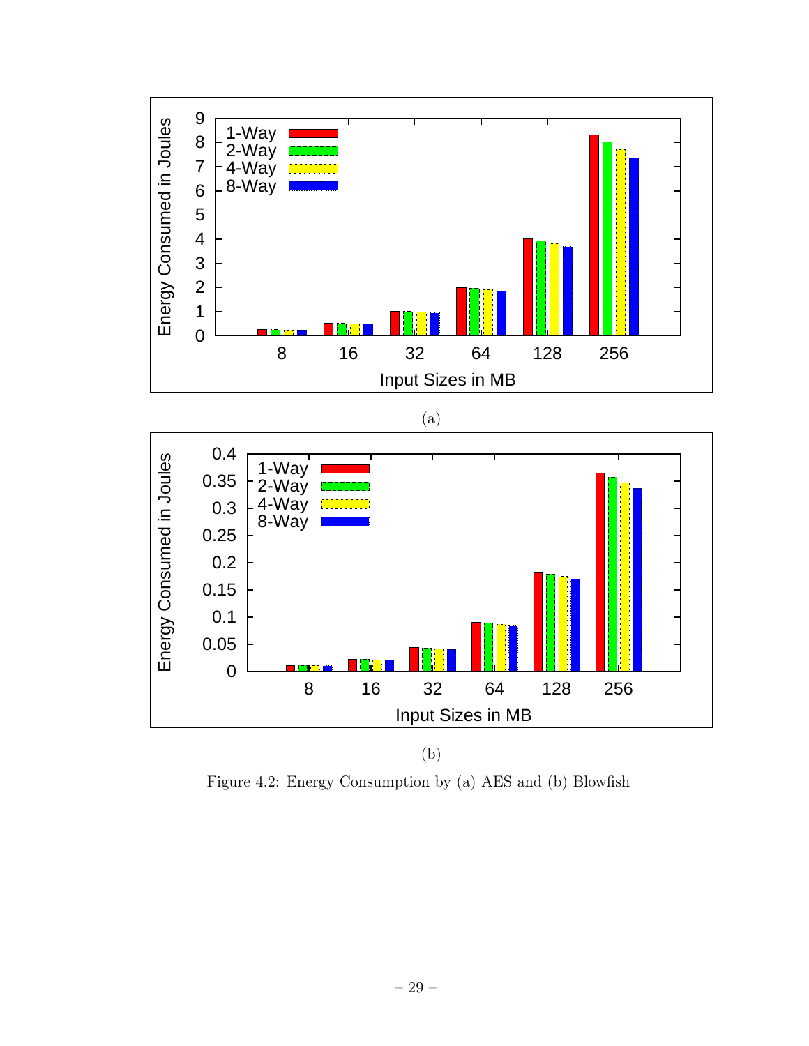(a)

(b)

Figure 4.2: Energy Consumption by (a) AES and (b) Blowfish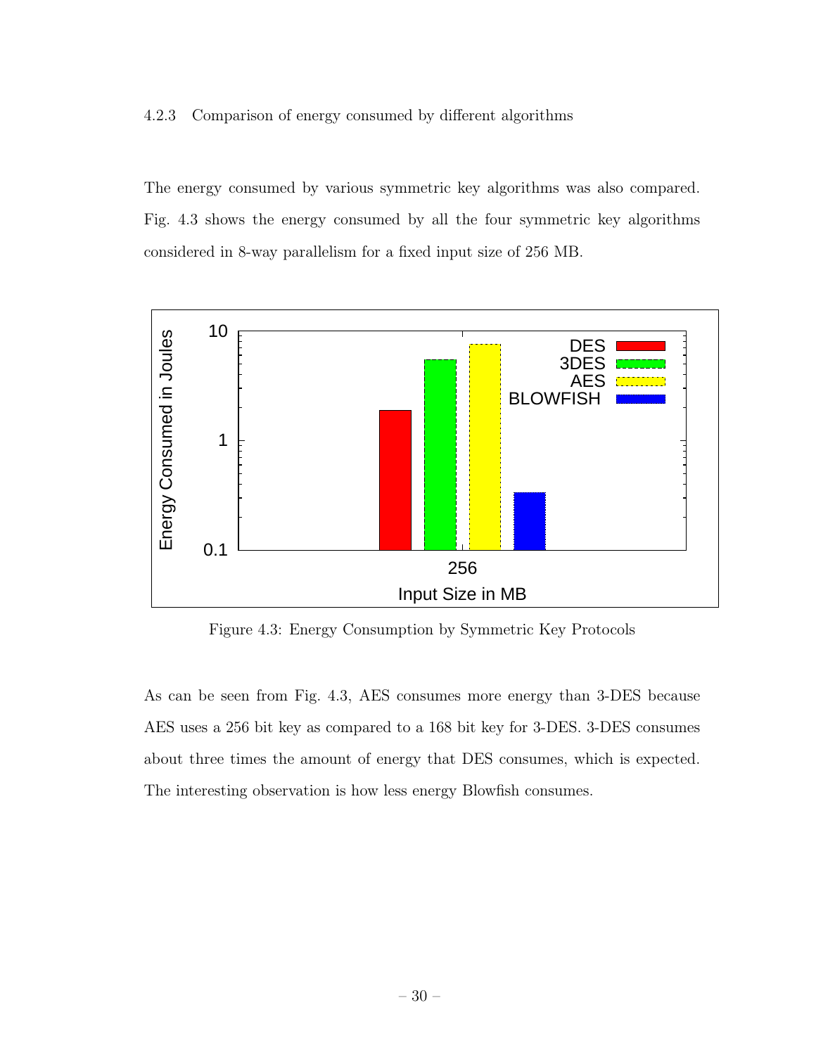### 4.2.3 Comparison of energy consumed by different algorithms

The energy consumed by various symmetric key algorithms was also compared. Fig. 4.3 shows the energy consumed by all the four symmetric key algorithms considered in 8-way parallelism for a fixed input size of 256 MB.

Figure 4.3: Energy Consumption by Symmetric Key Protocols

As can be seen from Fig. 4.3, AES consumes more energy than 3-DES because AES uses a 256 bit key as compared to a 168 bit key for 3-DES. 3-DES consumes about three times the amount of energy that DES consumes, which is expected. The interesting observation is how less energy Blowfish consumes.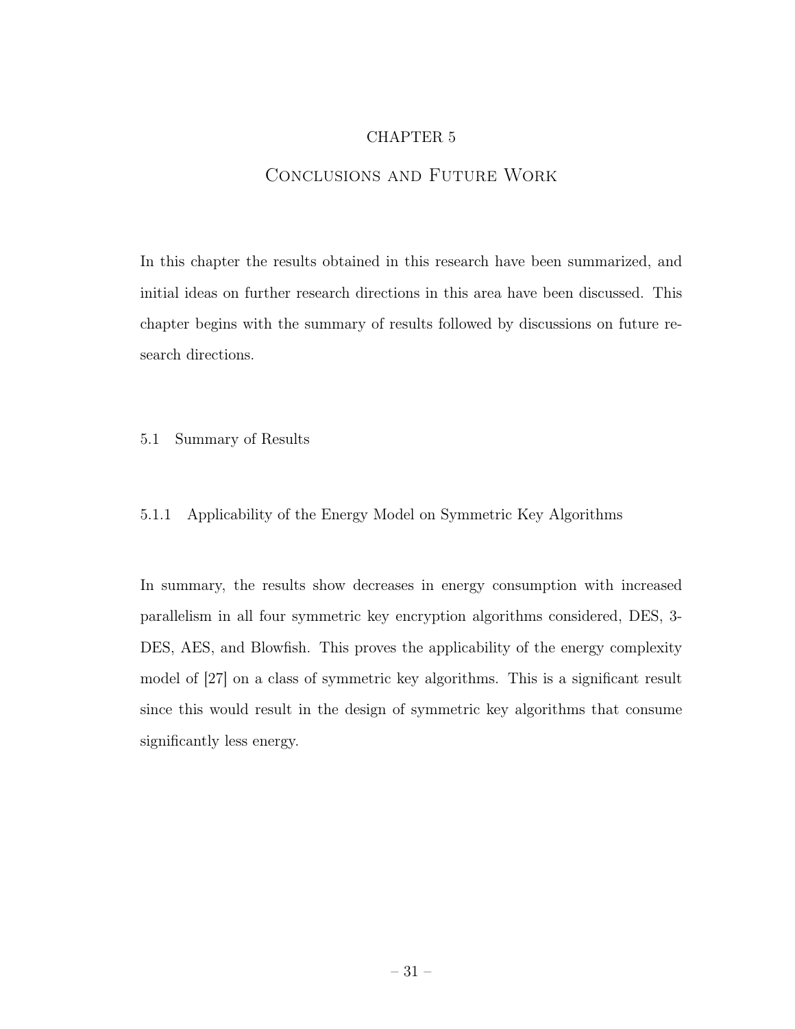# CHAPTER 5

# Conclusions and Future Work

In this chapter the results obtained in this research have been summarized, and initial ideas on further research directions in this area have been discussed. This chapter begins with the summary of results followed by discussions on future research directions.

## 5.1 Summary of Results

### 5.1.1 Applicability of the Energy Model on Symmetric Key Algorithms

In summary, the results show decreases in energy consumption with increased parallelism in all four symmetric key encryption algorithms considered, DES, 3-DES, AES, and Blowfish. This proves the applicability of the energy complexity model of [27] on a class of symmetric key algorithms. This is a significant result since this would result in the design of symmetric key algorithms that consume significantly less energy.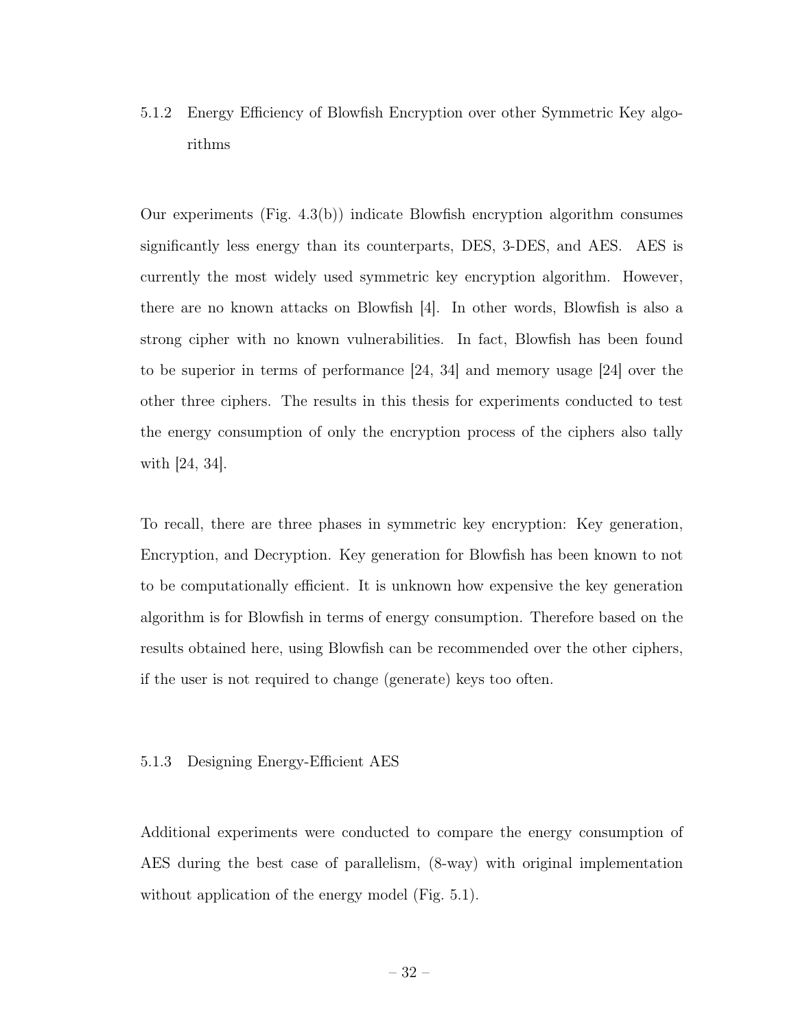### 5.1.2 Energy Efficiency of Blowfish Encryption over other Symmetric Key algorithms

Our experiments (Fig. 4.3(b)) indicate Blowfish encryption algorithm consumes significantly less energy than its counterparts, DES, 3-DES, and AES. AES is currently the most widely used symmetric key encryption algorithm. However, there are no known attacks on Blowfish [4]. In other words, Blowfish is also a strong cipher with no known vulnerabilities. In fact, Blowfish has been found to be superior in terms of performance [24, 34] and memory usage [24] over the other three ciphers. The results in this thesis for experiments conducted to test the energy consumption of only the encryption process of the ciphers also tally with [24, 34].

To recall, there are three phases in symmetric key encryption: Key generation, Encryption, and Decryption. Key generation for Blowfish has been known to not to be computationally efficient. It is unknown how expensive the key generation algorithm is for Blowfish in terms of energy consumption. Therefore based on the results obtained here, using Blowfish can be recommended over the other ciphers, if the user is not required to change (generate) keys too often.

### 5.1.3 Designing Energy-Efficient AES

Additional experiments were conducted to compare the energy consumption of AES during the best case of parallelism, (8-way) with original implementation without application of the energy model (Fig. 5.1).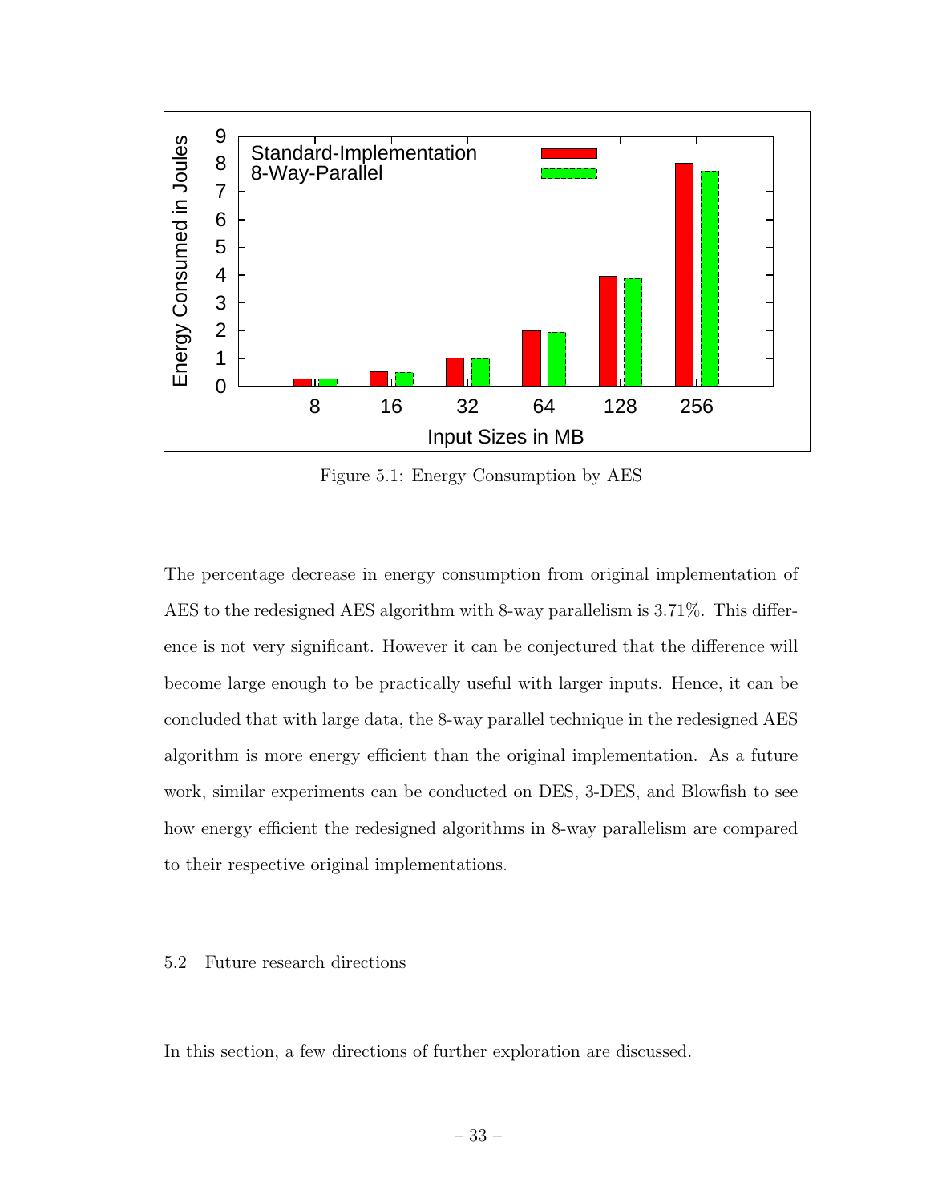Figure 5.1: Energy Consumption by AES

The percentage decrease in energy consumption from original implementation of AES to the redesigned AES algorithm with 8-way parallelism is 3.71%. This difference is not very significant. However it can be conjectured that the difference will become large enough to be practically useful with larger inputs. Hence, it can be concluded that with large data, the 8-way parallel technique in the redesigned AES algorithm is more energy efficient than the original implementation. As a future work, similar experiments can be conducted on DES, 3-DES, and Blowfish to see how energy efficient the redesigned algorithms in 8-way parallelism are compared to their respective original implementations.

## 5.2 Future research directions

In this section, a few directions of further exploration are discussed.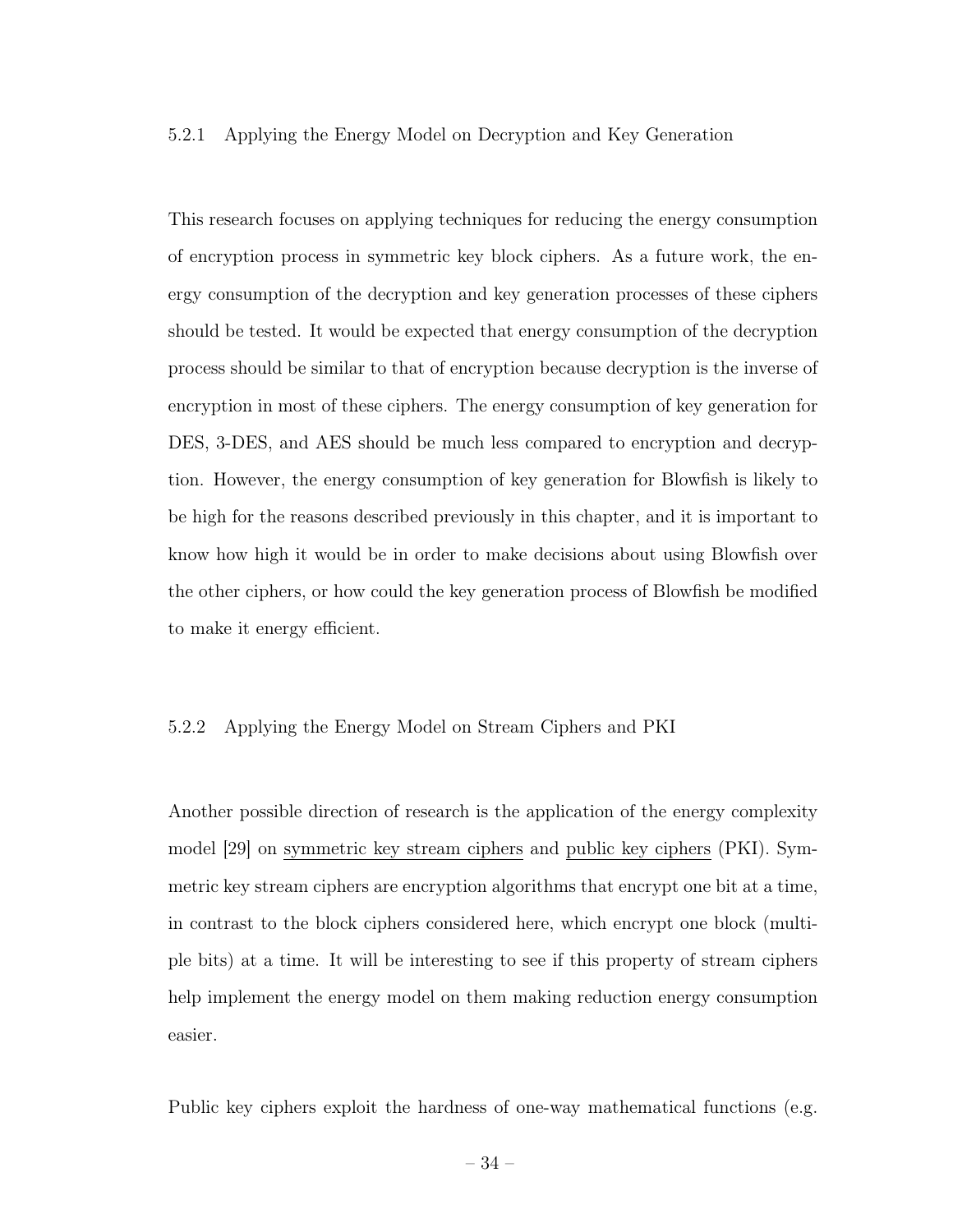### 5.2.1 Applying the Energy Model on Decryption and Key Generation

This research focuses on applying techniques for reducing the energy consumption of encryption process in symmetric key block ciphers. As a future work, the energy consumption of the decryption and key generation processes of these ciphers should be tested. It would be expected that energy consumption of the decryption process should be similar to that of encryption because decryption is the inverse of encryption in most of these ciphers. The energy consumption of key generation for DES, 3-DES, and AES should be much less compared to encryption and decryption. However, the energy consumption of key generation for Blowfish is likely to be high for the reasons described previously in this chapter, and it is important to know how high it would be in order to make decisions about using Blowfish over the other ciphers, or how could the key generation process of Blowfish be modified to make it energy efficient.

### 5.2.2 Applying the Energy Model on Stream Ciphers and PKI

Another possible direction of research is the application of the energy complexity model [29] on <u>symmetric key stream ciphers</u> and <u>public key ciphers</u> (PKI). Symmetric key stream ciphers are encryption algorithms that encrypt one bit at a time, in contrast to the block ciphers considered here, which encrypt one block (multiple bits) at a time. It will be interesting to see if this property of stream ciphers help implement the energy model on them making reduction energy consumption easier.

Public key ciphers exploit the hardness of one-way mathematical functions (e.g.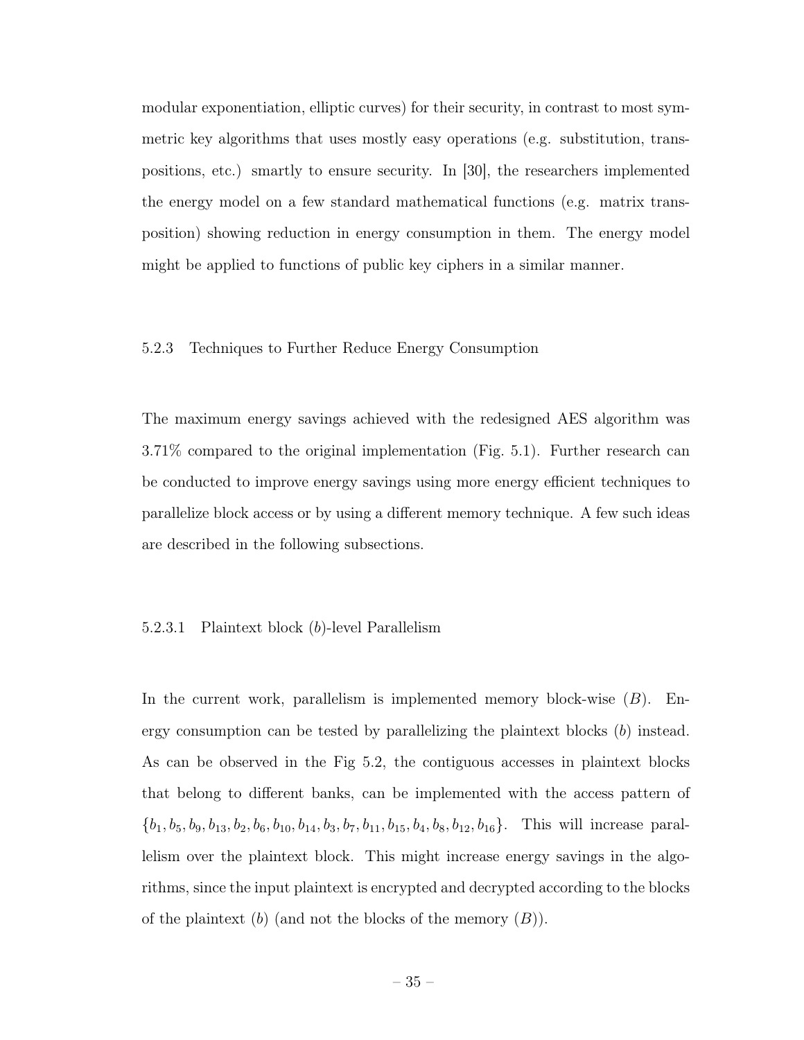modular exponentiation, elliptic curves) for their security, in contrast to most symmetric key algorithms that uses mostly easy operations (e.g. substitution, transpositions, etc.) smartly to ensure security. In [30], the researchers implemented the energy model on a few standard mathematical functions (e.g. matrix transposition) showing reduction in energy consumption in them. The energy model might be applied to functions of public key ciphers in a similar manner.

#### 5.2.3 Techniques to Further Reduce Energy Consumption

The maximum energy savings achieved with the redesigned AES algorithm was 3.71% compared to the original implementation (Fig. 5.1). Further research can be conducted to improve energy savings using more energy efficient techniques to parallelize block access or by using a different memory technique. A few such ideas are described in the following subsections.

##### 5.2.3.1 Plaintext block ($b$)-level Parallelism

In the current work, parallelism is implemented memory block-wise ($B$). Energy consumption can be tested by parallelizing the plaintext blocks ($b$) instead. As can be observed in the Fig 5.2, the contiguous accesses in plaintext blocks that belong to different banks, can be implemented with the access pattern of $\{b_1, b_5, b_9, b_{13}, b_2, b_6, b_{10}, b_{14}, b_3, b_7, b_{11}, b_{15}, b_4, b_8, b_{12}, b_{16}\}$. This will increase parallelism over the plaintext block. This might increase energy savings in the algorithms, since the input plaintext is encrypted and decrypted according to the blocks of the plaintext ($b$) (and not the blocks of the memory ($B$)).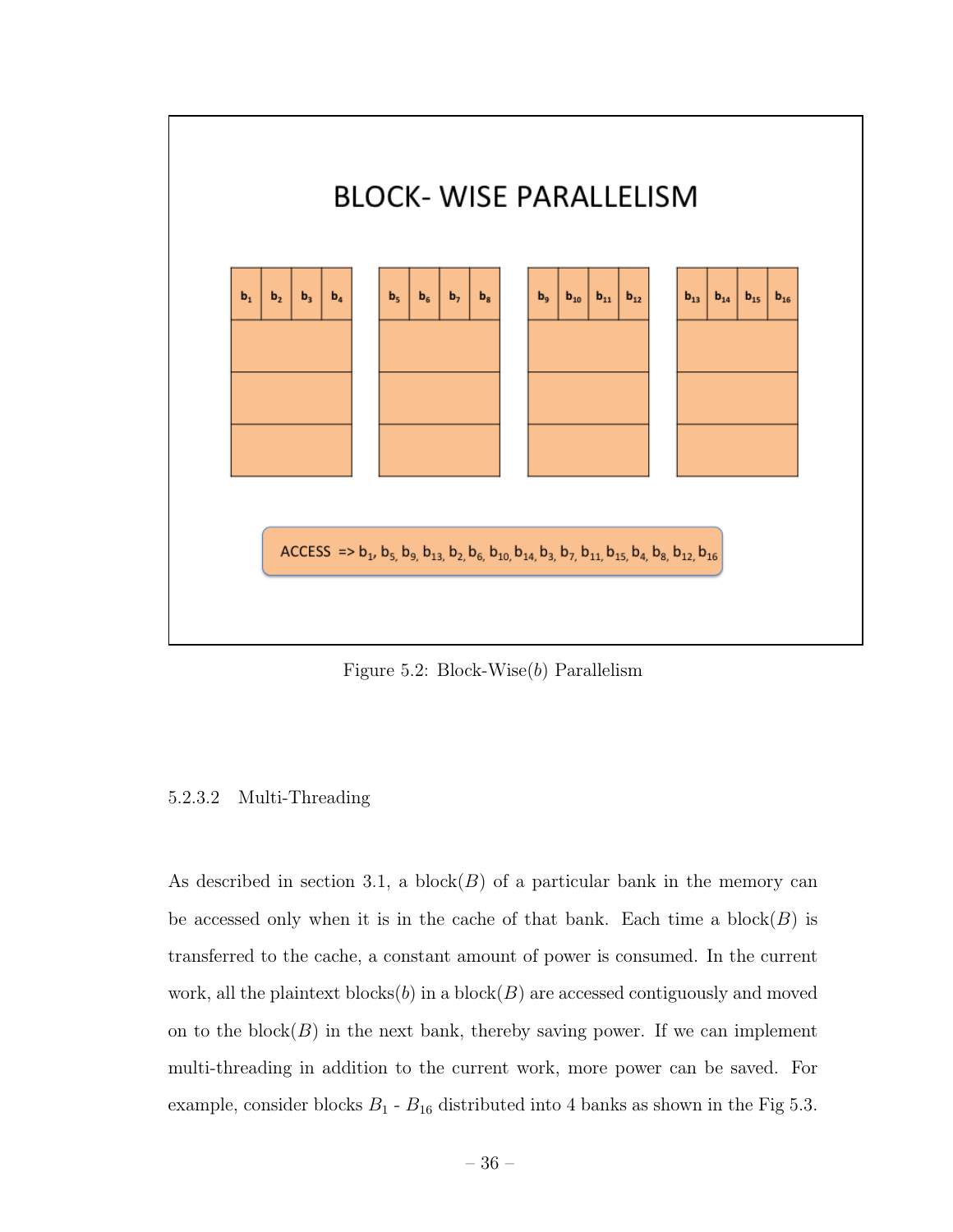Figure 5.2: Block-Wise($b$) Parallelism

5.2.3.2 Multi-Threading

As described in section 3.1, a block($B$) of a particular bank in the memory can be accessed only when it is in the cache of that bank. Each time a block($B$) is transferred to the cache, a constant amount of power is consumed. In the current work, all the plaintext blocks($b$) in a block($B$) are accessed contiguously and moved on to the block($B$) in the next bank, thereby saving power. If we can implement multi-threading in addition to the current work, more power can be saved. For example, consider blocks $B_1$ - $B_{16}$ distributed into 4 banks as shown in the Fig 5.3.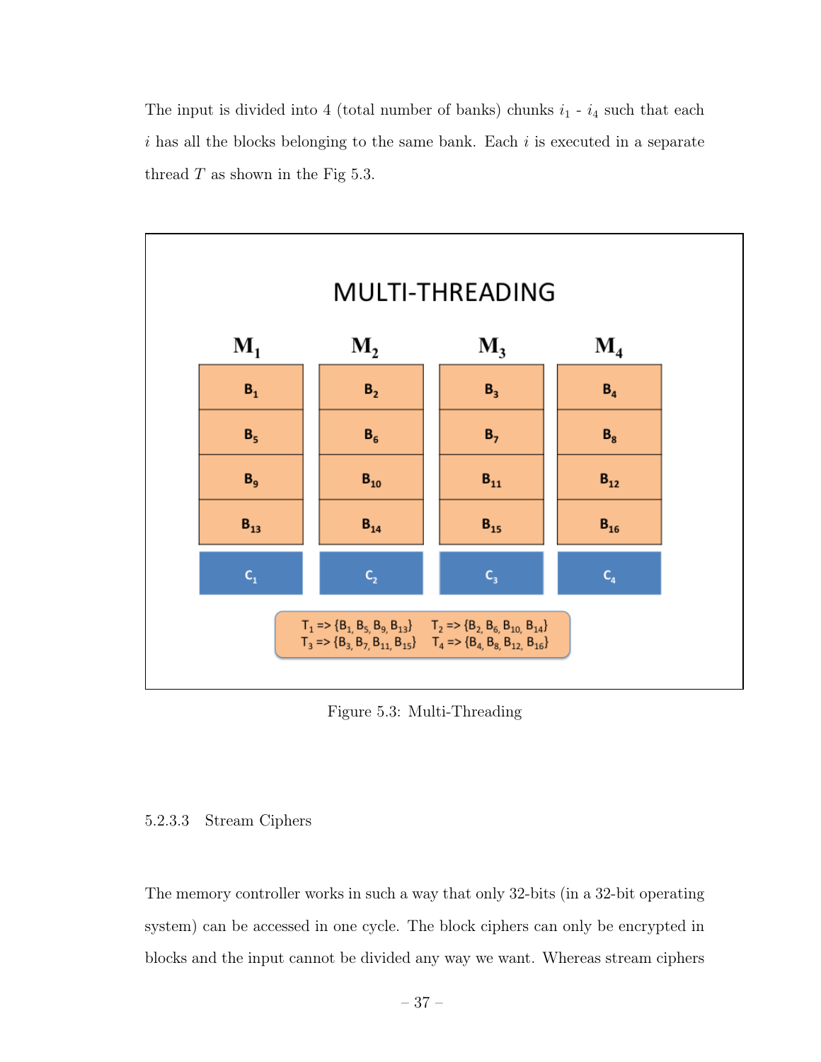The input is divided into 4 (total number of banks) chunks $i_1$ - $i_4$ such that each $i$ has all the blocks belonging to the same bank. Each $i$ is executed in a separate thread $T$ as shown in the Fig 5.3.

Figure 5.3: Multi-Threading

5.2.3.3 Stream Ciphers

The memory controller works in such a way that only 32-bits (in a 32-bit operating system) can be accessed in one cycle. The block ciphers can only be encrypted in blocks and the input cannot be divided any way we want. Whereas stream ciphers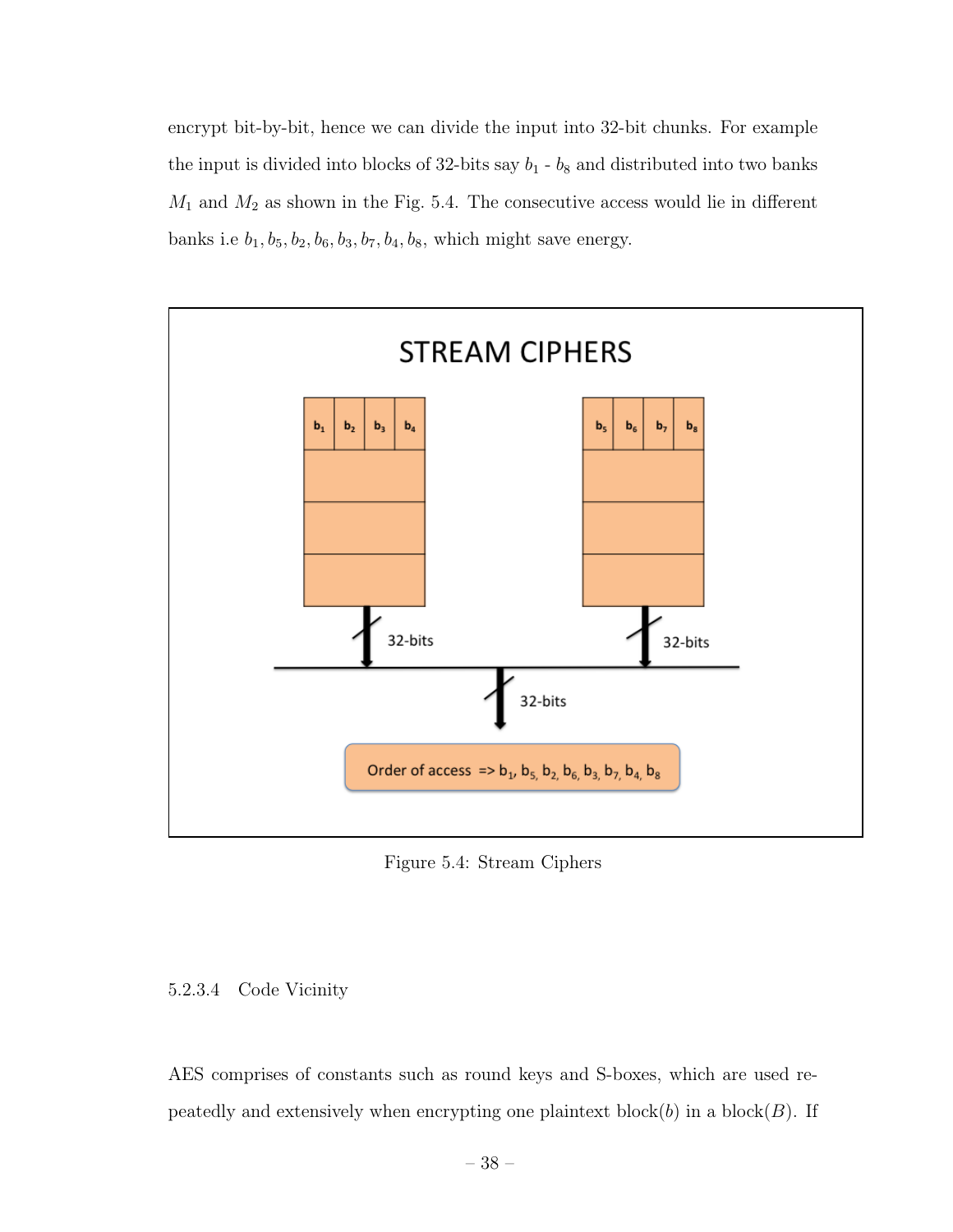encrypt bit-by-bit, hence we can divide the input into 32-bit chunks. For example the input is divided into blocks of 32-bits say $b_1$ - $b_8$ and distributed into two banks $M_1$ and $M_2$ as shown in the Fig. 5.4. The consecutive access would lie in different banks i.e $b_1, b_5, b_2, b_6, b_3, b_7, b_4, b_8$, which might save energy.

Figure 5.4: Stream Ciphers

#### 5.2.3.4 Code Vicinity

AES comprises of constants such as round keys and S-boxes, which are used repeatedly and extensively when encrypting one plaintext block($b$) in a block($B$). If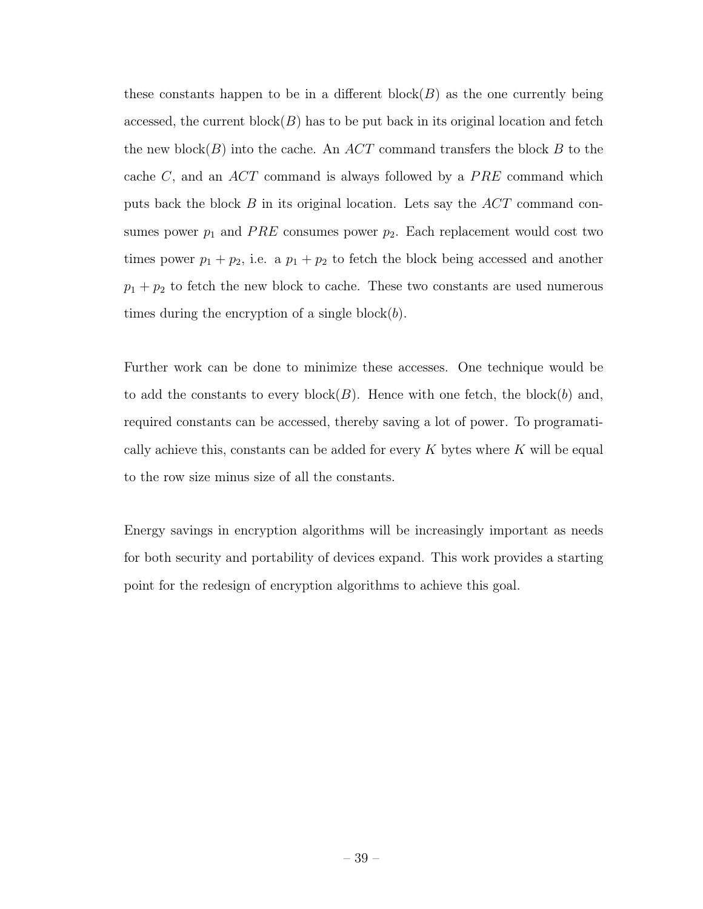these constants happen to be in a different block($B$) as the one currently being accessed, the current block($B$) has to be put back in its original location and fetch the new block($B$) into the cache. An $ACT$ command transfers the block $B$ to the cache $C$, and an $ACT$ command is always followed by a $PRE$ command which puts back the block $B$ in its original location. Lets say the $ACT$ command consumes power $p_1$ and $PRE$ consumes power $p_2$. Each replacement would cost two times power $p_1 + p_2$, i.e. a $p_1 + p_2$ to fetch the block being accessed and another $p_1 + p_2$ to fetch the new block to cache. These two constants are used numerous times during the encryption of a single block($b$).

Further work can be done to minimize these accesses. One technique would be to add the constants to every block($B$). Hence with one fetch, the block($b$) and, required constants can be accessed, thereby saving a lot of power. To programatically achieve this, constants can be added for every $K$ bytes where $K$ will be equal to the row size minus size of all the constants.

Energy savings in encryption algorithms will be increasingly important as needs for both security and portability of devices expand. This work provides a starting point for the redesign of encryption algorithms to achieve this goal.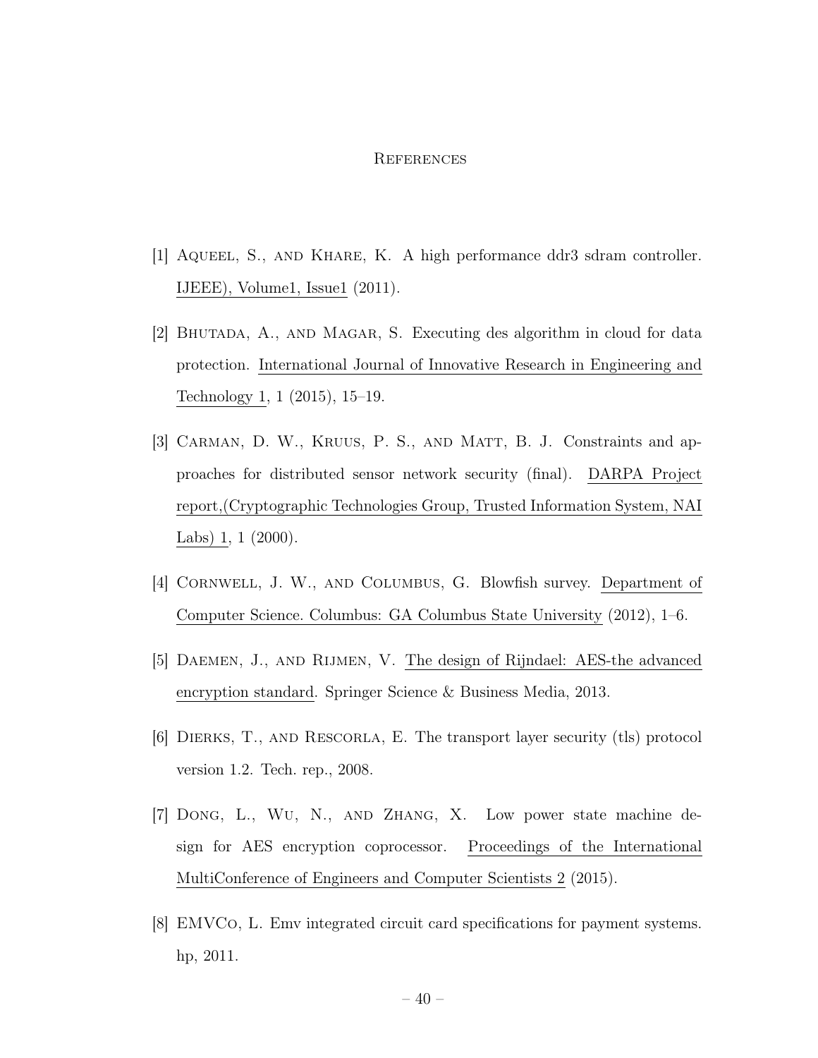# References

[1] Aqueel, S., and Khare, K. A high performance ddr3 sdram controller. IJEEE), Volume1, Issue1 (2011).

[2] Bhutada, A., and Magar, S. Executing des algorithm in cloud for data protection. International Journal of Innovative Research in Engineering and Technology 1, 1 (2015), 15–19.

[3] Carman, D. W., Kruus, P. S., and Matt, B. J. Constraints and approaches for distributed sensor network security (final). DARPA Project report,(Cryptographic Technologies Group, Trusted Information System, NAI Labs) 1, 1 (2000).

[4] Cornwell, J. W., and Columbus, G. Blowfish survey. Department of Computer Science. Columbus: GA Columbus State University (2012), 1–6.

[5] Daemen, J., and Rijmen, V. The design of Rijndael: AES-the advanced encryption standard. Springer Science & Business Media, 2013.

[6] Dierks, T., and Rescorla, E. The transport layer security (tls) protocol version 1.2. Tech. rep., 2008.

[7] Dong, L., Wu, N., and Zhang, X. Low power state machine design for AES encryption coprocessor. Proceedings of the International MultiConference of Engineers and Computer Scientists 2 (2015).

[8] EMVCo, L. Emv integrated circuit card specifications for payment systems. hp, 2011.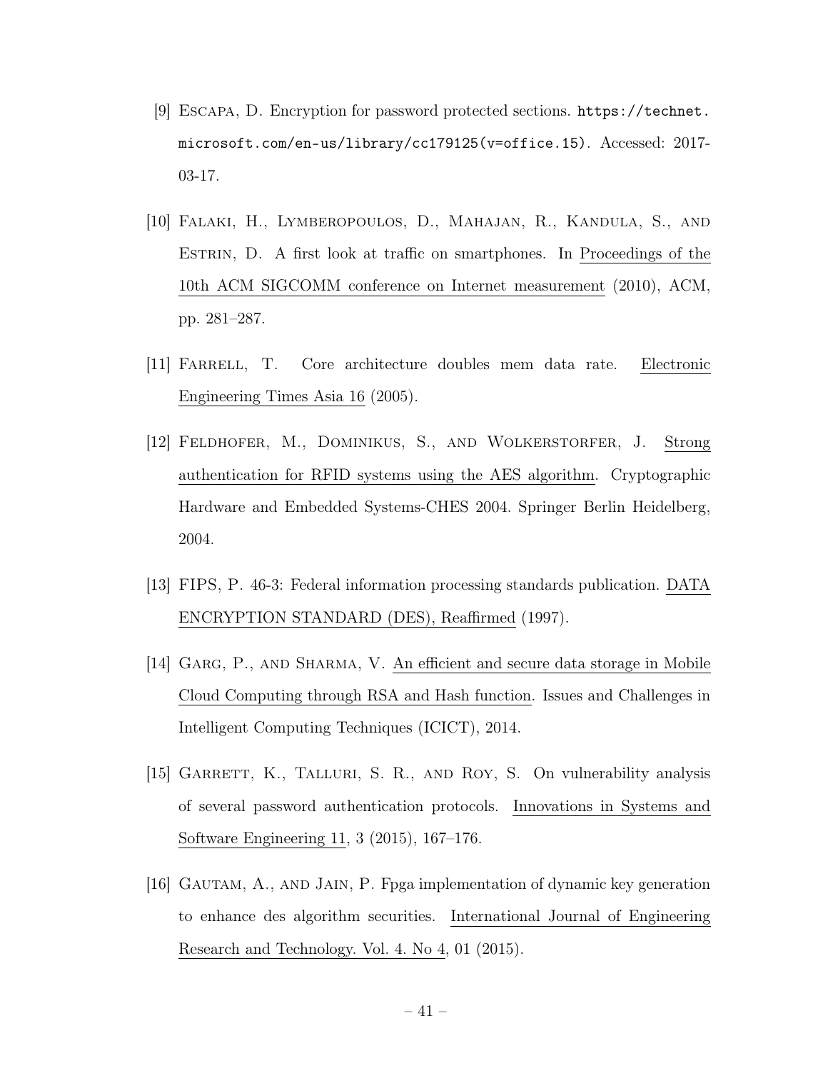[9] Escapa, D. Encryption for password protected sections. `https://technet.microsoft.com/en-us/library/cc179125(v=office.15)`. Accessed: 2017-03-17.

[10] Falaki, H., Lymberopoulos, D., Mahajan, R., Kandula, S., and Estrin, D. A first look at traffic on smartphones. In Proceedings of the 10th ACM SIGCOMM conference on Internet measurement (2010), ACM, pp. 281–287.

[11] Farrell, T. Core architecture doubles mem data rate. Electronic Engineering Times Asia 16 (2005).

[12] Feldhofer, M., Dominikus, S., and Wolkerstorfer, J. Strong authentication for RFID systems using the AES algorithm. Cryptographic Hardware and Embedded Systems-CHES 2004. Springer Berlin Heidelberg, 2004.

[13] FIPS, P. 46-3: Federal information processing standards publication. DATA ENCRYPTION STANDARD (DES), Reaffirmed (1997).

[14] Garg, P., and Sharma, V. An efficient and secure data storage in Mobile Cloud Computing through RSA and Hash function. Issues and Challenges in Intelligent Computing Techniques (ICICT), 2014.

[15] Garrett, K., Talluri, S. R., and Roy, S. On vulnerability analysis of several password authentication protocols. Innovations in Systems and Software Engineering 11, 3 (2015), 167–176.

[16] Gautam, A., and Jain, P. Fpga implementation of dynamic key generation to enhance des algorithm securities. International Journal of Engineering Research and Technology. Vol. 4. No 4, 01 (2015).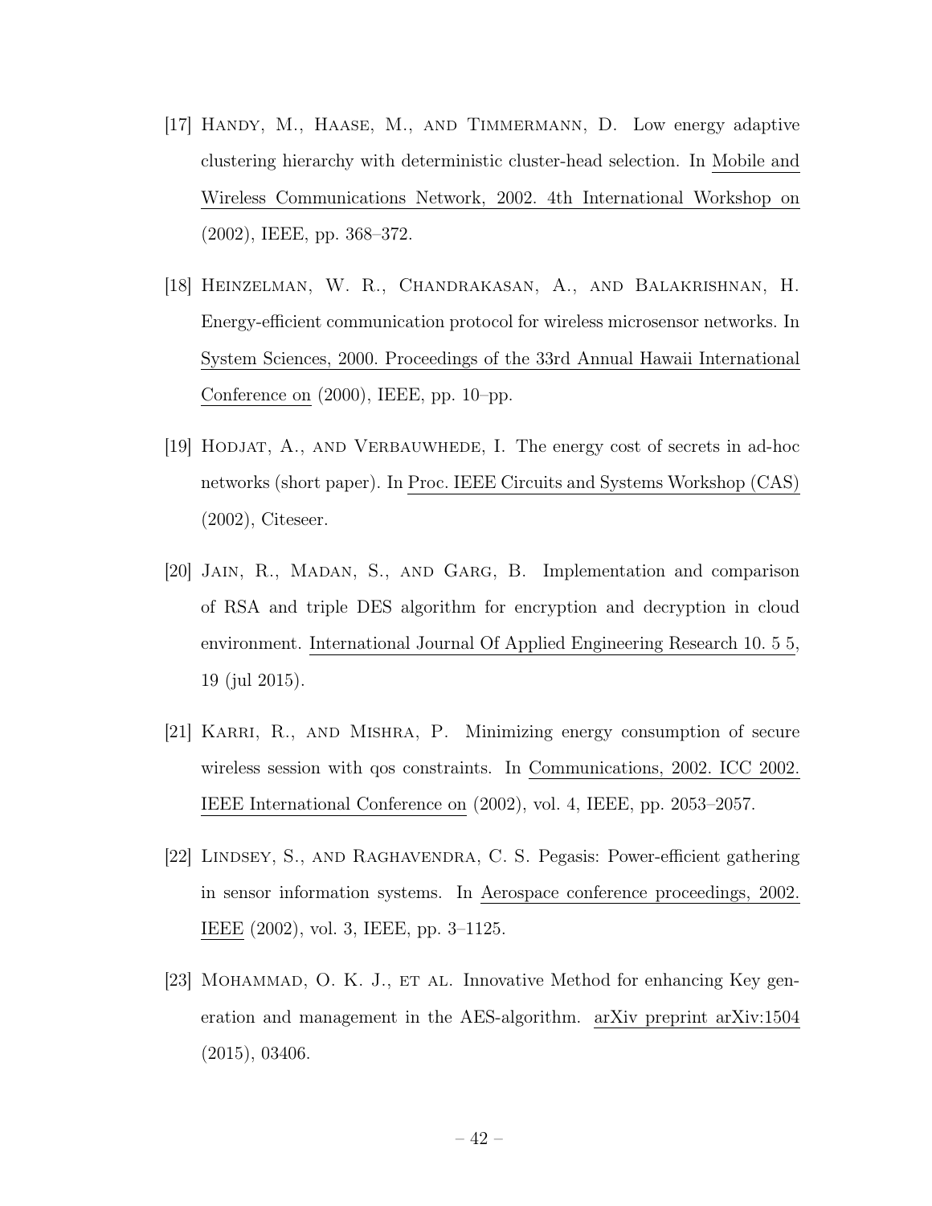[17] Handy, M., Haase, M., and Timmermann, D. Low energy adaptive clustering hierarchy with deterministic cluster-head selection. In Mobile and Wireless Communications Network, 2002. 4th International Workshop on (2002), IEEE, pp. 368–372.

[18] Heinzelman, W. R., Chandrakasan, A., and Balakrishnan, H. Energy-efficient communication protocol for wireless microsensor networks. In System Sciences, 2000. Proceedings of the 33rd Annual Hawaii International Conference on (2000), IEEE, pp. 10–pp.

[19] Hodjat, A., and Verbauwhede, I. The energy cost of secrets in ad-hoc networks (short paper). In Proc. IEEE Circuits and Systems Workshop (CAS) (2002), Citeseer.

[20] Jain, R., Madan, S., and Garg, B. Implementation and comparison of RSA and triple DES algorithm for encryption and decryption in cloud environment. International Journal Of Applied Engineering Research 10. 5 5, 19 (jul 2015).

[21] Karri, R., and Mishra, P. Minimizing energy consumption of secure wireless session with qos constraints. In Communications, 2002. ICC 2002. IEEE International Conference on (2002), vol. 4, IEEE, pp. 2053–2057.

[22] Lindsey, S., and Raghavendra, C. S. Pegasis: Power-efficient gathering in sensor information systems. In Aerospace conference proceedings, 2002. IEEE (2002), vol. 3, IEEE, pp. 3–1125.

[23] Mohammad, O. K. J., et al. Innovative Method for enhancing Key generation and management in the AES-algorithm. arXiv preprint arXiv:1504 (2015), 03406.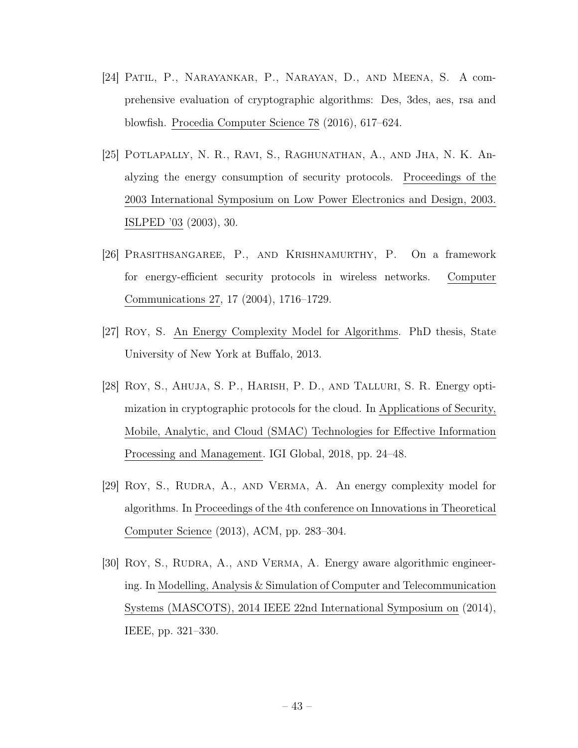[24] Patil, P., Narayankar, P., Narayan, D., and Meena, S. A comprehensive evaluation of cryptographic algorithms: Des, 3des, aes, rsa and blowfish. Procedia Computer Science 78 (2016), 617–624.

[25] Potlapally, N. R., Ravi, S., Raghunathan, A., and Jha, N. K. Analyzing the energy consumption of security protocols. Proceedings of the 2003 International Symposium on Low Power Electronics and Design, 2003. ISLPED '03 (2003), 30.

[26] Prasithsangaree, P., and Krishnamurthy, P. On a framework for energy-efficient security protocols in wireless networks. Computer Communications 27, 17 (2004), 1716–1729.

[27] Roy, S. An Energy Complexity Model for Algorithms. PhD thesis, State University of New York at Buffalo, 2013.

[28] Roy, S., Ahuja, S. P., Harish, P. D., and Talluri, S. R. Energy optimization in cryptographic protocols for the cloud. In Applications of Security, Mobile, Analytic, and Cloud (SMAC) Technologies for Effective Information Processing and Management. IGI Global, 2018, pp. 24–48.

[29] Roy, S., Rudra, A., and Verma, A. An energy complexity model for algorithms. In Proceedings of the 4th conference on Innovations in Theoretical Computer Science (2013), ACM, pp. 283–304.

[30] Roy, S., Rudra, A., and Verma, A. Energy aware algorithmic engineering. In Modelling, Analysis & Simulation of Computer and Telecommunication Systems (MASCOTS), 2014 IEEE 22nd International Symposium on (2014), IEEE, pp. 321–330.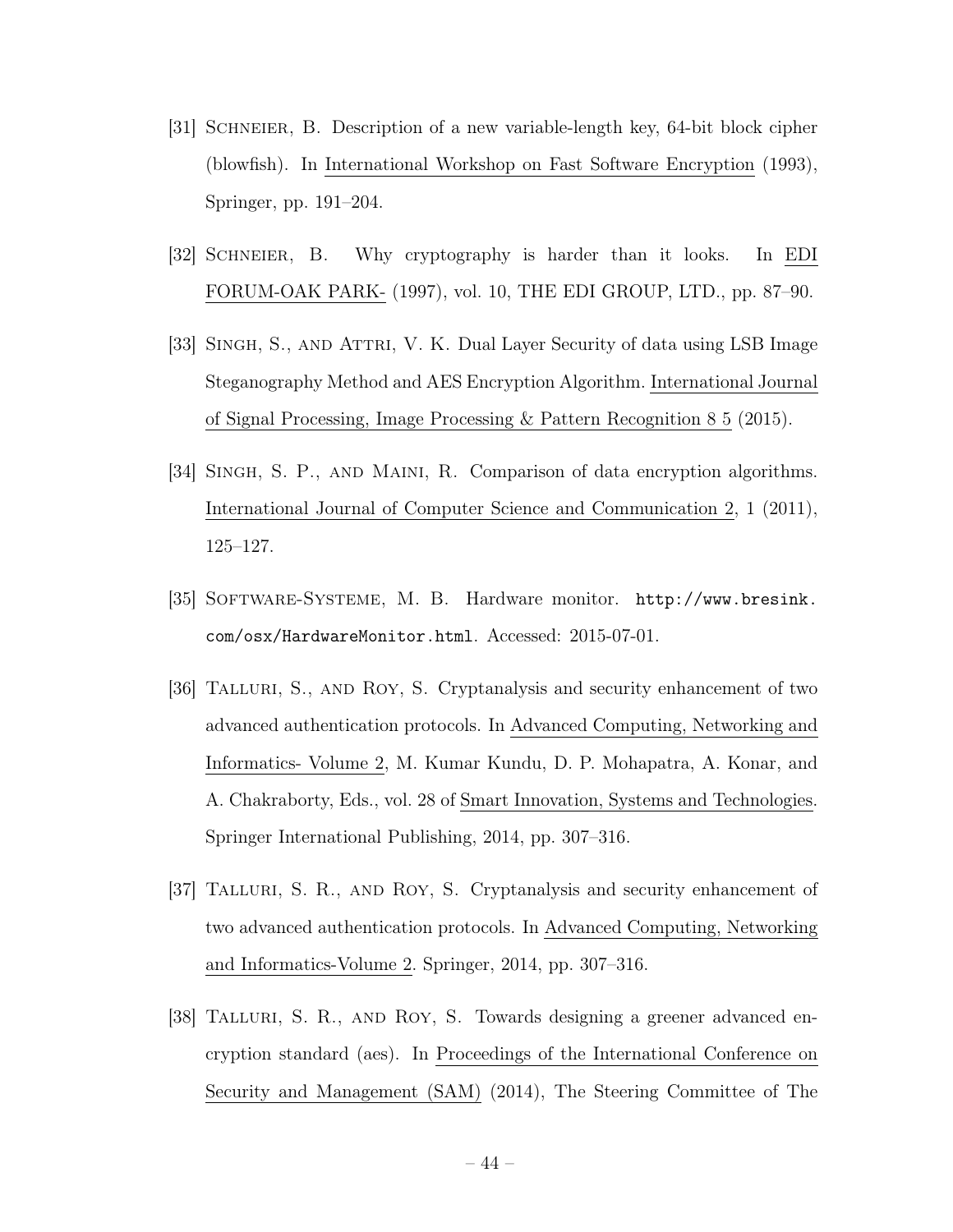[31] Schneier, B. Description of a new variable-length key, 64-bit block cipher (blowfish). In International Workshop on Fast Software Encryption (1993), Springer, pp. 191–204.

[32] Schneier, B. Why cryptography is harder than it looks. In EDI FORUM-OAK PARK- (1997), vol. 10, THE EDI GROUP, LTD., pp. 87–90.

[33] Singh, S., and Attri, V. K. Dual Layer Security of data using LSB Image Steganography Method and AES Encryption Algorithm. International Journal of Signal Processing, Image Processing & Pattern Recognition 8 5 (2015).

[34] Singh, S. P., and Maini, R. Comparison of data encryption algorithms. International Journal of Computer Science and Communication 2, 1 (2011), 125–127.

[35] Software-Systeme, M. B. Hardware monitor. `http://www.bresink.com/osx/HardwareMonitor.html`. Accessed: 2015-07-01.

[36] Talluri, S., and Roy, S. Cryptanalysis and security enhancement of two advanced authentication protocols. In Advanced Computing, Networking and Informatics- Volume 2, M. Kumar Kundu, D. P. Mohapatra, A. Konar, and A. Chakraborty, Eds., vol. 28 of Smart Innovation, Systems and Technologies. Springer International Publishing, 2014, pp. 307–316.

[37] Talluri, S. R., and Roy, S. Cryptanalysis and security enhancement of two advanced authentication protocols. In Advanced Computing, Networking and Informatics-Volume 2. Springer, 2014, pp. 307–316.

[38] Talluri, S. R., and Roy, S. Towards designing a greener advanced encryption standard (aes). In Proceedings of the International Conference on Security and Management (SAM) (2014), The Steering Committee of The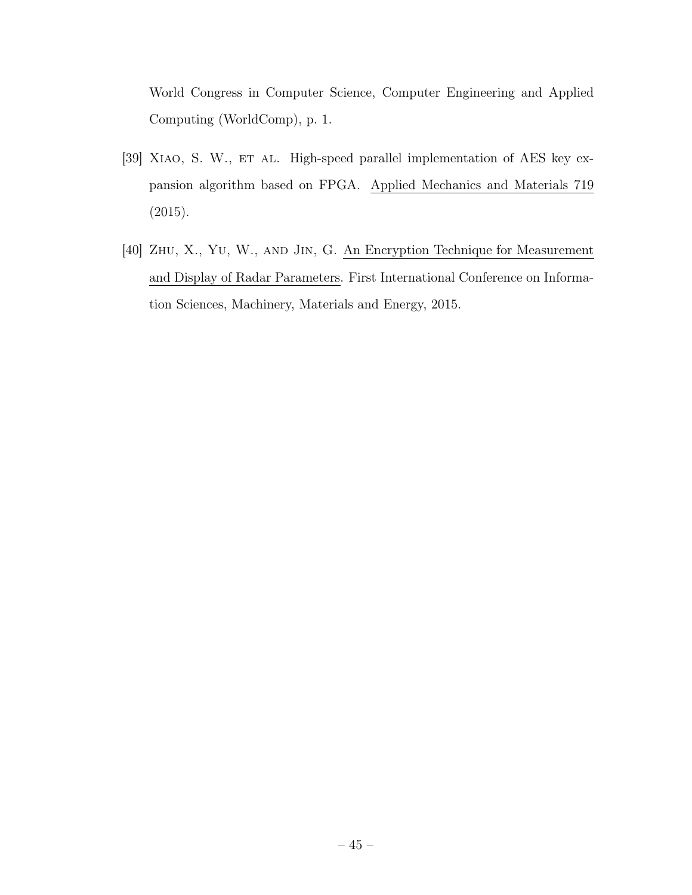World Congress in Computer Science, Computer Engineering and Applied Computing (WorldComp), p. 1.

[39] Xiao, S. W., et al. High-speed parallel implementation of AES key expansion algorithm based on FPGA. Applied Mechanics and Materials 719 (2015).

[40] Zhu, X., Yu, W., and Jin, G. An Encryption Technique for Measurement and Display of Radar Parameters. First International Conference on Information Sciences, Machinery, Materials and Energy, 2015.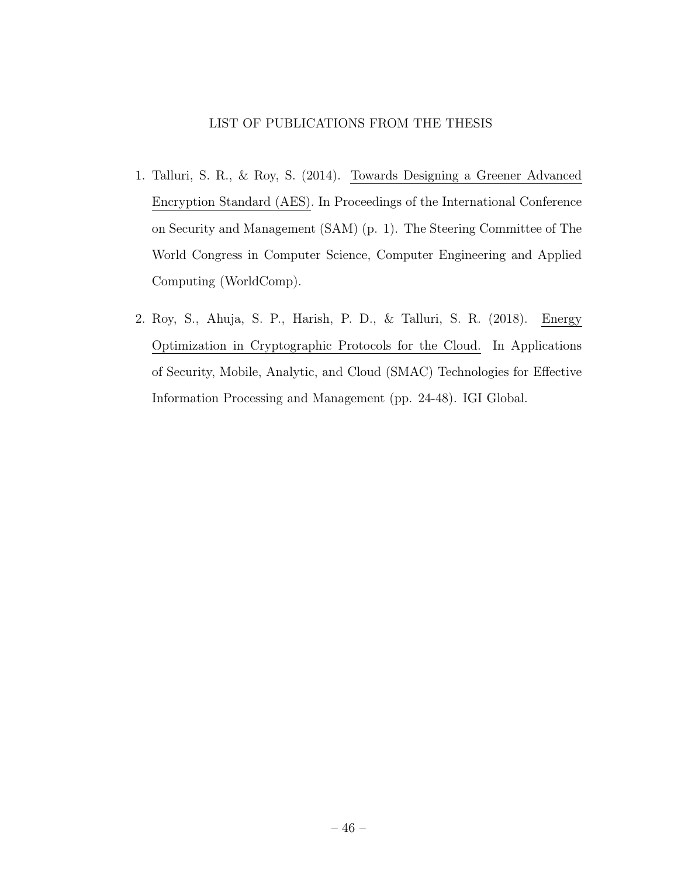## LIST OF PUBLICATIONS FROM THE THESIS

1. Talluri, S. R., & Roy, S. (2014). Towards Designing a Greener Advanced Encryption Standard (AES). In Proceedings of the International Conference on Security and Management (SAM) (p. 1). The Steering Committee of The World Congress in Computer Science, Computer Engineering and Applied Computing (WorldComp).

2. Roy, S., Ahuja, S. P., Harish, P. D., & Talluri, S. R. (2018). Energy Optimization in Cryptographic Protocols for the Cloud. In Applications of Security, Mobile, Analytic, and Cloud (SMAC) Technologies for Effective Information Processing and Management (pp. 24-48). IGI Global.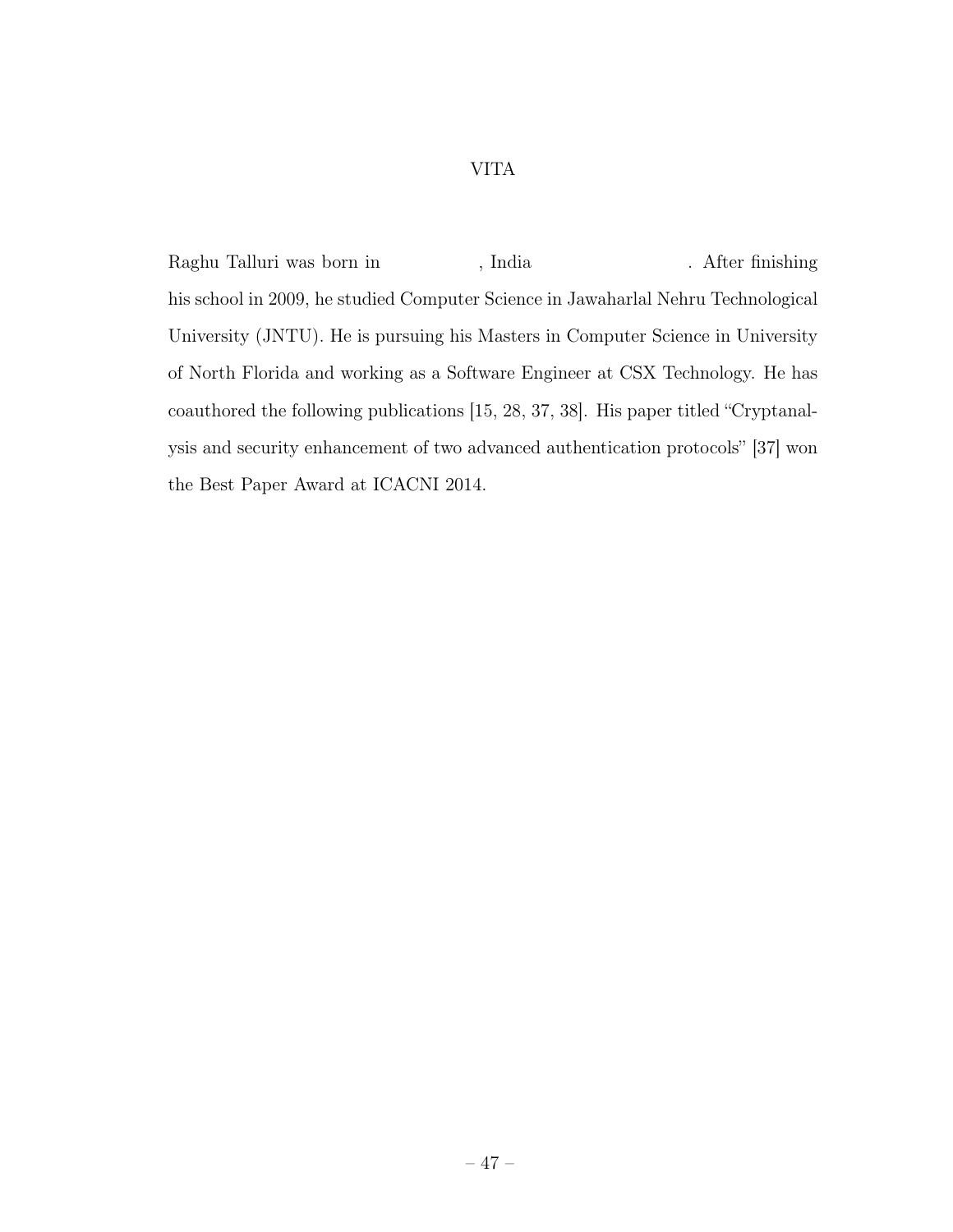# VITA

Raghu Talluri was born in , India . After finishing his school in 2009, he studied Computer Science in Jawaharlal Nehru Technological University (JNTU). He is pursuing his Masters in Computer Science in University of North Florida and working as a Software Engineer at CSX Technology. He has coauthored the following publications [15, 28, 37, 38]. His paper titled "Cryptanalysis and security enhancement of two advanced authentication protocols" [37] won the Best Paper Award at ICACNI 2014.